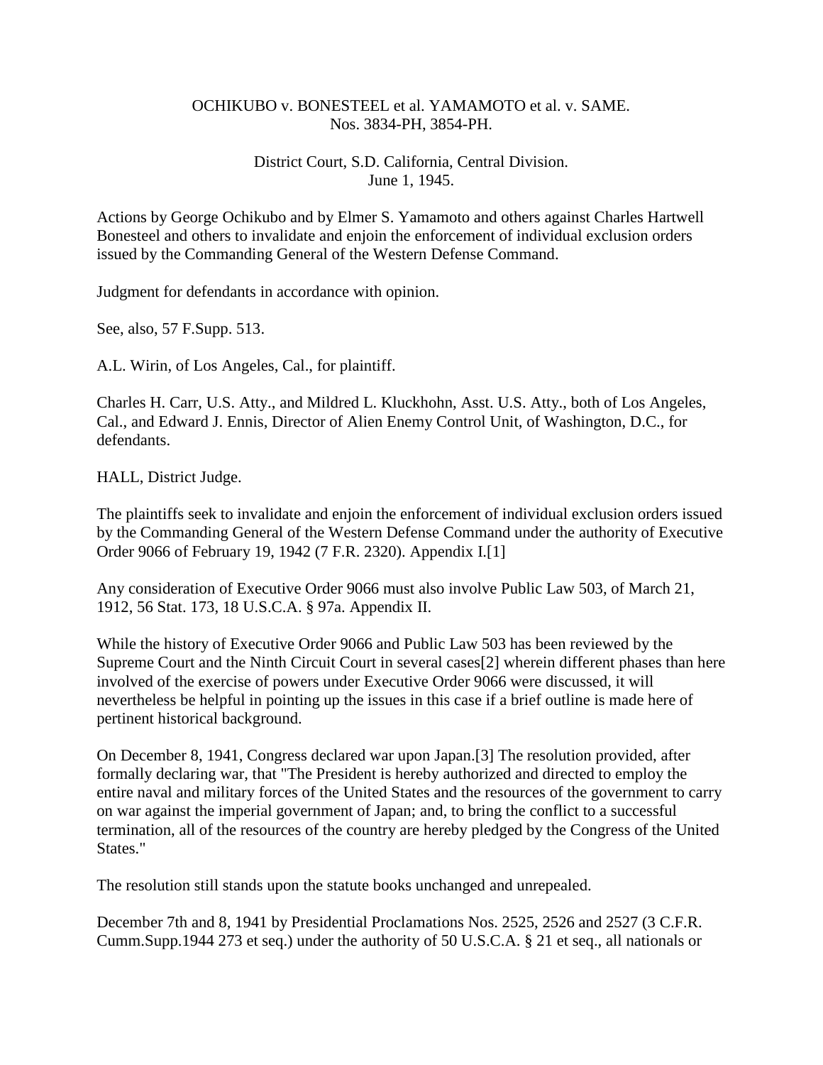OCHIKUBO v. BONESTEEL et al. YAMAMOTO et al. v. SAME.
Nos. 3834-PH, 3854-PH.

District Court, S.D. California, Central Division.
June 1, 1945.

Actions by George Ochikubo and by Elmer S. Yamamoto and others against Charles Hartwell Bonesteel and others to invalidate and enjoin the enforcement of individual exclusion orders issued by the Commanding General of the Western Defense Command.

Judgment for defendants in accordance with opinion.

See, also, 57 F.Supp. 513.

A.L. Wirin, of Los Angeles, Cal., for plaintiff.

Charles H. Carr, U.S. Atty., and Mildred L. Kluckhohn, Asst. U.S. Atty., both of Los Angeles, Cal., and Edward J. Ennis, Director of Alien Enemy Control Unit, of Washington, D.C., for defendants.

HALL, District Judge.

The plaintiffs seek to invalidate and enjoin the enforcement of individual exclusion orders issued by the Commanding General of the Western Defense Command under the authority of Executive Order 9066 of February 19, 1942 (7 F.R. 2320). Appendix I.[1]

Any consideration of Executive Order 9066 must also involve Public Law 503, of March 21, 1912, 56 Stat. 173, 18 U.S.C.A. § 97a. Appendix II.

While the history of Executive Order 9066 and Public Law 503 has been reviewed by the Supreme Court and the Ninth Circuit Court in several cases[2] wherein different phases than here involved of the exercise of powers under Executive Order 9066 were discussed, it will nevertheless be helpful in pointing up the issues in this case if a brief outline is made here of pertinent historical background.

On December 8, 1941, Congress declared war upon Japan.[3] The resolution provided, after formally declaring war, that "The President is hereby authorized and directed to employ the entire naval and military forces of the United States and the resources of the government to carry on war against the imperial government of Japan; and, to bring the conflict to a successful termination, all of the resources of the country are hereby pledged by the Congress of the United States."

The resolution still stands upon the statute books unchanged and unrepealed.

December 7th and 8, 1941 by Presidential Proclamations Nos. 2525, 2526 and 2527 (3 C.F.R. Cumm.Supp.1944 273 et seq.) under the authority of 50 U.S.C.A. § 21 et seq., all nationals or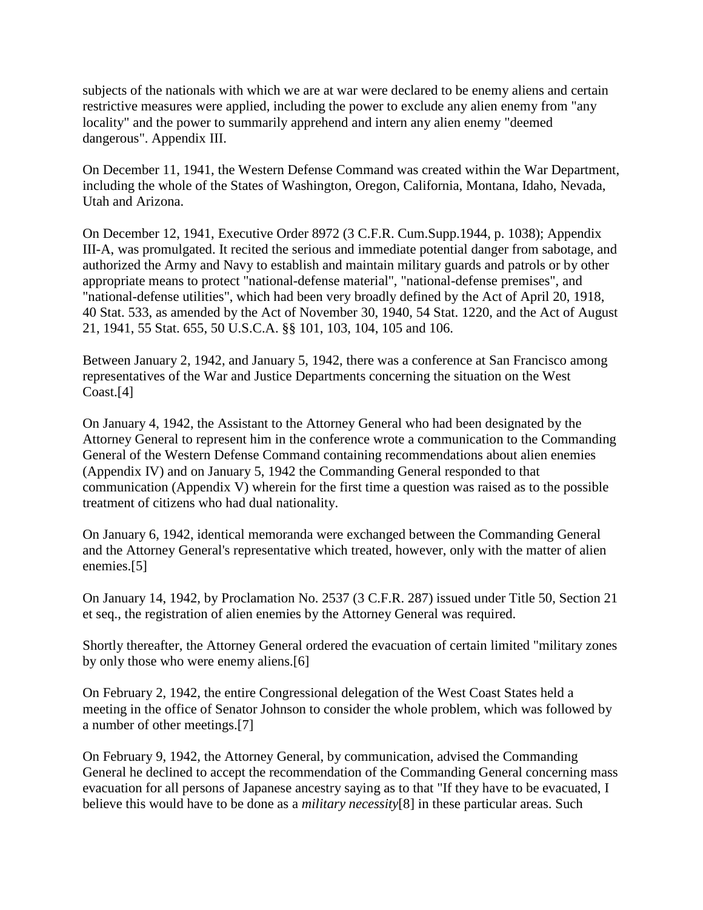subjects of the nationals with which we are at war were declared to be enemy aliens and certain restrictive measures were applied, including the power to exclude any alien enemy from "any locality" and the power to summarily apprehend and intern any alien enemy "deemed dangerous". Appendix III.

On December 11, 1941, the Western Defense Command was created within the War Department, including the whole of the States of Washington, Oregon, California, Montana, Idaho, Nevada, Utah and Arizona.

On December 12, 1941, Executive Order 8972 (3 C.F.R. Cum.Supp.1944, p. 1038); Appendix III-A, was promulgated. It recited the serious and immediate potential danger from sabotage, and authorized the Army and Navy to establish and maintain military guards and patrols or by other appropriate means to protect "national-defense material", "national-defense premises", and "national-defense utilities", which had been very broadly defined by the Act of April 20, 1918, 40 Stat. 533, as amended by the Act of November 30, 1940, 54 Stat. 1220, and the Act of August 21, 1941, 55 Stat. 655, 50 U.S.C.A. §§ 101, 103, 104, 105 and 106.

Between January 2, 1942, and January 5, 1942, there was a conference at San Francisco among representatives of the War and Justice Departments concerning the situation on the West Coast.[4]

On January 4, 1942, the Assistant to the Attorney General who had been designated by the Attorney General to represent him in the conference wrote a communication to the Commanding General of the Western Defense Command containing recommendations about alien enemies (Appendix IV) and on January 5, 1942 the Commanding General responded to that communication (Appendix V) wherein for the first time a question was raised as to the possible treatment of citizens who had dual nationality.

On January 6, 1942, identical memoranda were exchanged between the Commanding General and the Attorney General's representative which treated, however, only with the matter of alien enemies.[5]

On January 14, 1942, by Proclamation No. 2537 (3 C.F.R. 287) issued under Title 50, Section 21 et seq., the registration of alien enemies by the Attorney General was required.

Shortly thereafter, the Attorney General ordered the evacuation of certain limited "military zones by only those who were enemy aliens.[6]

On February 2, 1942, the entire Congressional delegation of the West Coast States held a meeting in the office of Senator Johnson to consider the whole problem, which was followed by a number of other meetings.[7]

On February 9, 1942, the Attorney General, by communication, advised the Commanding General he declined to accept the recommendation of the Commanding General concerning mass evacuation for all persons of Japanese ancestry saying as to that "If they have to be evacuated, I believe this would have to be done as a *military necessity*[8] in these particular areas. Such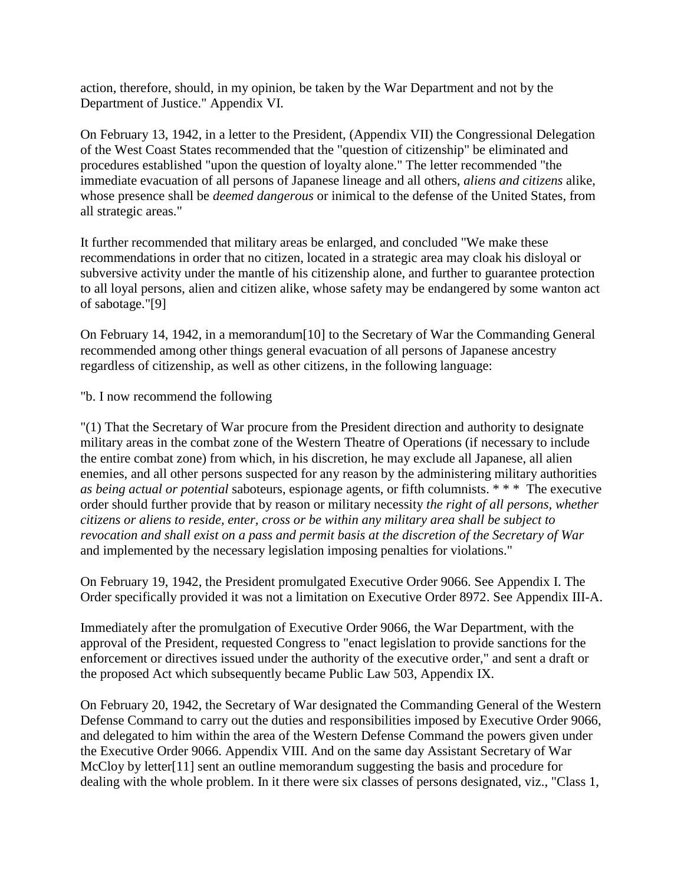action, therefore, should, in my opinion, be taken by the War Department and not by the Department of Justice." Appendix VI.

On February 13, 1942, in a letter to the President, (Appendix VII) the Congressional Delegation of the West Coast States recommended that the "question of citizenship" be eliminated and procedures established "upon the question of loyalty alone." The letter recommended "the immediate evacuation of all persons of Japanese lineage and all others, *aliens and citizens* alike, whose presence shall be *deemed dangerous* or inimical to the defense of the United States, from all strategic areas."

It further recommended that military areas be enlarged, and concluded "We make these recommendations in order that no citizen, located in a strategic area may cloak his disloyal or subversive activity under the mantle of his citizenship alone, and further to guarantee protection to all loyal persons, alien and citizen alike, whose safety may be endangered by some wanton act of sabotage."[9]

On February 14, 1942, in a memorandum[10] to the Secretary of War the Commanding General recommended among other things general evacuation of all persons of Japanese ancestry regardless of citizenship, as well as other citizens, in the following language:

"b. I now recommend the following

"(1) That the Secretary of War procure from the President direction and authority to designate military areas in the combat zone of the Western Theatre of Operations (if necessary to include the entire combat zone) from which, in his discretion, he may exclude all Japanese, all alien enemies, and all other persons suspected for any reason by the administering military authorities *as being actual or potential* saboteurs, espionage agents, or fifth columnists. * * * The executive order should further provide that by reason or military necessity *the right of all persons, whether citizens or aliens to reside, enter, cross or be within any military area shall be subject to revocation and shall exist on a pass and permit basis at the discretion of the Secretary of War* and implemented by the necessary legislation imposing penalties for violations."

On February 19, 1942, the President promulgated Executive Order 9066. See Appendix I. The Order specifically provided it was not a limitation on Executive Order 8972. See Appendix III-A.

Immediately after the promulgation of Executive Order 9066, the War Department, with the approval of the President, requested Congress to "enact legislation to provide sanctions for the enforcement or directives issued under the authority of the executive order," and sent a draft or the proposed Act which subsequently became Public Law 503, Appendix IX.

On February 20, 1942, the Secretary of War designated the Commanding General of the Western Defense Command to carry out the duties and responsibilities imposed by Executive Order 9066, and delegated to him within the area of the Western Defense Command the powers given under the Executive Order 9066. Appendix VIII. And on the same day Assistant Secretary of War McCloy by letter[11] sent an outline memorandum suggesting the basis and procedure for dealing with the whole problem. In it there were six classes of persons designated, viz., "Class 1,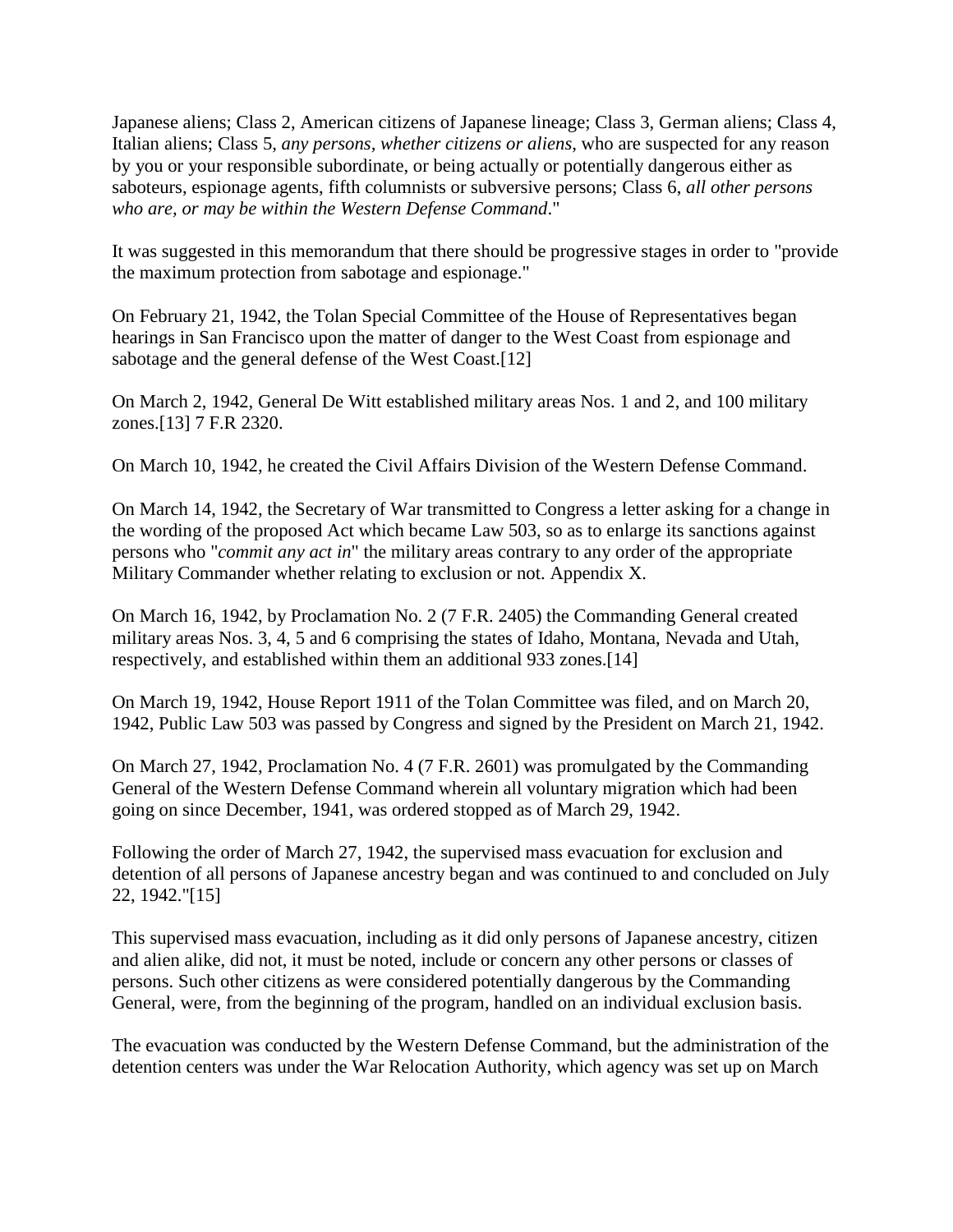Japanese aliens; Class 2, American citizens of Japanese lineage; Class 3, German aliens; Class 4, Italian aliens; Class 5, *any persons, whether citizens or aliens*, who are suspected for any reason by you or your responsible subordinate, or being actually or potentially dangerous either as saboteurs, espionage agents, fifth columnists or subversive persons; Class 6, *all other persons who are, or may be within the Western Defense Command*."

It was suggested in this memorandum that there should be progressive stages in order to "provide the maximum protection from sabotage and espionage."

On February 21, 1942, the Tolan Special Committee of the House of Representatives began hearings in San Francisco upon the matter of danger to the West Coast from espionage and sabotage and the general defense of the West Coast.[12]

On March 2, 1942, General De Witt established military areas Nos. 1 and 2, and 100 military zones.[13] 7 F.R 2320.

On March 10, 1942, he created the Civil Affairs Division of the Western Defense Command.

On March 14, 1942, the Secretary of War transmitted to Congress a letter asking for a change in the wording of the proposed Act which became Law 503, so as to enlarge its sanctions against persons who "*commit any act in*" the military areas contrary to any order of the appropriate Military Commander whether relating to exclusion or not. Appendix X.

On March 16, 1942, by Proclamation No. 2 (7 F.R. 2405) the Commanding General created military areas Nos. 3, 4, 5 and 6 comprising the states of Idaho, Montana, Nevada and Utah, respectively, and established within them an additional 933 zones.[14]

On March 19, 1942, House Report 1911 of the Tolan Committee was filed, and on March 20, 1942, Public Law 503 was passed by Congress and signed by the President on March 21, 1942.

On March 27, 1942, Proclamation No. 4 (7 F.R. 2601) was promulgated by the Commanding General of the Western Defense Command wherein all voluntary migration which had been going on since December, 1941, was ordered stopped as of March 29, 1942.

Following the order of March 27, 1942, the supervised mass evacuation for exclusion and detention of all persons of Japanese ancestry began and was continued to and concluded on July 22, 1942."[15]

This supervised mass evacuation, including as it did only persons of Japanese ancestry, citizen and alien alike, did not, it must be noted, include or concern any other persons or classes of persons. Such other citizens as were considered potentially dangerous by the Commanding General, were, from the beginning of the program, handled on an individual exclusion basis.

The evacuation was conducted by the Western Defense Command, but the administration of the detention centers was under the War Relocation Authority, which agency was set up on March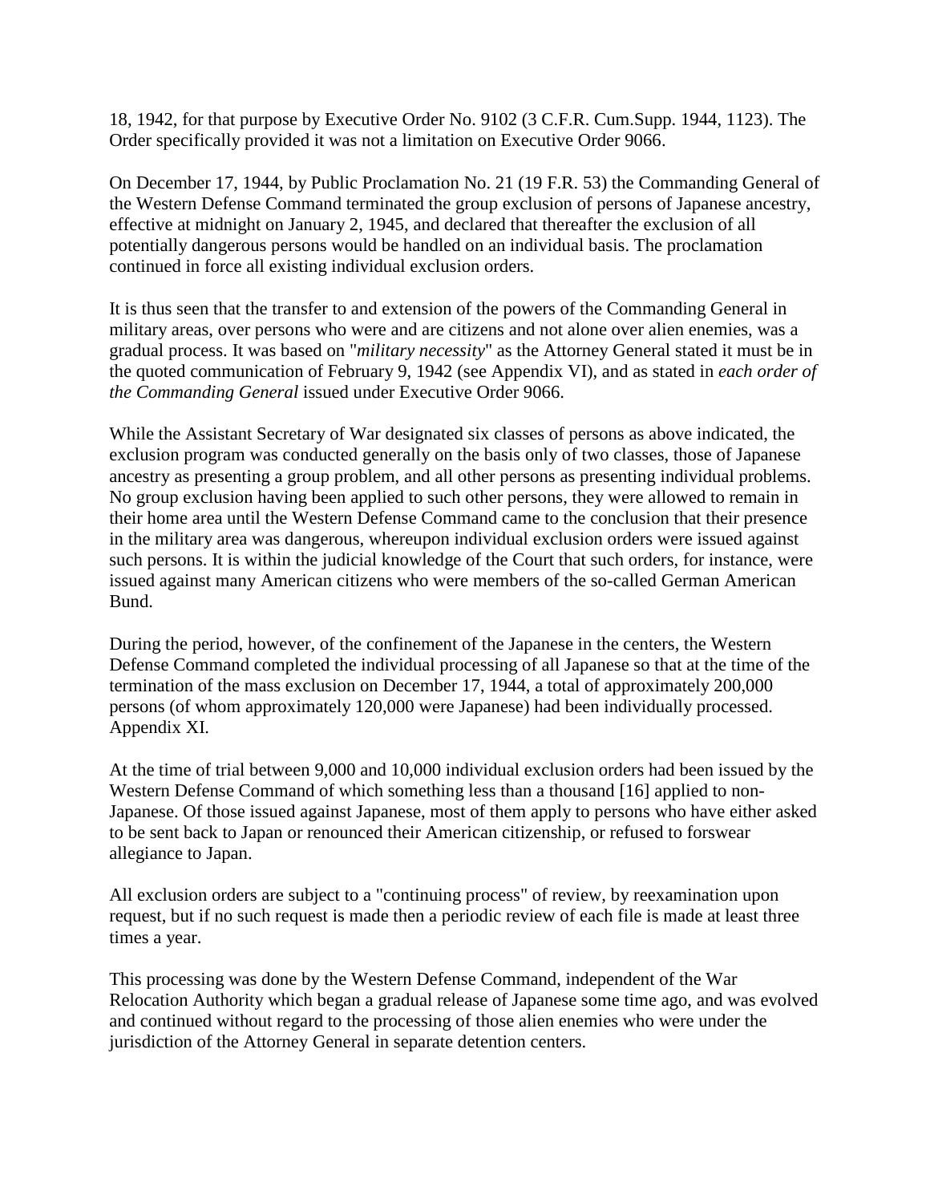18, 1942, for that purpose by Executive Order No. 9102 (3 C.F.R. Cum.Supp. 1944, 1123). The Order specifically provided it was not a limitation on Executive Order 9066.

On December 17, 1944, by Public Proclamation No. 21 (19 F.R. 53) the Commanding General of the Western Defense Command terminated the group exclusion of persons of Japanese ancestry, effective at midnight on January 2, 1945, and declared that thereafter the exclusion of all potentially dangerous persons would be handled on an individual basis. The proclamation continued in force all existing individual exclusion orders.

It is thus seen that the transfer to and extension of the powers of the Commanding General in military areas, over persons who were and are citizens and not alone over alien enemies, was a gradual process. It was based on "*military necessity*" as the Attorney General stated it must be in the quoted communication of February 9, 1942 (see Appendix VI), and as stated in *each order of the Commanding General* issued under Executive Order 9066.

While the Assistant Secretary of War designated six classes of persons as above indicated, the exclusion program was conducted generally on the basis only of two classes, those of Japanese ancestry as presenting a group problem, and all other persons as presenting individual problems. No group exclusion having been applied to such other persons, they were allowed to remain in their home area until the Western Defense Command came to the conclusion that their presence in the military area was dangerous, whereupon individual exclusion orders were issued against such persons. It is within the judicial knowledge of the Court that such orders, for instance, were issued against many American citizens who were members of the so-called German American Bund.

During the period, however, of the confinement of the Japanese in the centers, the Western Defense Command completed the individual processing of all Japanese so that at the time of the termination of the mass exclusion on December 17, 1944, a total of approximately 200,000 persons (of whom approximately 120,000 were Japanese) had been individually processed. Appendix XI.

At the time of trial between 9,000 and 10,000 individual exclusion orders had been issued by the Western Defense Command of which something less than a thousand [16] applied to non-Japanese. Of those issued against Japanese, most of them apply to persons who have either asked to be sent back to Japan or renounced their American citizenship, or refused to forswear allegiance to Japan.

All exclusion orders are subject to a "continuing process" of review, by reexamination upon request, but if no such request is made then a periodic review of each file is made at least three times a year.

This processing was done by the Western Defense Command, independent of the War Relocation Authority which began a gradual release of Japanese some time ago, and was evolved and continued without regard to the processing of those alien enemies who were under the jurisdiction of the Attorney General in separate detention centers.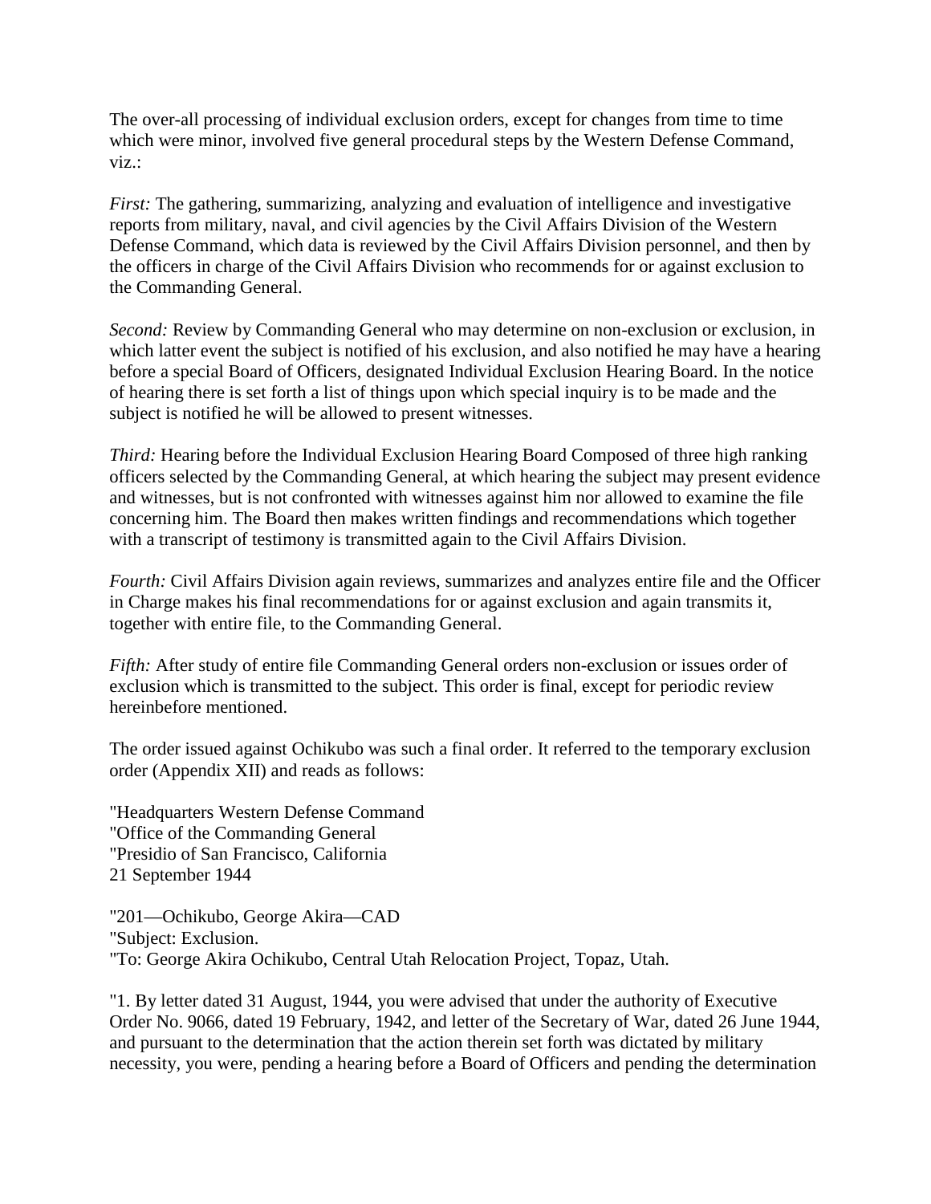The over-all processing of individual exclusion orders, except for changes from time to time which were minor, involved five general procedural steps by the Western Defense Command, viz.:

*First:* The gathering, summarizing, analyzing and evaluation of intelligence and investigative reports from military, naval, and civil agencies by the Civil Affairs Division of the Western Defense Command, which data is reviewed by the Civil Affairs Division personnel, and then by the officers in charge of the Civil Affairs Division who recommends for or against exclusion to the Commanding General.

*Second:* Review by Commanding General who may determine on non-exclusion or exclusion, in which latter event the subject is notified of his exclusion, and also notified he may have a hearing before a special Board of Officers, designated Individual Exclusion Hearing Board. In the notice of hearing there is set forth a list of things upon which special inquiry is to be made and the subject is notified he will be allowed to present witnesses.

*Third:* Hearing before the Individual Exclusion Hearing Board Composed of three high ranking officers selected by the Commanding General, at which hearing the subject may present evidence and witnesses, but is not confronted with witnesses against him nor allowed to examine the file concerning him. The Board then makes written findings and recommendations which together with a transcript of testimony is transmitted again to the Civil Affairs Division.

*Fourth:* Civil Affairs Division again reviews, summarizes and analyzes entire file and the Officer in Charge makes his final recommendations for or against exclusion and again transmits it, together with entire file, to the Commanding General.

*Fifth:* After study of entire file Commanding General orders non-exclusion or issues order of exclusion which is transmitted to the subject. This order is final, except for periodic review hereinbefore mentioned.

The order issued against Ochikubo was such a final order. It referred to the temporary exclusion order (Appendix XII) and reads as follows:

"Headquarters Western Defense Command
"Office of the Commanding General
"Presidio of San Francisco, California
21 September 1944

"201—Ochikubo, George Akira—CAD
"Subject: Exclusion.
"To: George Akira Ochikubo, Central Utah Relocation Project, Topaz, Utah.

"1. By letter dated 31 August, 1944, you were advised that under the authority of Executive Order No. 9066, dated 19 February, 1942, and letter of the Secretary of War, dated 26 June 1944, and pursuant to the determination that the action therein set forth was dictated by military necessity, you were, pending a hearing before a Board of Officers and pending the determination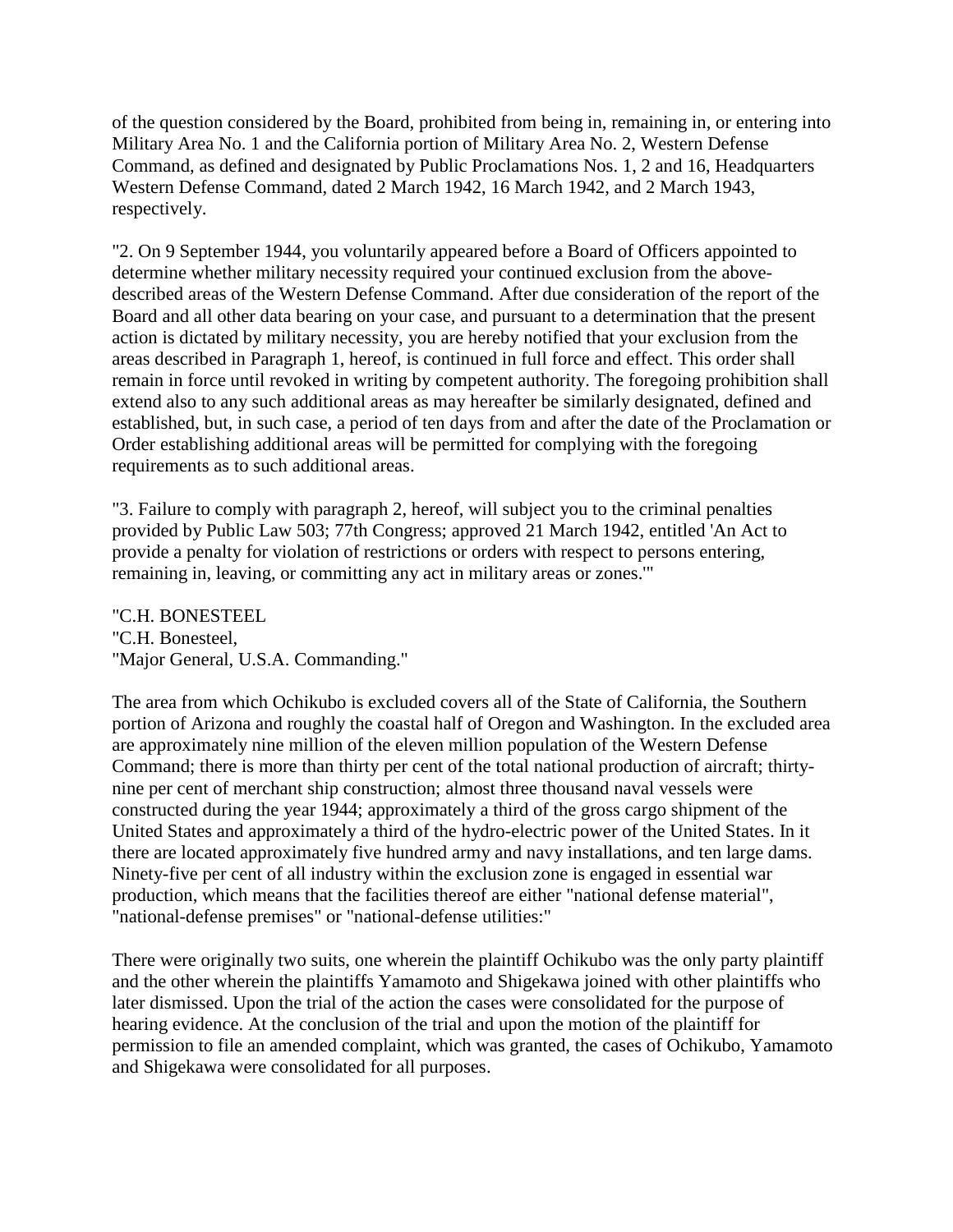of the question considered by the Board, prohibited from being in, remaining in, or entering into Military Area No. 1 and the California portion of Military Area No. 2, Western Defense Command, as defined and designated by Public Proclamations Nos. 1, 2 and 16, Headquarters Western Defense Command, dated 2 March 1942, 16 March 1942, and 2 March 1943, respectively.

"2. On 9 September 1944, you voluntarily appeared before a Board of Officers appointed to determine whether military necessity required your continued exclusion from the above-described areas of the Western Defense Command. After due consideration of the report of the Board and all other data bearing on your case, and pursuant to a determination that the present action is dictated by military necessity, you are hereby notified that your exclusion from the areas described in Paragraph 1, hereof, is continued in full force and effect. This order shall remain in force until revoked in writing by competent authority. The foregoing prohibition shall extend also to any such additional areas as may hereafter be similarly designated, defined and established, but, in such case, a period of ten days from and after the date of the Proclamation or Order establishing additional areas will be permitted for complying with the foregoing requirements as to such additional areas.

"3. Failure to comply with paragraph 2, hereof, will subject you to the criminal penalties provided by Public Law 503; 77th Congress; approved 21 March 1942, entitled 'An Act to provide a penalty for violation of restrictions or orders with respect to persons entering, remaining in, leaving, or committing any act in military areas or zones.'"

"C.H. BONESTEEL
"C.H. Bonesteel,
"Major General, U.S.A. Commanding."

The area from which Ochikubo is excluded covers all of the State of California, the Southern portion of Arizona and roughly the coastal half of Oregon and Washington. In the excluded area are approximately nine million of the eleven million population of the Western Defense Command; there is more than thirty per cent of the total national production of aircraft; thirty-nine per cent of merchant ship construction; almost three thousand naval vessels were constructed during the year 1944; approximately a third of the gross cargo shipment of the United States and approximately a third of the hydro-electric power of the United States. In it there are located approximately five hundred army and navy installations, and ten large dams. Ninety-five per cent of all industry within the exclusion zone is engaged in essential war production, which means that the facilities thereof are either "national defense material", "national-defense premises" or "national-defense utilities:"

There were originally two suits, one wherein the plaintiff Ochikubo was the only party plaintiff and the other wherein the plaintiffs Yamamoto and Shigekawa joined with other plaintiffs who later dismissed. Upon the trial of the action the cases were consolidated for the purpose of hearing evidence. At the conclusion of the trial and upon the motion of the plaintiff for permission to file an amended complaint, which was granted, the cases of Ochikubo, Yamamoto and Shigekawa were consolidated for all purposes.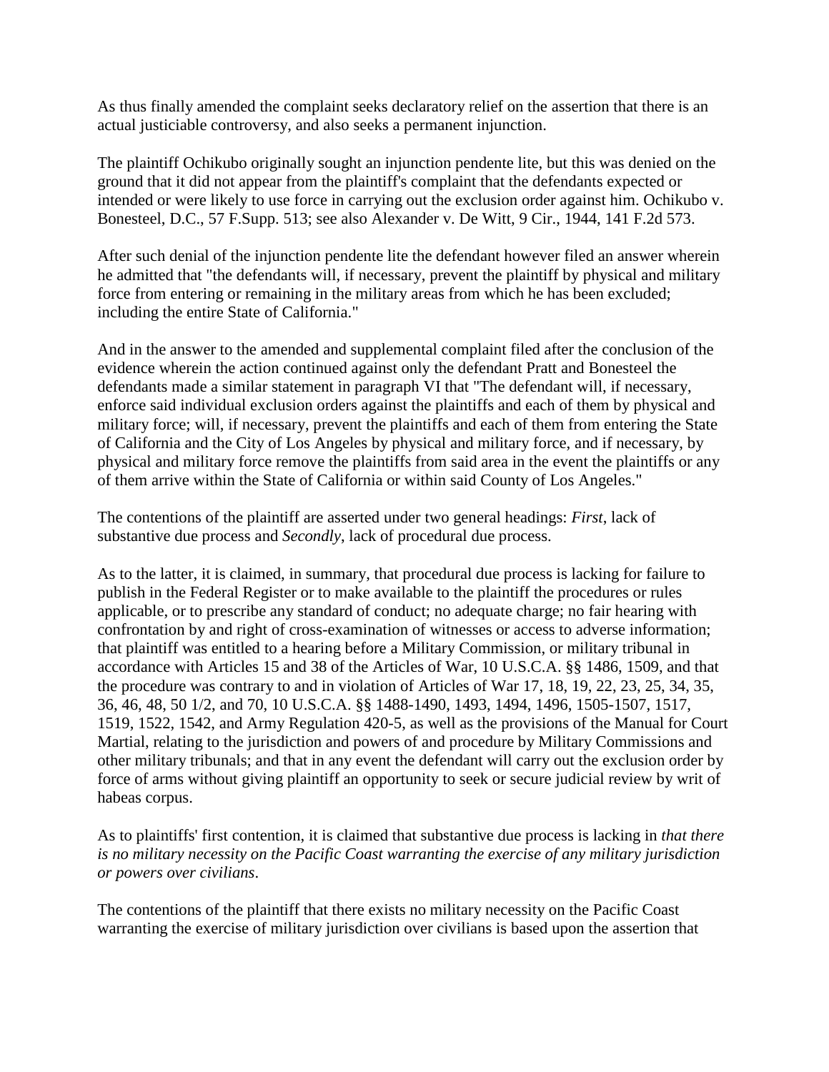As thus finally amended the complaint seeks declaratory relief on the assertion that there is an actual justiciable controversy, and also seeks a permanent injunction.

The plaintiff Ochikubo originally sought an injunction pendente lite, but this was denied on the ground that it did not appear from the plaintiff's complaint that the defendants expected or intended or were likely to use force in carrying out the exclusion order against him. Ochikubo v. Bonesteel, D.C., 57 F.Supp. 513; see also Alexander v. De Witt, 9 Cir., 1944, 141 F.2d 573.

After such denial of the injunction pendente lite the defendant however filed an answer wherein he admitted that "the defendants will, if necessary, prevent the plaintiff by physical and military force from entering or remaining in the military areas from which he has been excluded; including the entire State of California."

And in the answer to the amended and supplemental complaint filed after the conclusion of the evidence wherein the action continued against only the defendant Pratt and Bonesteel the defendants made a similar statement in paragraph VI that "The defendant will, if necessary, enforce said individual exclusion orders against the plaintiffs and each of them by physical and military force; will, if necessary, prevent the plaintiffs and each of them from entering the State of California and the City of Los Angeles by physical and military force, and if necessary, by physical and military force remove the plaintiffs from said area in the event the plaintiffs or any of them arrive within the State of California or within said County of Los Angeles."

The contentions of the plaintiff are asserted under two general headings: *First*, lack of substantive due process and *Secondly*, lack of procedural due process.

As to the latter, it is claimed, in summary, that procedural due process is lacking for failure to publish in the Federal Register or to make available to the plaintiff the procedures or rules applicable, or to prescribe any standard of conduct; no adequate charge; no fair hearing with confrontation by and right of cross-examination of witnesses or access to adverse information; that plaintiff was entitled to a hearing before a Military Commission, or military tribunal in accordance with Articles 15 and 38 of the Articles of War, 10 U.S.C.A. §§ 1486, 1509, and that the procedure was contrary to and in violation of Articles of War 17, 18, 19, 22, 23, 25, 34, 35, 36, 46, 48, 50 1/2, and 70, 10 U.S.C.A. §§ 1488-1490, 1493, 1494, 1496, 1505-1507, 1517, 1519, 1522, 1542, and Army Regulation 420-5, as well as the provisions of the Manual for Court Martial, relating to the jurisdiction and powers of and procedure by Military Commissions and other military tribunals; and that in any event the defendant will carry out the exclusion order by force of arms without giving plaintiff an opportunity to seek or secure judicial review by writ of habeas corpus.

As to plaintiffs' first contention, it is claimed that substantive due process is lacking in *that there is no military necessity on the Pacific Coast warranting the exercise of any military jurisdiction or powers over civilians*.

The contentions of the plaintiff that there exists no military necessity on the Pacific Coast warranting the exercise of military jurisdiction over civilians is based upon the assertion that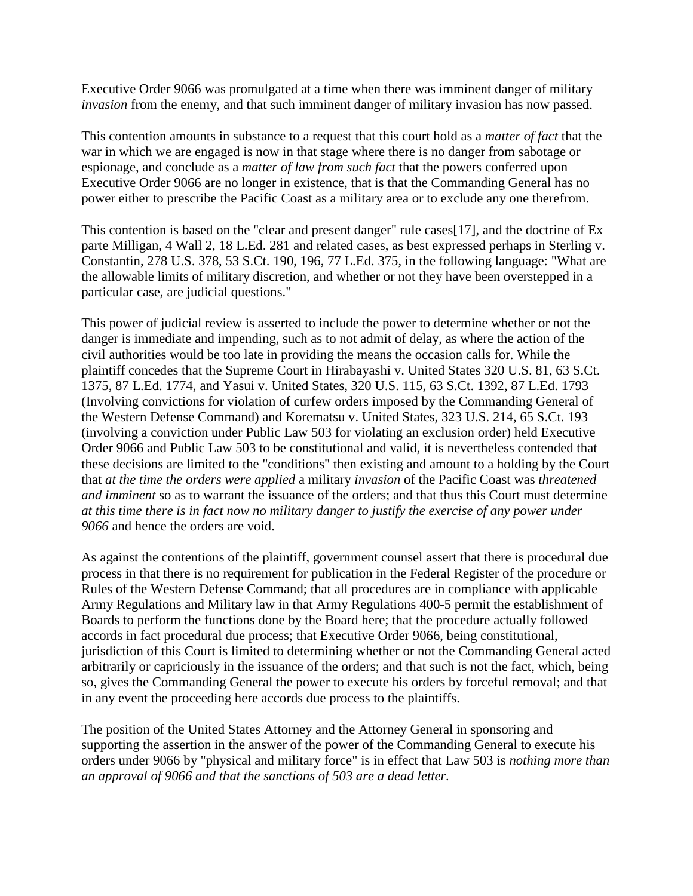Executive Order 9066 was promulgated at a time when there was imminent danger of military *invasion* from the enemy, and that such imminent danger of military invasion has now passed.

This contention amounts in substance to a request that this court hold as a *matter of fact* that the war in which we are engaged is now in that stage where there is no danger from sabotage or espionage, and conclude as a *matter of law from such fact* that the powers conferred upon Executive Order 9066 are no longer in existence, that is that the Commanding General has no power either to prescribe the Pacific Coast as a military area or to exclude any one therefrom.

This contention is based on the "clear and present danger" rule cases[17], and the doctrine of Ex parte Milligan, 4 Wall 2, 18 L.Ed. 281 and related cases, as best expressed perhaps in Sterling v. Constantin, 278 U.S. 378, 53 S.Ct. 190, 196, 77 L.Ed. 375, in the following language: "What are the allowable limits of military discretion, and whether or not they have been overstepped in a particular case, are judicial questions."

This power of judicial review is asserted to include the power to determine whether or not the danger is immediate and impending, such as to not admit of delay, as where the action of the civil authorities would be too late in providing the means the occasion calls for. While the plaintiff concedes that the Supreme Court in Hirabayashi v. United States 320 U.S. 81, 63 S.Ct. 1375, 87 L.Ed. 1774, and Yasui v. United States, 320 U.S. 115, 63 S.Ct. 1392, 87 L.Ed. 1793 (Involving convictions for violation of curfew orders imposed by the Commanding General of the Western Defense Command) and Korematsu v. United States, 323 U.S. 214, 65 S.Ct. 193 (involving a conviction under Public Law 503 for violating an exclusion order) held Executive Order 9066 and Public Law 503 to be constitutional and valid, it is nevertheless contended that these decisions are limited to the "conditions" then existing and amount to a holding by the Court that *at the time the orders were applied* a military *invasion* of the Pacific Coast was *threatened and imminent* so as to warrant the issuance of the orders; and that thus this Court must determine *at this time there is in fact now no military danger to justify the exercise of any power under 9066* and hence the orders are void.

As against the contentions of the plaintiff, government counsel assert that there is procedural due process in that there is no requirement for publication in the Federal Register of the procedure or Rules of the Western Defense Command; that all procedures are in compliance with applicable Army Regulations and Military law in that Army Regulations 400-5 permit the establishment of Boards to perform the functions done by the Board here; that the procedure actually followed accords in fact procedural due process; that Executive Order 9066, being constitutional, jurisdiction of this Court is limited to determining whether or not the Commanding General acted arbitrarily or capriciously in the issuance of the orders; and that such is not the fact, which, being so, gives the Commanding General the power to execute his orders by forceful removal; and that in any event the proceeding here accords due process to the plaintiffs.

The position of the United States Attorney and the Attorney General in sponsoring and supporting the assertion in the answer of the power of the Commanding General to execute his orders under 9066 by "physical and military force" is in effect that Law 503 is *nothing more than an approval of 9066 and that the sanctions of 503 are a dead letter.*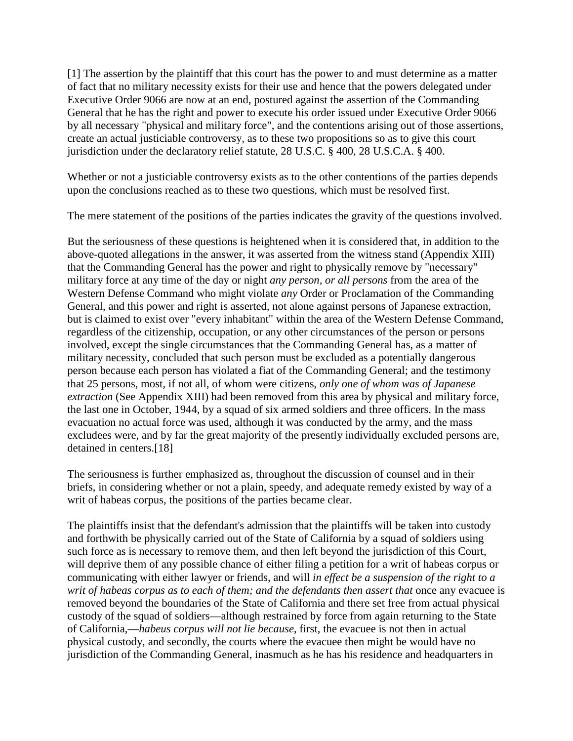[1] The assertion by the plaintiff that this court has the power to and must determine as a matter of fact that no military necessity exists for their use and hence that the powers delegated under Executive Order 9066 are now at an end, postured against the assertion of the Commanding General that he has the right and power to execute his order issued under Executive Order 9066 by all necessary "physical and military force", and the contentions arising out of those assertions, create an actual justiciable controversy, as to these two propositions so as to give this court jurisdiction under the declaratory relief statute, 28 U.S.C. § 400, 28 U.S.C.A. § 400.

Whether or not a justiciable controversy exists as to the other contentions of the parties depends upon the conclusions reached as to these two questions, which must be resolved first.

The mere statement of the positions of the parties indicates the gravity of the questions involved.

But the seriousness of these questions is heightened when it is considered that, in addition to the above-quoted allegations in the answer, it was asserted from the witness stand (Appendix XIII) that the Commanding General has the power and right to physically remove by "necessary" military force at any time of the day or night *any person, or all persons* from the area of the Western Defense Command who might violate *any* Order or Proclamation of the Commanding General, and this power and right is asserted, not alone against persons of Japanese extraction, but is claimed to exist over "every inhabitant" within the area of the Western Defense Command, regardless of the citizenship, occupation, or any other circumstances of the person or persons involved, except the single circumstances that the Commanding General has, as a matter of military necessity, concluded that such person must be excluded as a potentially dangerous person because each person has violated a fiat of the Commanding General; and the testimony that 25 persons, most, if not all, of whom were citizens, *only one of whom was of Japanese extraction* (See Appendix XIII) had been removed from this area by physical and military force, the last one in October, 1944, by a squad of six armed soldiers and three officers. In the mass evacuation no actual force was used, although it was conducted by the army, and the mass excludees were, and by far the great majority of the presently individually excluded persons are, detained in centers.[18]

The seriousness is further emphasized as, throughout the discussion of counsel and in their briefs, in considering whether or not a plain, speedy, and adequate remedy existed by way of a writ of habeas corpus, the positions of the parties became clear.

The plaintiffs insist that the defendant's admission that the plaintiffs will be taken into custody and forthwith be physically carried out of the State of California by a squad of soldiers using such force as is necessary to remove them, and then left beyond the jurisdiction of this Court, will deprive them of any possible chance of either filing a petition for a writ of habeas corpus or communicating with either lawyer or friends, and will *in effect be a suspension of the right to a writ of habeas corpus as to each of them; and the defendants then assert that* once any evacuee is removed beyond the boundaries of the State of California and there set free from actual physical custody of the squad of soldiers—although restrained by force from again returning to the State of California,—*habeus corpus will not lie because*, first, the evacuee is not then in actual physical custody, and secondly, the courts where the evacuee then might be would have no jurisdiction of the Commanding General, inasmuch as he has his residence and headquarters in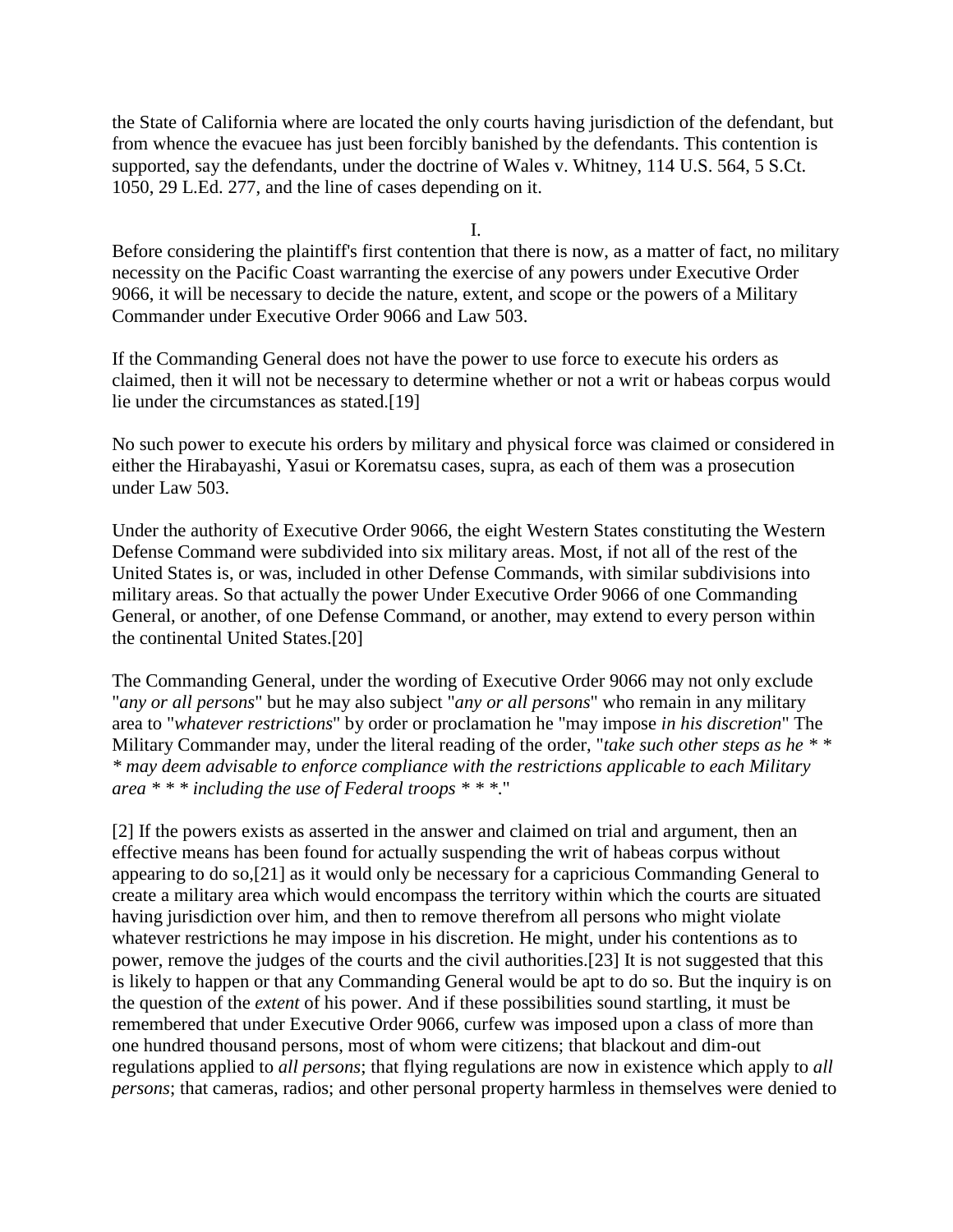the State of California where are located the only courts having jurisdiction of the defendant, but from whence the evacuee has just been forcibly banished by the defendants. This contention is supported, say the defendants, under the doctrine of Wales v. Whitney, 114 U.S. 564, 5 S.Ct. 1050, 29 L.Ed. 277, and the line of cases depending on it.

I.

Before considering the plaintiff's first contention that there is now, as a matter of fact, no military necessity on the Pacific Coast warranting the exercise of any powers under Executive Order 9066, it will be necessary to decide the nature, extent, and scope or the powers of a Military Commander under Executive Order 9066 and Law 503.

If the Commanding General does not have the power to use force to execute his orders as claimed, then it will not be necessary to determine whether or not a writ or habeas corpus would lie under the circumstances as stated.[19]

No such power to execute his orders by military and physical force was claimed or considered in either the Hirabayashi, Yasui or Korematsu cases, supra, as each of them was a prosecution under Law 503.

Under the authority of Executive Order 9066, the eight Western States constituting the Western Defense Command were subdivided into six military areas. Most, if not all of the rest of the United States is, or was, included in other Defense Commands, with similar subdivisions into military areas. So that actually the power Under Executive Order 9066 of one Commanding General, or another, of one Defense Command, or another, may extend to every person within the continental United States.[20]

The Commanding General, under the wording of Executive Order 9066 may not only exclude "*any or all persons*" but he may also subject "*any or all persons*" who remain in any military area to "*whatever restrictions*" by order or proclamation he "may impose *in his discretion*" The Military Commander may, under the literal reading of the order, "*take such other steps as he * * * may deem advisable to enforce compliance with the restrictions applicable to each Military area * * * including the use of Federal troops * * *.*"

[2] If the powers exists as asserted in the answer and claimed on trial and argument, then an effective means has been found for actually suspending the writ of habeas corpus without appearing to do so,[21] as it would only be necessary for a capricious Commanding General to create a military area which would encompass the territory within which the courts are situated having jurisdiction over him, and then to remove therefrom all persons who might violate whatever restrictions he may impose in his discretion. He might, under his contentions as to power, remove the judges of the courts and the civil authorities.[23] It is not suggested that this is likely to happen or that any Commanding General would be apt to do so. But the inquiry is on the question of the *extent* of his power. And if these possibilities sound startling, it must be remembered that under Executive Order 9066, curfew was imposed upon a class of more than one hundred thousand persons, most of whom were citizens; that blackout and dim-out regulations applied to *all persons*; that flying regulations are now in existence which apply to *all persons*; that cameras, radios; and other personal property harmless in themselves were denied to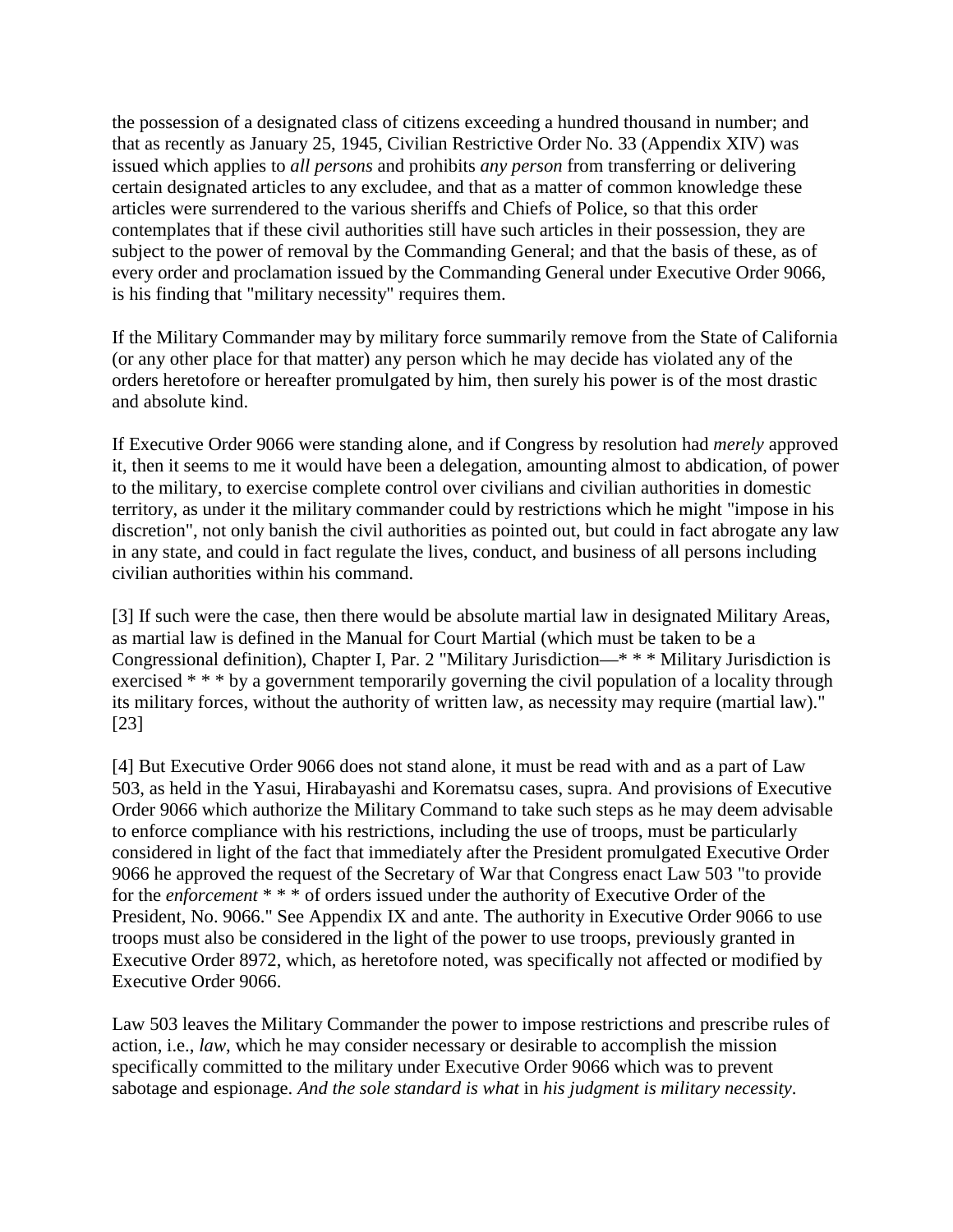the possession of a designated class of citizens exceeding a hundred thousand in number; and that as recently as January 25, 1945, Civilian Restrictive Order No. 33 (Appendix XIV) was issued which applies to *all persons* and prohibits *any person* from transferring or delivering certain designated articles to any excludee, and that as a matter of common knowledge these articles were surrendered to the various sheriffs and Chiefs of Police, so that this order contemplates that if these civil authorities still have such articles in their possession, they are subject to the power of removal by the Commanding General; and that the basis of these, as of every order and proclamation issued by the Commanding General under Executive Order 9066, is his finding that "military necessity" requires them.

If the Military Commander may by military force summarily remove from the State of California (or any other place for that matter) any person which he may decide has violated any of the orders heretofore or hereafter promulgated by him, then surely his power is of the most drastic and absolute kind.

If Executive Order 9066 were standing alone, and if Congress by resolution had *merely* approved it, then it seems to me it would have been a delegation, amounting almost to abdication, of power to the military, to exercise complete control over civilians and civilian authorities in domestic territory, as under it the military commander could by restrictions which he might "impose in his discretion", not only banish the civil authorities as pointed out, but could in fact abrogate any law in any state, and could in fact regulate the lives, conduct, and business of all persons including civilian authorities within his command.

[3] If such were the case, then there would be absolute martial law in designated Military Areas, as martial law is defined in the Manual for Court Martial (which must be taken to be a Congressional definition), Chapter I, Par. 2 "Military Jurisdiction—* * * Military Jurisdiction is exercised * * * by a government temporarily governing the civil population of a locality through its military forces, without the authority of written law, as necessity may require (martial law)." [23]

[4] But Executive Order 9066 does not stand alone, it must be read with and as a part of Law 503, as held in the Yasui, Hirabayashi and Korematsu cases, supra. And provisions of Executive Order 9066 which authorize the Military Command to take such steps as he may deem advisable to enforce compliance with his restrictions, including the use of troops, must be particularly considered in light of the fact that immediately after the President promulgated Executive Order 9066 he approved the request of the Secretary of War that Congress enact Law 503 "to provide for the *enforcement* * * * of orders issued under the authority of Executive Order of the President, No. 9066." See Appendix IX and ante. The authority in Executive Order 9066 to use troops must also be considered in the light of the power to use troops, previously granted in Executive Order 8972, which, as heretofore noted, was specifically not affected or modified by Executive Order 9066.

Law 503 leaves the Military Commander the power to impose restrictions and prescribe rules of action, i.e., *law*, which he may consider necessary or desirable to accomplish the mission specifically committed to the military under Executive Order 9066 which was to prevent sabotage and espionage. *And the sole standard is what* in *his judgment is military necessity*.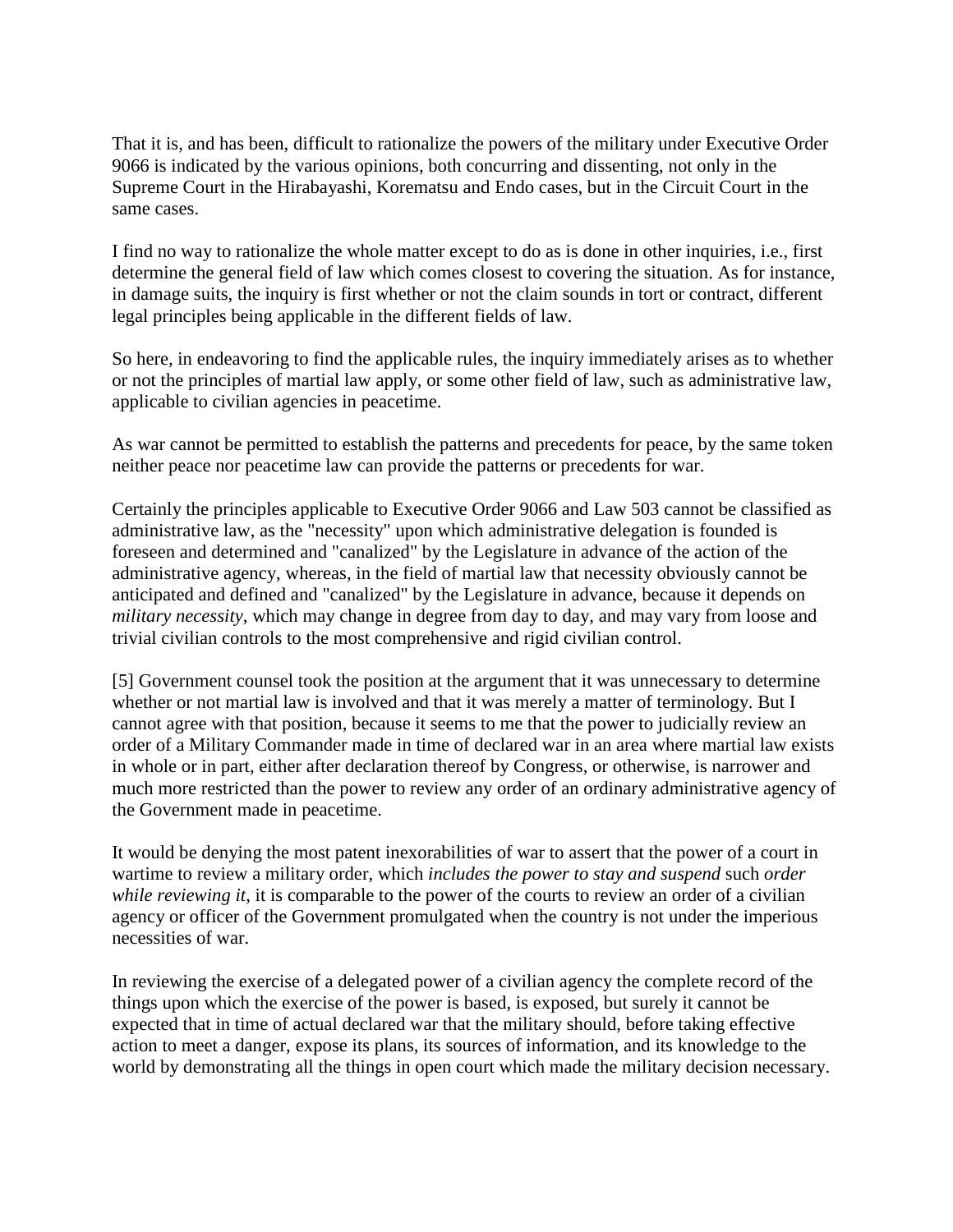That it is, and has been, difficult to rationalize the powers of the military under Executive Order 9066 is indicated by the various opinions, both concurring and dissenting, not only in the Supreme Court in the Hirabayashi, Korematsu and Endo cases, but in the Circuit Court in the same cases.

I find no way to rationalize the whole matter except to do as is done in other inquiries, i.e., first determine the general field of law which comes closest to covering the situation. As for instance, in damage suits, the inquiry is first whether or not the claim sounds in tort or contract, different legal principles being applicable in the different fields of law.

So here, in endeavoring to find the applicable rules, the inquiry immediately arises as to whether or not the principles of martial law apply, or some other field of law, such as administrative law, applicable to civilian agencies in peacetime.

As war cannot be permitted to establish the patterns and precedents for peace, by the same token neither peace nor peacetime law can provide the patterns or precedents for war.

Certainly the principles applicable to Executive Order 9066 and Law 503 cannot be classified as administrative law, as the "necessity" upon which administrative delegation is founded is foreseen and determined and "canalized" by the Legislature in advance of the action of the administrative agency, whereas, in the field of martial law that necessity obviously cannot be anticipated and defined and "canalized" by the Legislature in advance, because it depends on *military necessity*, which may change in degree from day to day, and may vary from loose and trivial civilian controls to the most comprehensive and rigid civilian control.

[5] Government counsel took the position at the argument that it was unnecessary to determine whether or not martial law is involved and that it was merely a matter of terminology. But I cannot agree with that position, because it seems to me that the power to judicially review an order of a Military Commander made in time of declared war in an area where martial law exists in whole or in part, either after declaration thereof by Congress, or otherwise, is narrower and much more restricted than the power to review any order of an ordinary administrative agency of the Government made in peacetime.

It would be denying the most patent inexorabilities of war to assert that the power of a court in wartime to review a military order, which *includes the power to stay and suspend* such *order while reviewing it*, it is comparable to the power of the courts to review an order of a civilian agency or officer of the Government promulgated when the country is not under the imperious necessities of war.

In reviewing the exercise of a delegated power of a civilian agency the complete record of the things upon which the exercise of the power is based, is exposed, but surely it cannot be expected that in time of actual declared war that the military should, before taking effective action to meet a danger, expose its plans, its sources of information, and its knowledge to the world by demonstrating all the things in open court which made the military decision necessary.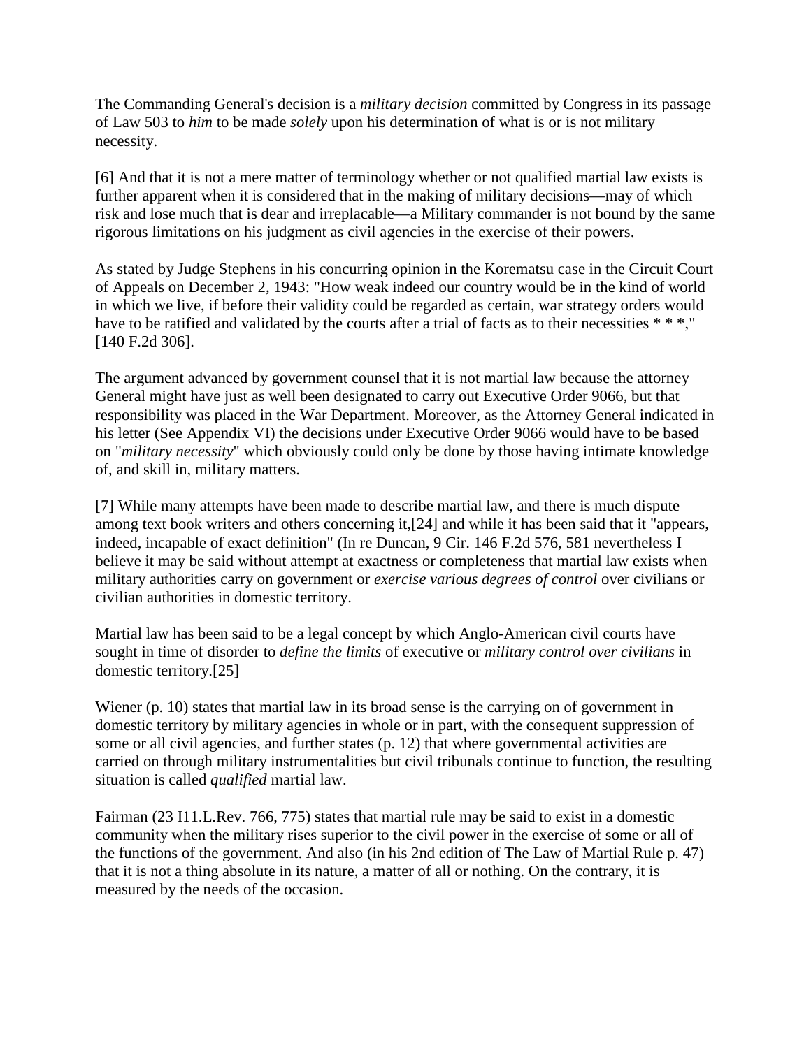The Commanding General's decision is a *military decision* committed by Congress in its passage of Law 503 to *him* to be made *solely* upon his determination of what is or is not military necessity.

[6] And that it is not a mere matter of terminology whether or not qualified martial law exists is further apparent when it is considered that in the making of military decisions—may of which risk and lose much that is dear and irreplacable—a Military commander is not bound by the same rigorous limitations on his judgment as civil agencies in the exercise of their powers.

As stated by Judge Stephens in his concurring opinion in the Korematsu case in the Circuit Court of Appeals on December 2, 1943: "How weak indeed our country would be in the kind of world in which we live, if before their validity could be regarded as certain, war strategy orders would have to be ratified and validated by the courts after a trial of facts as to their necessities * * *," [140 F.2d 306].

The argument advanced by government counsel that it is not martial law because the attorney General might have just as well been designated to carry out Executive Order 9066, but that responsibility was placed in the War Department. Moreover, as the Attorney General indicated in his letter (See Appendix VI) the decisions under Executive Order 9066 would have to be based on "*military necessity*" which obviously could only be done by those having intimate knowledge of, and skill in, military matters.

[7] While many attempts have been made to describe martial law, and there is much dispute among text book writers and others concerning it,[24] and while it has been said that it "appears, indeed, incapable of exact definition" (In re Duncan, 9 Cir. 146 F.2d 576, 581 nevertheless I believe it may be said without attempt at exactness or completeness that martial law exists when military authorities carry on government or *exercise various degrees of control* over civilians or civilian authorities in domestic territory.

Martial law has been said to be a legal concept by which Anglo-American civil courts have sought in time of disorder to *define the limits* of executive or *military control over civilians* in domestic territory.[25]

Wiener (p. 10) states that martial law in its broad sense is the carrying on of government in domestic territory by military agencies in whole or in part, with the consequent suppression of some or all civil agencies, and further states (p. 12) that where governmental activities are carried on through military instrumentalities but civil tribunals continue to function, the resulting situation is called *qualified* martial law.

Fairman (23 I11.L.Rev. 766, 775) states that martial rule may be said to exist in a domestic community when the military rises superior to the civil power in the exercise of some or all of the functions of the government. And also (in his 2nd edition of The Law of Martial Rule p. 47) that it is not a thing absolute in its nature, a matter of all or nothing. On the contrary, it is measured by the needs of the occasion.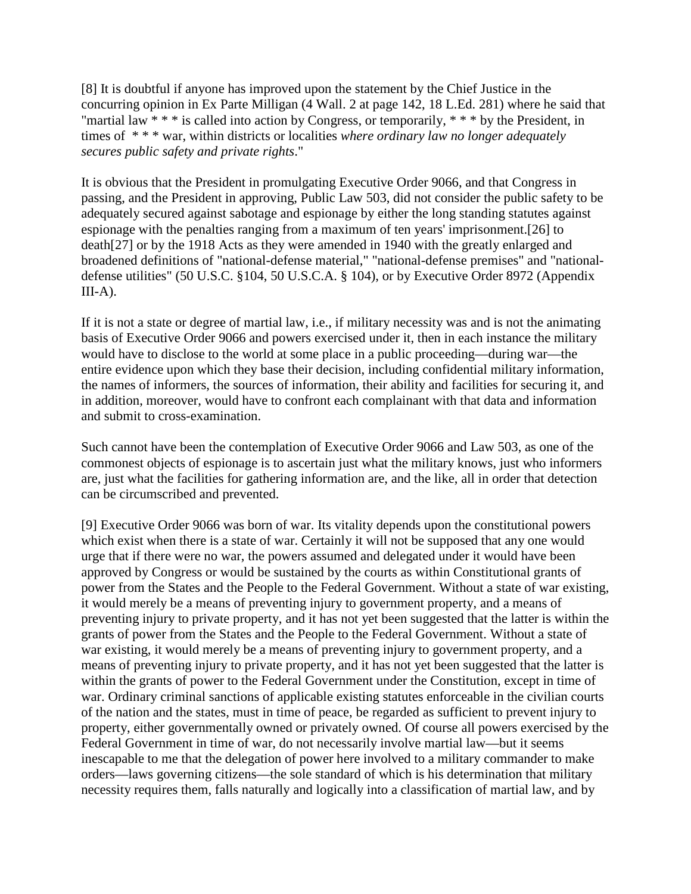[8] It is doubtful if anyone has improved upon the statement by the Chief Justice in the concurring opinion in Ex Parte Milligan (4 Wall. 2 at page 142, 18 L.Ed. 281) where he said that "martial law * * * is called into action by Congress, or temporarily, * * * by the President, in times of * * * war, within districts or localities *where ordinary law no longer adequately secures public safety and private rights*."

It is obvious that the President in promulgating Executive Order 9066, and that Congress in passing, and the President in approving, Public Law 503, did not consider the public safety to be adequately secured against sabotage and espionage by either the long standing statutes against espionage with the penalties ranging from a maximum of ten years' imprisonment.[26] to death[27] or by the 1918 Acts as they were amended in 1940 with the greatly enlarged and broadened definitions of "national-defense material," "national-defense premises" and "national-defense utilities" (50 U.S.C. §104, 50 U.S.C.A. § 104), or by Executive Order 8972 (Appendix III-A).

If it is not a state or degree of martial law, i.e., if military necessity was and is not the animating basis of Executive Order 9066 and powers exercised under it, then in each instance the military would have to disclose to the world at some place in a public proceeding—during war—the entire evidence upon which they base their decision, including confidential military information, the names of informers, the sources of information, their ability and facilities for securing it, and in addition, moreover, would have to confront each complainant with that data and information and submit to cross-examination.

Such cannot have been the contemplation of Executive Order 9066 and Law 503, as one of the commonest objects of espionage is to ascertain just what the military knows, just who informers are, just what the facilities for gathering information are, and the like, all in order that detection can be circumscribed and prevented.

[9] Executive Order 9066 was born of war. Its vitality depends upon the constitutional powers which exist when there is a state of war. Certainly it will not be supposed that any one would urge that if there were no war, the powers assumed and delegated under it would have been approved by Congress or would be sustained by the courts as within Constitutional grants of power from the States and the People to the Federal Government. Without a state of war existing, it would merely be a means of preventing injury to government property, and a means of preventing injury to private property, and it has not yet been suggested that the latter is within the grants of power from the States and the People to the Federal Government. Without a state of war existing, it would merely be a means of preventing injury to government property, and a means of preventing injury to private property, and it has not yet been suggested that the latter is within the grants of power to the Federal Government under the Constitution, except in time of war. Ordinary criminal sanctions of applicable existing statutes enforceable in the civilian courts of the nation and the states, must in time of peace, be regarded as sufficient to prevent injury to property, either governmentally owned or privately owned. Of course all powers exercised by the Federal Government in time of war, do not necessarily involve martial law—but it seems inescapable to me that the delegation of power here involved to a military commander to make orders—laws governing citizens—the sole standard of which is his determination that military necessity requires them, falls naturally and logically into a classification of martial law, and by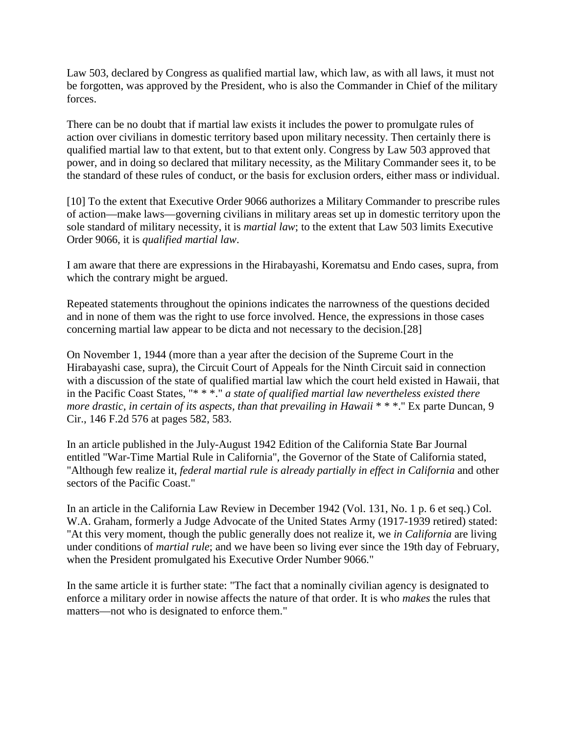Law 503, declared by Congress as qualified martial law, which law, as with all laws, it must not be forgotten, was approved by the President, who is also the Commander in Chief of the military forces.

There can be no doubt that if martial law exists it includes the power to promulgate rules of action over civilians in domestic territory based upon military necessity. Then certainly there is qualified martial law to that extent, but to that extent only. Congress by Law 503 approved that power, and in doing so declared that military necessity, as the Military Commander sees it, to be the standard of these rules of conduct, or the basis for exclusion orders, either mass or individual.

[10] To the extent that Executive Order 9066 authorizes a Military Commander to prescribe rules of action—make laws—governing civilians in military areas set up in domestic territory upon the sole standard of military necessity, it is *martial law*; to the extent that Law 503 limits Executive Order 9066, it is *qualified martial law*.

I am aware that there are expressions in the Hirabayashi, Korematsu and Endo cases, supra, from which the contrary might be argued.

Repeated statements throughout the opinions indicates the narrowness of the questions decided and in none of them was the right to use force involved. Hence, the expressions in those cases concerning martial law appear to be dicta and not necessary to the decision.[28]

On November 1, 1944 (more than a year after the decision of the Supreme Court in the Hirabayashi case, supra), the Circuit Court of Appeals for the Ninth Circuit said in connection with a discussion of the state of qualified martial law which the court held existed in Hawaii, that in the Pacific Coast States, "* * *." *a state of qualified martial law nevertheless existed there more drastic, in certain of its aspects, than that prevailing in Hawaii* * * *." Ex parte Duncan, 9 Cir., 146 F.2d 576 at pages 582, 583.

In an article published in the July-August 1942 Edition of the California State Bar Journal entitled "War-Time Martial Rule in California", the Governor of the State of California stated, "Although few realize it, *federal martial rule is already partially in effect in California* and other sectors of the Pacific Coast."

In an article in the California Law Review in December 1942 (Vol. 131, No. 1 p. 6 et seq.) Col. W.A. Graham, formerly a Judge Advocate of the United States Army (1917-1939 retired) stated: "At this very moment, though the public generally does not realize it, we *in California* are living under conditions of *martial rule*; and we have been so living ever since the 19th day of February, when the President promulgated his Executive Order Number 9066."

In the same article it is further state: "The fact that a nominally civilian agency is designated to enforce a military order in nowise affects the nature of that order. It is who *makes* the rules that matters—not who is designated to enforce them."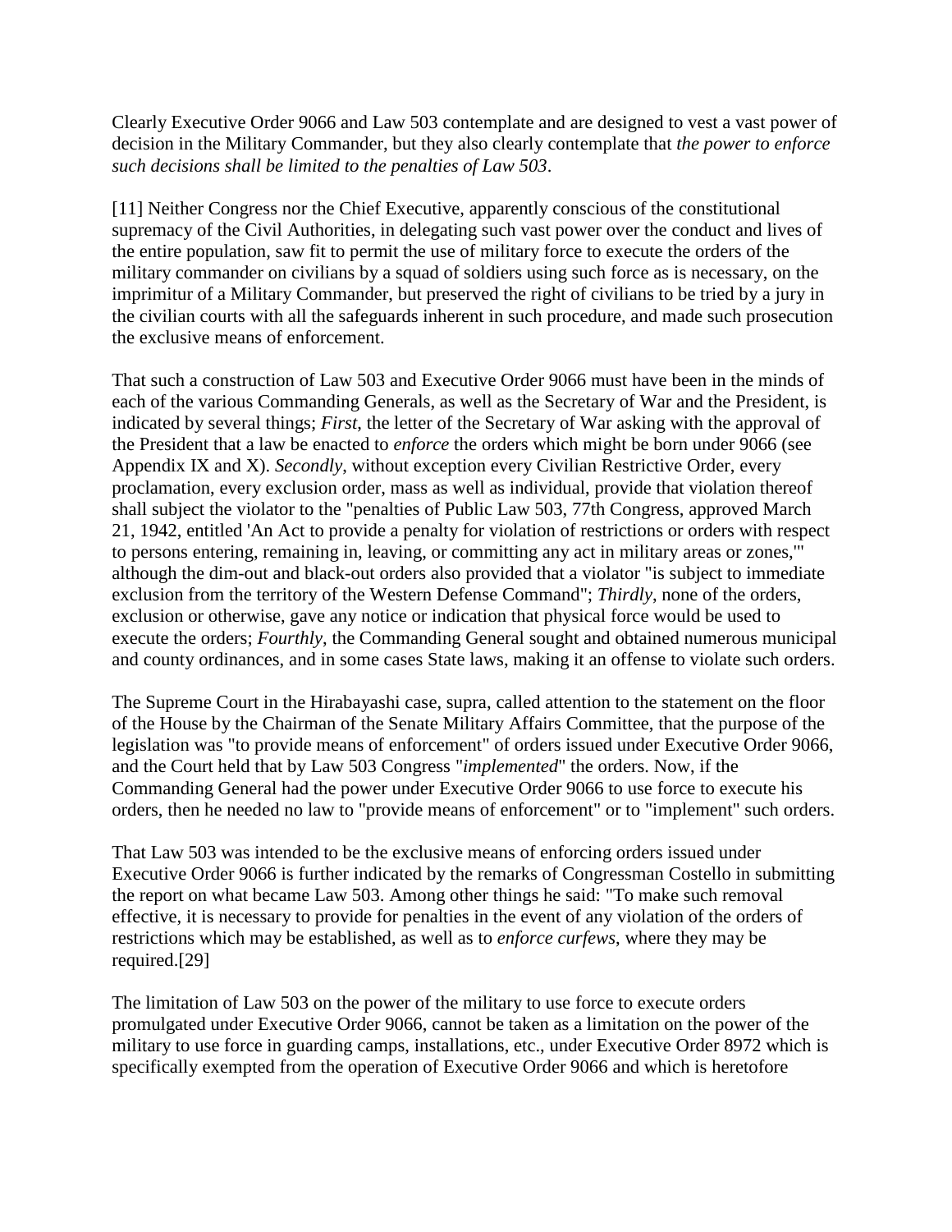Clearly Executive Order 9066 and Law 503 contemplate and are designed to vest a vast power of decision in the Military Commander, but they also clearly contemplate that *the power to enforce such decisions shall be limited to the penalties of Law 503*.

[11] Neither Congress nor the Chief Executive, apparently conscious of the constitutional supremacy of the Civil Authorities, in delegating such vast power over the conduct and lives of the entire population, saw fit to permit the use of military force to execute the orders of the military commander on civilians by a squad of soldiers using such force as is necessary, on the imprimitur of a Military Commander, but preserved the right of civilians to be tried by a jury in the civilian courts with all the safeguards inherent in such procedure, and made such prosecution the exclusive means of enforcement.

That such a construction of Law 503 and Executive Order 9066 must have been in the minds of each of the various Commanding Generals, as well as the Secretary of War and the President, is indicated by several things; *First*, the letter of the Secretary of War asking with the approval of the President that a law be enacted to *enforce* the orders which might be born under 9066 (see Appendix IX and X). *Secondly*, without exception every Civilian Restrictive Order, every proclamation, every exclusion order, mass as well as individual, provide that violation thereof shall subject the violator to the "penalties of Public Law 503, 77th Congress, approved March 21, 1942, entitled 'An Act to provide a penalty for violation of restrictions or orders with respect to persons entering, remaining in, leaving, or committing any act in military areas or zones,'" although the dim-out and black-out orders also provided that a violator "is subject to immediate exclusion from the territory of the Western Defense Command"; *Thirdly*, none of the orders, exclusion or otherwise, gave any notice or indication that physical force would be used to execute the orders; *Fourthly*, the Commanding General sought and obtained numerous municipal and county ordinances, and in some cases State laws, making it an offense to violate such orders.

The Supreme Court in the Hirabayashi case, supra, called attention to the statement on the floor of the House by the Chairman of the Senate Military Affairs Committee, that the purpose of the legislation was "to provide means of enforcement" of orders issued under Executive Order 9066, and the Court held that by Law 503 Congress "*implemented*" the orders. Now, if the Commanding General had the power under Executive Order 9066 to use force to execute his orders, then he needed no law to "provide means of enforcement" or to "implement" such orders.

That Law 503 was intended to be the exclusive means of enforcing orders issued under Executive Order 9066 is further indicated by the remarks of Congressman Costello in submitting the report on what became Law 503. Among other things he said: "To make such removal effective, it is necessary to provide for penalties in the event of any violation of the orders of restrictions which may be established, as well as to *enforce curfews*, where they may be required.[29]

The limitation of Law 503 on the power of the military to use force to execute orders promulgated under Executive Order 9066, cannot be taken as a limitation on the power of the military to use force in guarding camps, installations, etc., under Executive Order 8972 which is specifically exempted from the operation of Executive Order 9066 and which is heretofore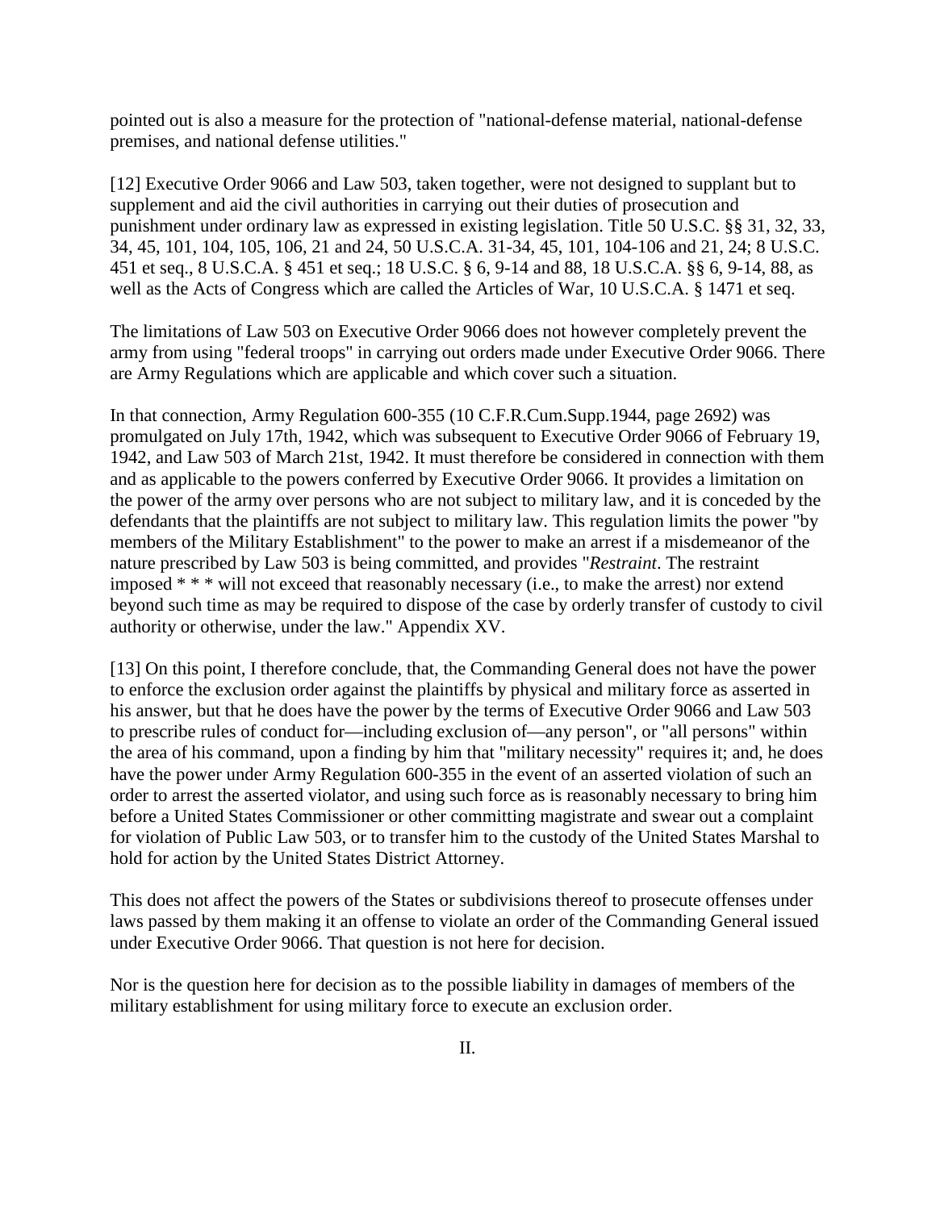pointed out is also a measure for the protection of "national-defense material, national-defense premises, and national defense utilities."

[12] Executive Order 9066 and Law 503, taken together, were not designed to supplant but to supplement and aid the civil authorities in carrying out their duties of prosecution and punishment under ordinary law as expressed in existing legislation. Title 50 U.S.C. §§ 31, 32, 33, 34, 45, 101, 104, 105, 106, 21 and 24, 50 U.S.C.A. 31-34, 45, 101, 104-106 and 21, 24; 8 U.S.C. 451 et seq., 8 U.S.C.A. § 451 et seq.; 18 U.S.C. § 6, 9-14 and 88, 18 U.S.C.A. §§ 6, 9-14, 88, as well as the Acts of Congress which are called the Articles of War, 10 U.S.C.A. § 1471 et seq.

The limitations of Law 503 on Executive Order 9066 does not however completely prevent the army from using "federal troops" in carrying out orders made under Executive Order 9066. There are Army Regulations which are applicable and which cover such a situation.

In that connection, Army Regulation 600-355 (10 C.F.R.Cum.Supp.1944, page 2692) was promulgated on July 17th, 1942, which was subsequent to Executive Order 9066 of February 19, 1942, and Law 503 of March 21st, 1942. It must therefore be considered in connection with them and as applicable to the powers conferred by Executive Order 9066. It provides a limitation on the power of the army over persons who are not subject to military law, and it is conceded by the defendants that the plaintiffs are not subject to military law. This regulation limits the power "by members of the Military Establishment" to the power to make an arrest if a misdemeanor of the nature prescribed by Law 503 is being committed, and provides "*Restraint*. The restraint imposed * * * will not exceed that reasonably necessary (i.e., to make the arrest) nor extend beyond such time as may be required to dispose of the case by orderly transfer of custody to civil authority or otherwise, under the law." Appendix XV.

[13] On this point, I therefore conclude, that, the Commanding General does not have the power to enforce the exclusion order against the plaintiffs by physical and military force as asserted in his answer, but that he does have the power by the terms of Executive Order 9066 and Law 503 to prescribe rules of conduct for—including exclusion of—any person", or "all persons" within the area of his command, upon a finding by him that "military necessity" requires it; and, he does have the power under Army Regulation 600-355 in the event of an asserted violation of such an order to arrest the asserted violator, and using such force as is reasonably necessary to bring him before a United States Commissioner or other committing magistrate and swear out a complaint for violation of Public Law 503, or to transfer him to the custody of the United States Marshal to hold for action by the United States District Attorney.

This does not affect the powers of the States or subdivisions thereof to prosecute offenses under laws passed by them making it an offense to violate an order of the Commanding General issued under Executive Order 9066. That question is not here for decision.

Nor is the question here for decision as to the possible liability in damages of members of the military establishment for using military force to execute an exclusion order.

II.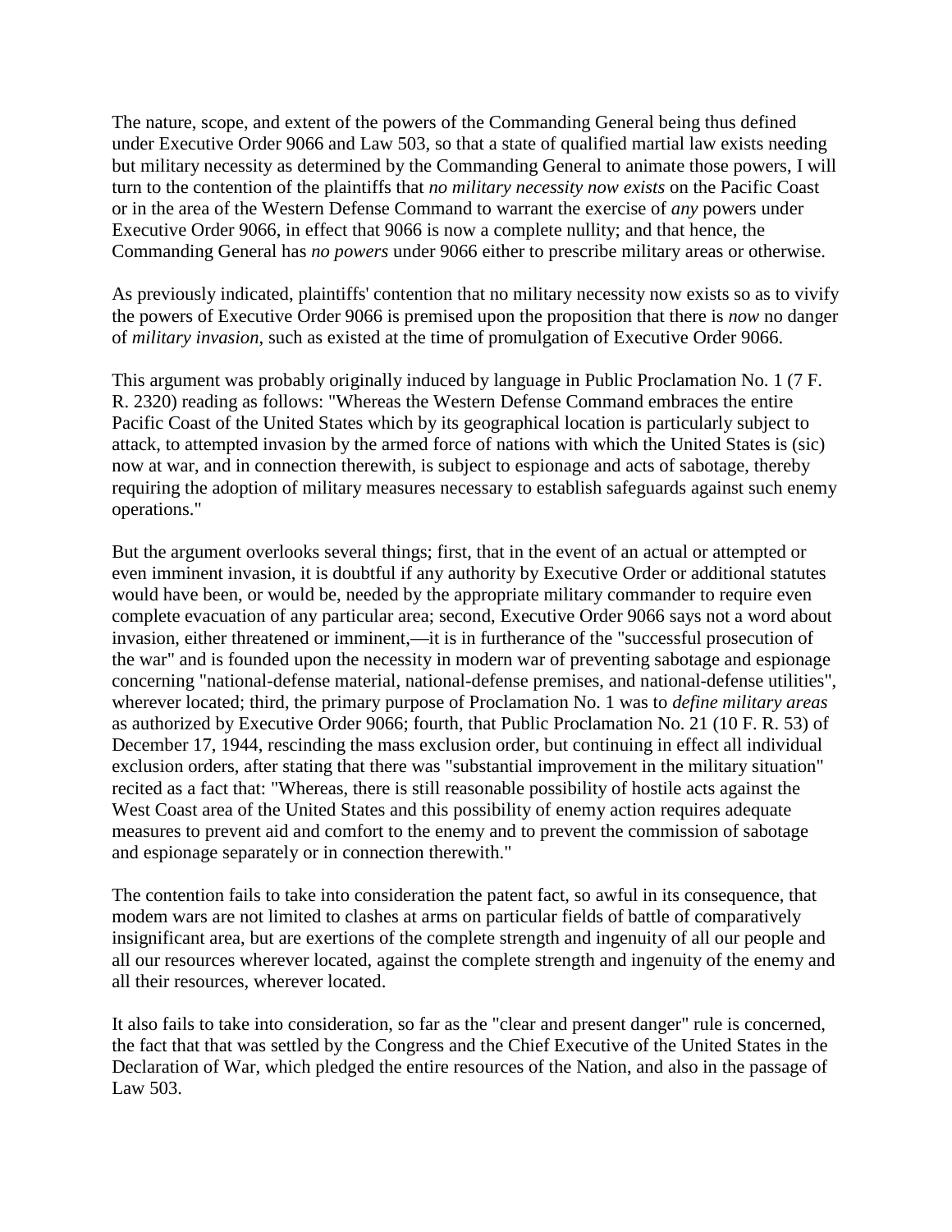The nature, scope, and extent of the powers of the Commanding General being thus defined under Executive Order 9066 and Law 503, so that a state of qualified martial law exists needing but military necessity as determined by the Commanding General to animate those powers, I will turn to the contention of the plaintiffs that *no military necessity now exists* on the Pacific Coast or in the area of the Western Defense Command to warrant the exercise of *any* powers under Executive Order 9066, in effect that 9066 is now a complete nullity; and that hence, the Commanding General has *no powers* under 9066 either to prescribe military areas or otherwise.

As previously indicated, plaintiffs' contention that no military necessity now exists so as to vivify the powers of Executive Order 9066 is premised upon the proposition that there is *now* no danger of *military invasion*, such as existed at the time of promulgation of Executive Order 9066.

This argument was probably originally induced by language in Public Proclamation No. 1 (7 F. R. 2320) reading as follows: "Whereas the Western Defense Command embraces the entire Pacific Coast of the United States which by its geographical location is particularly subject to attack, to attempted invasion by the armed force of nations with which the United States is (sic) now at war, and in connection therewith, is subject to espionage and acts of sabotage, thereby requiring the adoption of military measures necessary to establish safeguards against such enemy operations."

But the argument overlooks several things; first, that in the event of an actual or attempted or even imminent invasion, it is doubtful if any authority by Executive Order or additional statutes would have been, or would be, needed by the appropriate military commander to require even complete evacuation of any particular area; second, Executive Order 9066 says not a word about invasion, either threatened or imminent,—it is in furtherance of the "successful prosecution of the war" and is founded upon the necessity in modern war of preventing sabotage and espionage concerning "national-defense material, national-defense premises, and national-defense utilities", wherever located; third, the primary purpose of Proclamation No. 1 was to *define military areas* as authorized by Executive Order 9066; fourth, that Public Proclamation No. 21 (10 F. R. 53) of December 17, 1944, rescinding the mass exclusion order, but continuing in effect all individual exclusion orders, after stating that there was "substantial improvement in the military situation" recited as a fact that: "Whereas, there is still reasonable possibility of hostile acts against the West Coast area of the United States and this possibility of enemy action requires adequate measures to prevent aid and comfort to the enemy and to prevent the commission of sabotage and espionage separately or in connection therewith."

The contention fails to take into consideration the patent fact, so awful in its consequence, that modem wars are not limited to clashes at arms on particular fields of battle of comparatively insignificant area, but are exertions of the complete strength and ingenuity of all our people and all our resources wherever located, against the complete strength and ingenuity of the enemy and all their resources, wherever located.

It also fails to take into consideration, so far as the "clear and present danger" rule is concerned, the fact that that was settled by the Congress and the Chief Executive of the United States in the Declaration of War, which pledged the entire resources of the Nation, and also in the passage of Law 503.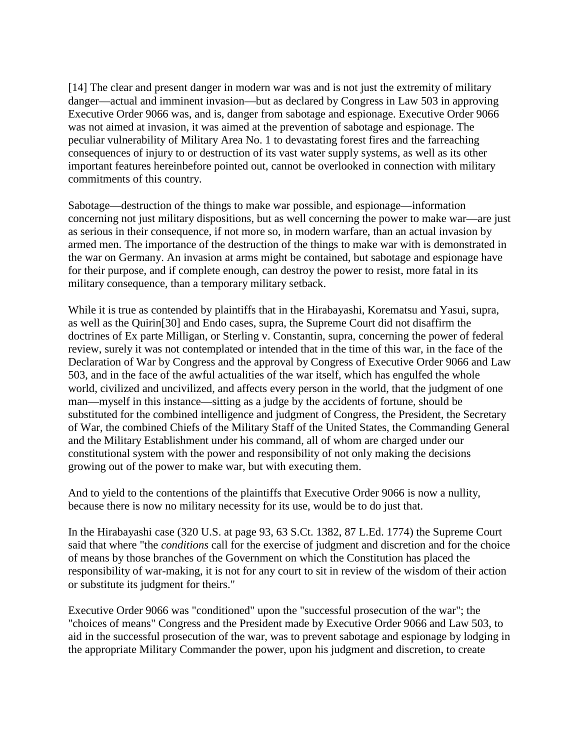[14] The clear and present danger in modern war was and is not just the extremity of military danger—actual and imminent invasion—but as declared by Congress in Law 503 in approving Executive Order 9066 was, and is, danger from sabotage and espionage. Executive Order 9066 was not aimed at invasion, it was aimed at the prevention of sabotage and espionage. The peculiar vulnerability of Military Area No. 1 to devastating forest fires and the farreaching consequences of injury to or destruction of its vast water supply systems, as well as its other important features hereinbefore pointed out, cannot be overlooked in connection with military commitments of this country.

Sabotage—destruction of the things to make war possible, and espionage—information concerning not just military dispositions, but as well concerning the power to make war—are just as serious in their consequence, if not more so, in modern warfare, than an actual invasion by armed men. The importance of the destruction of the things to make war with is demonstrated in the war on Germany. An invasion at arms might be contained, but sabotage and espionage have for their purpose, and if complete enough, can destroy the power to resist, more fatal in its military consequence, than a temporary military setback.

While it is true as contended by plaintiffs that in the Hirabayashi, Korematsu and Yasui, supra, as well as the Quirin[30] and Endo cases, supra, the Supreme Court did not disaffirm the doctrines of Ex parte Milligan, or Sterling v. Constantin, supra, concerning the power of federal review, surely it was not contemplated or intended that in the time of this war, in the face of the Declaration of War by Congress and the approval by Congress of Executive Order 9066 and Law 503, and in the face of the awful actualities of the war itself, which has engulfed the whole world, civilized and uncivilized, and affects every person in the world, that the judgment of one man—myself in this instance—sitting as a judge by the accidents of fortune, should be substituted for the combined intelligence and judgment of Congress, the President, the Secretary of War, the combined Chiefs of the Military Staff of the United States, the Commanding General and the Military Establishment under his command, all of whom are charged under our constitutional system with the power and responsibility of not only making the decisions growing out of the power to make war, but with executing them.

And to yield to the contentions of the plaintiffs that Executive Order 9066 is now a nullity, because there is now no military necessity for its use, would be to do just that.

In the Hirabayashi case (320 U.S. at page 93, 63 S.Ct. 1382, 87 L.Ed. 1774) the Supreme Court said that where "the *conditions* call for the exercise of judgment and discretion and for the choice of means by those branches of the Government on which the Constitution has placed the responsibility of war-making, it is not for any court to sit in review of the wisdom of their action or substitute its judgment for theirs."

Executive Order 9066 was "conditioned" upon the "successful prosecution of the war"; the "choices of means" Congress and the President made by Executive Order 9066 and Law 503, to aid in the successful prosecution of the war, was to prevent sabotage and espionage by lodging in the appropriate Military Commander the power, upon his judgment and discretion, to create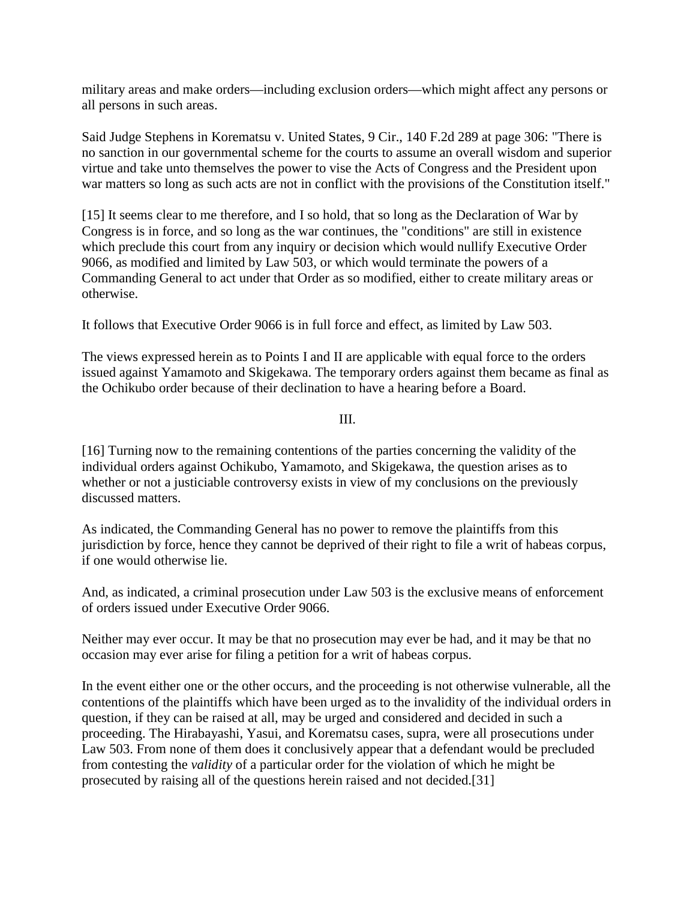military areas and make orders—including exclusion orders—which might affect any persons or all persons in such areas.

Said Judge Stephens in Korematsu v. United States, 9 Cir., 140 F.2d 289 at page 306: "There is no sanction in our governmental scheme for the courts to assume an overall wisdom and superior virtue and take unto themselves the power to vise the Acts of Congress and the President upon war matters so long as such acts are not in conflict with the provisions of the Constitution itself."

[15] It seems clear to me therefore, and I so hold, that so long as the Declaration of War by Congress is in force, and so long as the war continues, the "conditions" are still in existence which preclude this court from any inquiry or decision which would nullify Executive Order 9066, as modified and limited by Law 503, or which would terminate the powers of a Commanding General to act under that Order as so modified, either to create military areas or otherwise.

It follows that Executive Order 9066 is in full force and effect, as limited by Law 503.

The views expressed herein as to Points I and II are applicable with equal force to the orders issued against Yamamoto and Skigekawa. The temporary orders against them became as final as the Ochikubo order because of their declination to have a hearing before a Board.

III.

[16] Turning now to the remaining contentions of the parties concerning the validity of the individual orders against Ochikubo, Yamamoto, and Skigekawa, the question arises as to whether or not a justiciable controversy exists in view of my conclusions on the previously discussed matters.

As indicated, the Commanding General has no power to remove the plaintiffs from this jurisdiction by force, hence they cannot be deprived of their right to file a writ of habeas corpus, if one would otherwise lie.

And, as indicated, a criminal prosecution under Law 503 is the exclusive means of enforcement of orders issued under Executive Order 9066.

Neither may ever occur. It may be that no prosecution may ever be had, and it may be that no occasion may ever arise for filing a petition for a writ of habeas corpus.

In the event either one or the other occurs, and the proceeding is not otherwise vulnerable, all the contentions of the plaintiffs which have been urged as to the invalidity of the individual orders in question, if they can be raised at all, may be urged and considered and decided in such a proceeding. The Hirabayashi, Yasui, and Korematsu cases, supra, were all prosecutions under Law 503. From none of them does it conclusively appear that a defendant would be precluded from contesting the *validity* of a particular order for the violation of which he might be prosecuted by raising all of the questions herein raised and not decided.[31]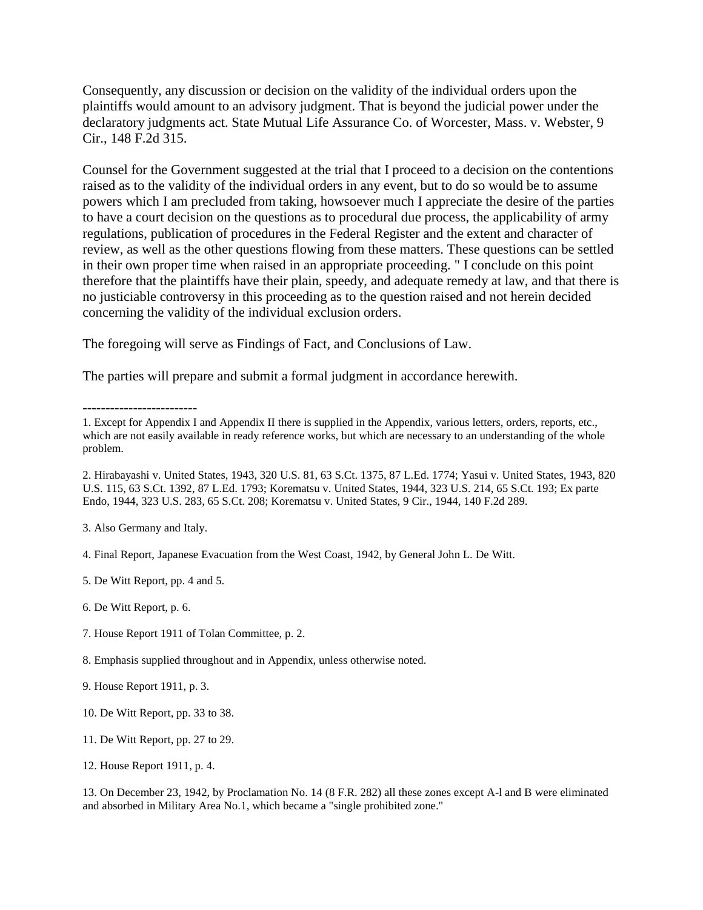Consequently, any discussion or decision on the validity of the individual orders upon the plaintiffs would amount to an advisory judgment. That is beyond the judicial power under the declaratory judgments act. State Mutual Life Assurance Co. of Worcester, Mass. v. Webster, 9 Cir., 148 F.2d 315.

Counsel for the Government suggested at the trial that I proceed to a decision on the contentions raised as to the validity of the individual orders in any event, but to do so would be to assume powers which I am precluded from taking, howsoever much I appreciate the desire of the parties to have a court decision on the questions as to procedural due process, the applicability of army regulations, publication of procedures in the Federal Register and the extent and character of review, as well as the other questions flowing from these matters. These questions can be settled in their own proper time when raised in an appropriate proceeding. " I conclude on this point therefore that the plaintiffs have their plain, speedy, and adequate remedy at law, and that there is no justiciable controversy in this proceeding as to the question raised and not herein decided concerning the validity of the individual exclusion orders.

The foregoing will serve as Findings of Fact, and Conclusions of Law.

The parties will prepare and submit a formal judgment in accordance herewith.

-------------------------

1. Except for Appendix I and Appendix II there is supplied in the Appendix, various letters, orders, reports, etc., which are not easily available in ready reference works, but which are necessary to an understanding of the whole problem.

2. Hirabayashi v. United States, 1943, 320 U.S. 81, 63 S.Ct. 1375, 87 L.Ed. 1774; Yasui v. United States, 1943, 820 U.S. 115, 63 S.Ct. 1392, 87 L.Ed. 1793; Korematsu v. United States, 1944, 323 U.S. 214, 65 S.Ct. 193; Ex parte Endo, 1944, 323 U.S. 283, 65 S.Ct. 208; Korematsu v. United States, 9 Cir., 1944, 140 F.2d 289.

3. Also Germany and Italy.

4. Final Report, Japanese Evacuation from the West Coast, 1942, by General John L. De Witt.

5. De Witt Report, pp. 4 and 5.

6. De Witt Report, p. 6.

7. House Report 1911 of Tolan Committee, p. 2.

8. Emphasis supplied throughout and in Appendix, unless otherwise noted.

9. House Report 1911, p. 3.

10. De Witt Report, pp. 33 to 38.

11. De Witt Report, pp. 27 to 29.

12. House Report 1911, p. 4.

13. On December 23, 1942, by Proclamation No. 14 (8 F.R. 282) all these zones except A-l and B were eliminated and absorbed in Military Area No.1, which became a "single prohibited zone."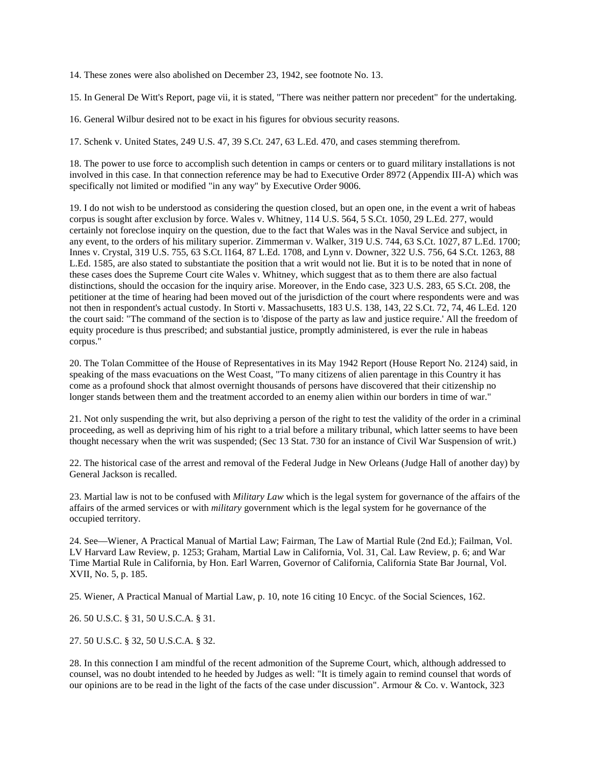14. These zones were also abolished on December 23, 1942, see footnote No. 13.

15. In General De Witt's Report, page vii, it is stated, "There was neither pattern nor precedent" for the undertaking.

16. General Wilbur desired not to be exact in his figures for obvious security reasons.

17. Schenk v. United States, 249 U.S. 47, 39 S.Ct. 247, 63 L.Ed. 470, and cases stemming therefrom.

18. The power to use force to accomplish such detention in camps or centers or to guard military installations is not involved in this case. In that connection reference may be had to Executive Order 8972 (Appendix III-A) which was specifically not limited or modified "in any way" by Executive Order 9006.

19. I do not wish to be understood as considering the question closed, but an open one, in the event a writ of habeas corpus is sought after exclusion by force. Wales v. Whitney, 114 U.S. 564, 5 S.Ct. 1050, 29 L.Ed. 277, would certainly not foreclose inquiry on the question, due to the fact that Wales was in the Naval Service and subject, in any event, to the orders of his military superior. Zimmerman v. Walker, 319 U.S. 744, 63 S.Ct. 1027, 87 L.Ed. 1700; Innes v. Crystal, 319 U.S. 755, 63 S.Ct. l164, 87 L.Ed. 1708, and Lynn v. Downer, 322 U.S. 756, 64 S.Ct. 1263, 88 L.Ed. 1585, are also stated to substantiate the position that a writ would not lie. But it is to be noted that in none of these cases does the Supreme Court cite Wales v. Whitney, which suggest that as to them there are also factual distinctions, should the occasion for the inquiry arise. Moreover, in the Endo case, 323 U.S. 283, 65 S.Ct. 208, the petitioner at the time of hearing had been moved out of the jurisdiction of the court where respondents were and was not then in respondent's actual custody. In Storti v. Massachusetts, 183 U.S. 138, 143, 22 S.Ct. 72, 74, 46 L.Ed. 120 the court said: "The command of the section is to 'dispose of the party as law and justice require.' All the freedom of equity procedure is thus prescribed; and substantial justice, promptly administered, is ever the rule in habeas corpus."

20. The Tolan Committee of the House of Representatives in its May 1942 Report (House Report No. 2124) said, in speaking of the mass evacuations on the West Coast, "To many citizens of alien parentage in this Country it has come as a profound shock that almost overnight thousands of persons have discovered that their citizenship no longer stands between them and the treatment accorded to an enemy alien within our borders in time of war."

21. Not only suspending the writ, but also depriving a person of the right to test the validity of the order in a criminal proceeding, as well as depriving him of his right to a trial before a military tribunal, which latter seems to have been thought necessary when the writ was suspended; (Sec 13 Stat. 730 for an instance of Civil War Suspension of writ.)

22. The historical case of the arrest and removal of the Federal Judge in New Orleans (Judge Hall of another day) by General Jackson is recalled.

23. Martial law is not to be confused with *Military Law* which is the legal system for governance of the affairs of the affairs of the armed services or with *military* government which is the legal system for he governance of the occupied territory.

24. See—Wiener, A Practical Manual of Martial Law; Fairman, The Law of Martial Rule (2nd Ed.); Failman, Vol. LV Harvard Law Review, p. 1253; Graham, Martial Law in California, Vol. 31, Cal. Law Review, p. 6; and War Time Martial Rule in California, by Hon. Earl Warren, Governor of California, California State Bar Journal, Vol. XVII, No. 5, p. 185.

25. Wiener, A Practical Manual of Martial Law, p. 10, note 16 citing 10 Encyc. of the Social Sciences, 162.

26. 50 U.S.C. § 31, 50 U.S.C.A. § 31.

27. 50 U.S.C. § 32, 50 U.S.C.A. § 32.

28. In this connection I am mindful of the recent admonition of the Supreme Court, which, although addressed to counsel, was no doubt intended to he heeded by Judges as well: "It is timely again to remind counsel that words of our opinions are to be read in the light of the facts of the case under discussion". Armour & Co. v. Wantock, 323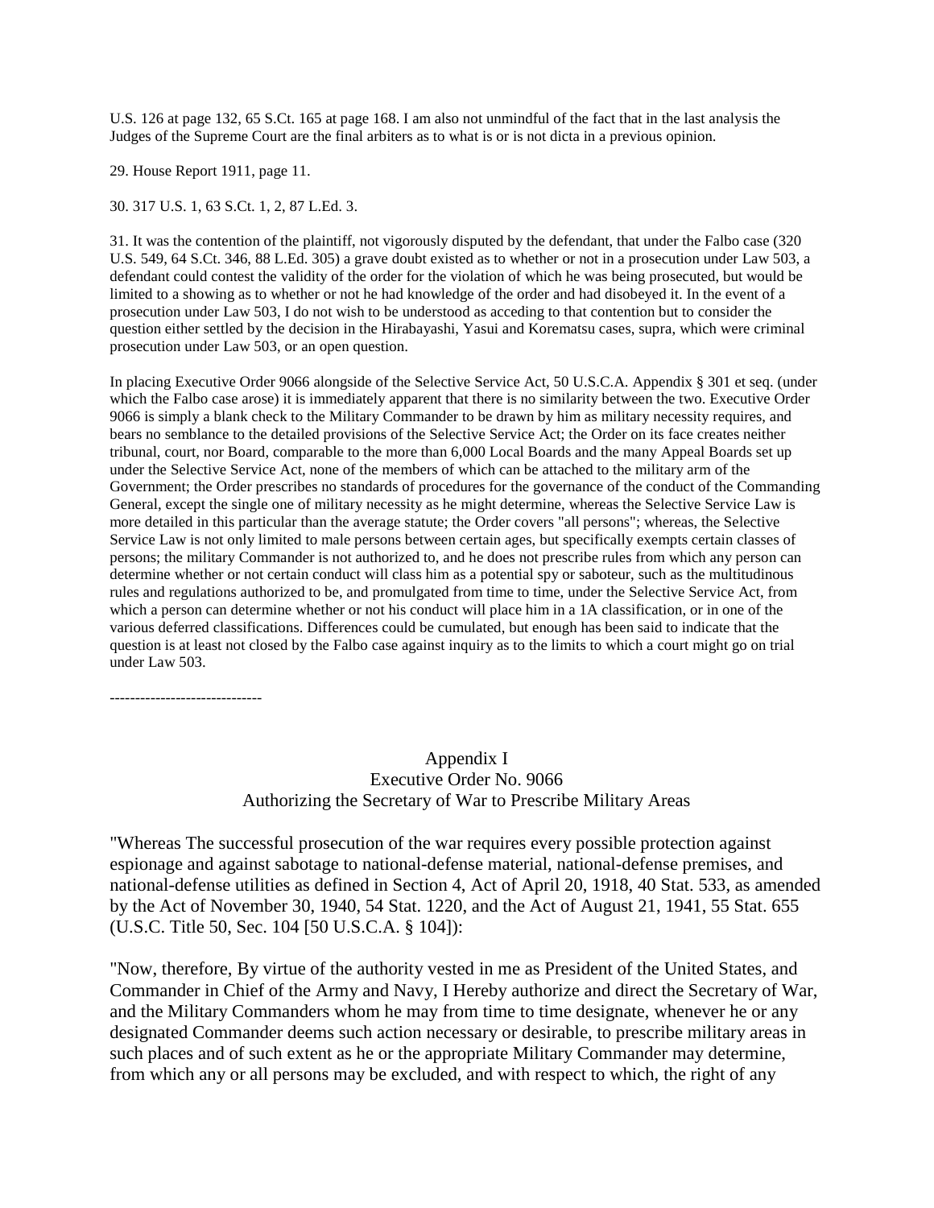U.S. 126 at page 132, 65 S.Ct. 165 at page 168. I am also not unmindful of the fact that in the last analysis the Judges of the Supreme Court are the final arbiters as to what is or is not dicta in a previous opinion.

29. House Report 1911, page 11.

30. 317 U.S. 1, 63 S.Ct. 1, 2, 87 L.Ed. 3.

31. It was the contention of the plaintiff, not vigorously disputed by the defendant, that under the Falbo case (320 U.S. 549, 64 S.Ct. 346, 88 L.Ed. 305) a grave doubt existed as to whether or not in a prosecution under Law 503, a defendant could contest the validity of the order for the violation of which he was being prosecuted, but would be limited to a showing as to whether or not he had knowledge of the order and had disobeyed it. In the event of a prosecution under Law 503, I do not wish to be understood as acceding to that contention but to consider the question either settled by the decision in the Hirabayashi, Yasui and Korematsu cases, supra, which were criminal prosecution under Law 503, or an open question.

In placing Executive Order 9066 alongside of the Selective Service Act, 50 U.S.C.A. Appendix § 301 et seq. (under which the Falbo case arose) it is immediately apparent that there is no similarity between the two. Executive Order 9066 is simply a blank check to the Military Commander to be drawn by him as military necessity requires, and bears no semblance to the detailed provisions of the Selective Service Act; the Order on its face creates neither tribunal, court, nor Board, comparable to the more than 6,000 Local Boards and the many Appeal Boards set up under the Selective Service Act, none of the members of which can be attached to the military arm of the Government; the Order prescribes no standards of procedures for the governance of the conduct of the Commanding General, except the single one of military necessity as he might determine, whereas the Selective Service Law is more detailed in this particular than the average statute; the Order covers "all persons"; whereas, the Selective Service Law is not only limited to male persons between certain ages, but specifically exempts certain classes of persons; the military Commander is not authorized to, and he does not prescribe rules from which any person can determine whether or not certain conduct will class him as a potential spy or saboteur, such as the multitudinous rules and regulations authorized to be, and promulgated from time to time, under the Selective Service Act, from which a person can determine whether or not his conduct will place him in a 1A classification, or in one of the various deferred classifications. Differences could be cumulated, but enough has been said to indicate that the question is at least not closed by the Falbo case against inquiry as to the limits to which a court might go on trial under Law 503.

------------------------------

## Appendix I
## Executive Order No. 9066
## Authorizing the Secretary of War to Prescribe Military Areas

"Whereas The successful prosecution of the war requires every possible protection against espionage and against sabotage to national-defense material, national-defense premises, and national-defense utilities as defined in Section 4, Act of April 20, 1918, 40 Stat. 533, as amended by the Act of November 30, 1940, 54 Stat. 1220, and the Act of August 21, 1941, 55 Stat. 655 (U.S.C. Title 50, Sec. 104 [50 U.S.C.A. § 104]):

"Now, therefore, By virtue of the authority vested in me as President of the United States, and Commander in Chief of the Army and Navy, I Hereby authorize and direct the Secretary of War, and the Military Commanders whom he may from time to time designate, whenever he or any designated Commander deems such action necessary or desirable, to prescribe military areas in such places and of such extent as he or the appropriate Military Commander may determine, from which any or all persons may be excluded, and with respect to which, the right of any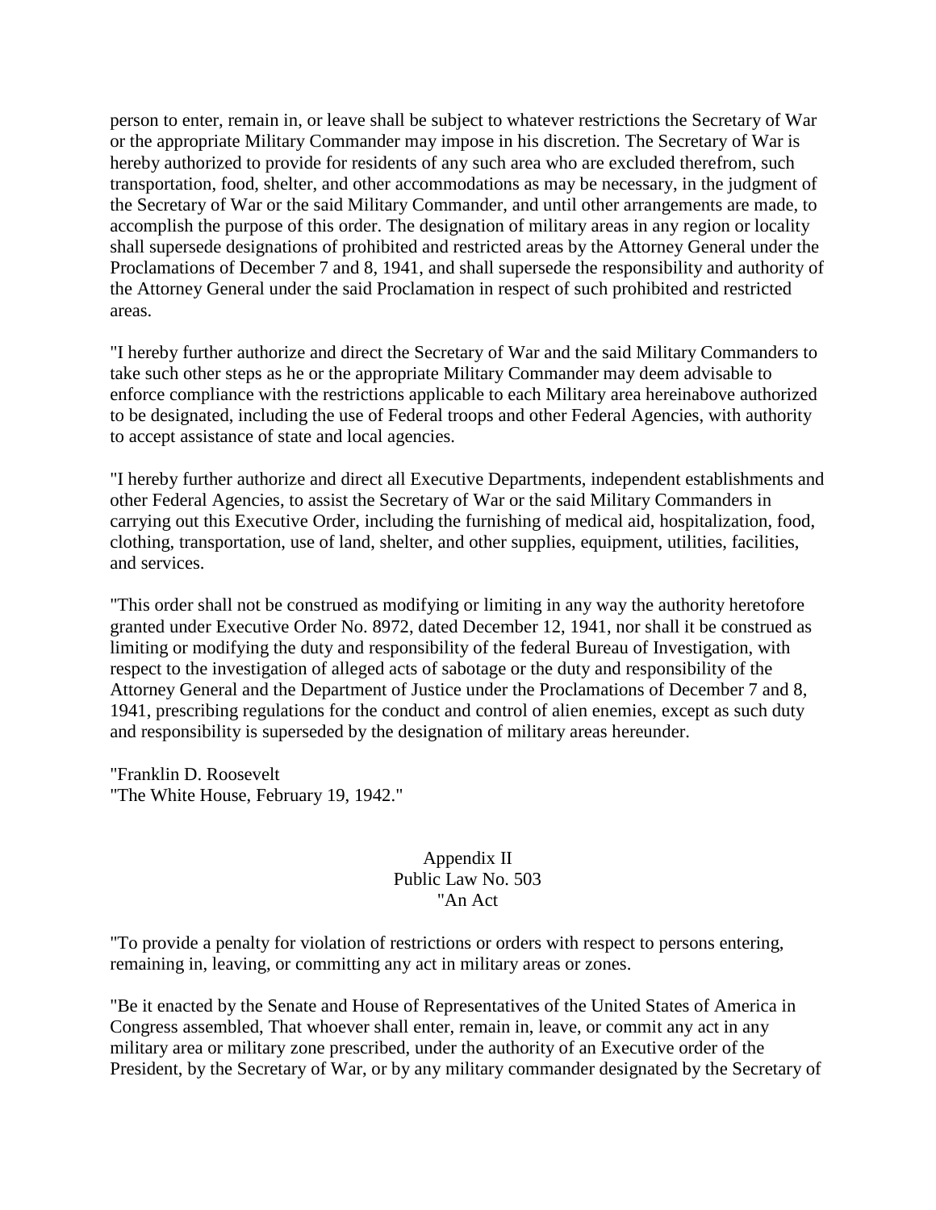person to enter, remain in, or leave shall be subject to whatever restrictions the Secretary of War or the appropriate Military Commander may impose in his discretion. The Secretary of War is hereby authorized to provide for residents of any such area who are excluded therefrom, such transportation, food, shelter, and other accommodations as may be necessary, in the judgment of the Secretary of War or the said Military Commander, and until other arrangements are made, to accomplish the purpose of this order. The designation of military areas in any region or locality shall supersede designations of prohibited and restricted areas by the Attorney General under the Proclamations of December 7 and 8, 1941, and shall supersede the responsibility and authority of the Attorney General under the said Proclamation in respect of such prohibited and restricted areas.

"I hereby further authorize and direct the Secretary of War and the said Military Commanders to take such other steps as he or the appropriate Military Commander may deem advisable to enforce compliance with the restrictions applicable to each Military area hereinabove authorized to be designated, including the use of Federal troops and other Federal Agencies, with authority to accept assistance of state and local agencies.

"I hereby further authorize and direct all Executive Departments, independent establishments and other Federal Agencies, to assist the Secretary of War or the said Military Commanders in carrying out this Executive Order, including the furnishing of medical aid, hospitalization, food, clothing, transportation, use of land, shelter, and other supplies, equipment, utilities, facilities, and services.

"This order shall not be construed as modifying or limiting in any way the authority heretofore granted under Executive Order No. 8972, dated December 12, 1941, nor shall it be construed as limiting or modifying the duty and responsibility of the federal Bureau of Investigation, with respect to the investigation of alleged acts of sabotage or the duty and responsibility of the Attorney General and the Department of Justice under the Proclamations of December 7 and 8, 1941, prescribing regulations for the conduct and control of alien enemies, except as such duty and responsibility is superseded by the designation of military areas hereunder.

"Franklin D. Roosevelt
"The White House, February 19, 1942."

## Appendix II
## Public Law No. 503
## "An Act

"To provide a penalty for violation of restrictions or orders with respect to persons entering, remaining in, leaving, or committing any act in military areas or zones.

"Be it enacted by the Senate and House of Representatives of the United States of America in Congress assembled, That whoever shall enter, remain in, leave, or commit any act in any military area or military zone prescribed, under the authority of an Executive order of the President, by the Secretary of War, or by any military commander designated by the Secretary of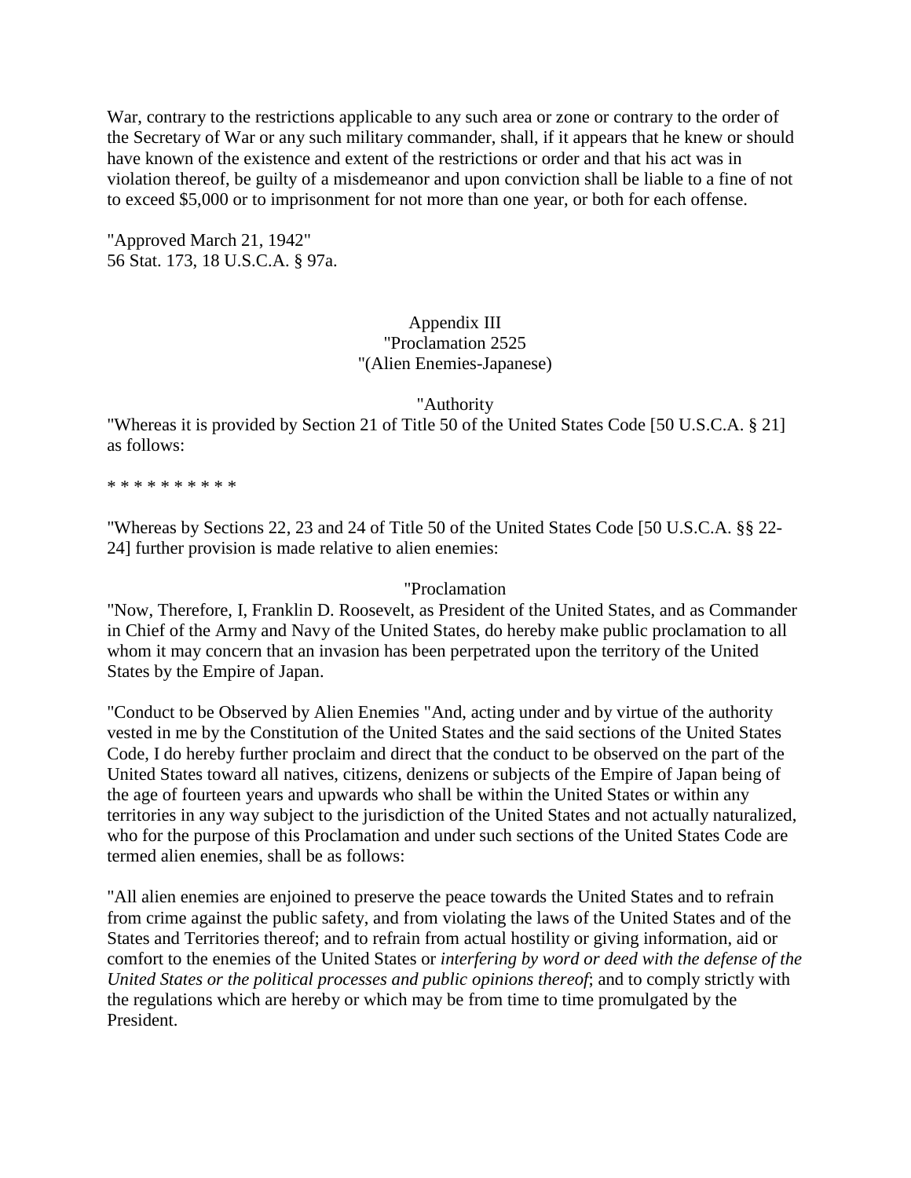War, contrary to the restrictions applicable to any such area or zone or contrary to the order of the Secretary of War or any such military commander, shall, if it appears that he knew or should have known of the existence and extent of the restrictions or order and that his act was in violation thereof, be guilty of a misdemeanor and upon conviction shall be liable to a fine of not to exceed $5,000 or to imprisonment for not more than one year, or both for each offense.

"Approved March 21, 1942"
56 Stat. 173, 18 U.S.C.A. § 97a.

## Appendix III
## "Proclamation 2525
## "(Alien Enemies-Japanese)

### "Authority

"Whereas it is provided by Section 21 of Title 50 of the United States Code [50 U.S.C.A. § 21] as follows:

* * * * * * * * * *

"Whereas by Sections 22, 23 and 24 of Title 50 of the United States Code [50 U.S.C.A. §§ 22-24] further provision is made relative to alien enemies:

### "Proclamation

"Now, Therefore, I, Franklin D. Roosevelt, as President of the United States, and as Commander in Chief of the Army and Navy of the United States, do hereby make public proclamation to all whom it may concern that an invasion has been perpetrated upon the territory of the United States by the Empire of Japan.

"Conduct to be Observed by Alien Enemies "And, acting under and by virtue of the authority vested in me by the Constitution of the United States and the said sections of the United States Code, I do hereby further proclaim and direct that the conduct to be observed on the part of the United States toward all natives, citizens, denizens or subjects of the Empire of Japan being of the age of fourteen years and upwards who shall be within the United States or within any territories in any way subject to the jurisdiction of the United States and not actually naturalized, who for the purpose of this Proclamation and under such sections of the United States Code are termed alien enemies, shall be as follows:

"All alien enemies are enjoined to preserve the peace towards the United States and to refrain from crime against the public safety, and from violating the laws of the United States and of the States and Territories thereof; and to refrain from actual hostility or giving information, aid or comfort to the enemies of the United States or *interfering by word or deed with the defense of the United States or the political processes and public opinions thereof*; and to comply strictly with the regulations which are hereby or which may be from time to time promulgated by the President.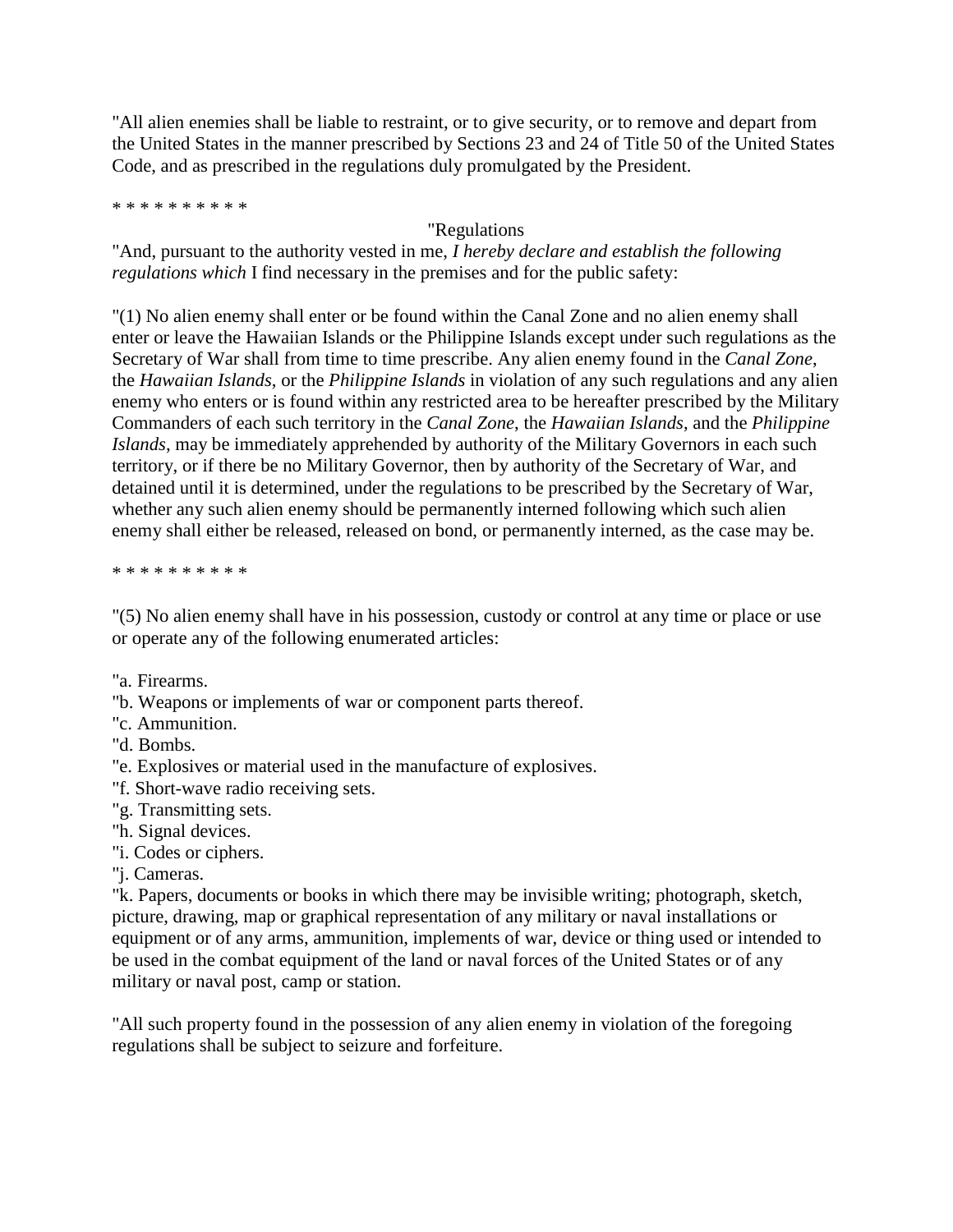"All alien enemies shall be liable to restraint, or to give security, or to remove and depart from the United States in the manner prescribed by Sections 23 and 24 of Title 50 of the United States Code, and as prescribed in the regulations duly promulgated by the President.

* * * * * * * * * *

"Regulations

"And, pursuant to the authority vested in me, *I hereby declare and establish the following regulations which* I find necessary in the premises and for the public safety:

"(1) No alien enemy shall enter or be found within the Canal Zone and no alien enemy shall enter or leave the Hawaiian Islands or the Philippine Islands except under such regulations as the Secretary of War shall from time to time prescribe. Any alien enemy found in the *Canal Zone*, the *Hawaiian Islands*, or the *Philippine Islands* in violation of any such regulations and any alien enemy who enters or is found within any restricted area to be hereafter prescribed by the Military Commanders of each such territory in the *Canal Zone*, the *Hawaiian Islands*, and the *Philippine Islands*, may be immediately apprehended by authority of the Military Governors in each such territory, or if there be no Military Governor, then by authority of the Secretary of War, and detained until it is determined, under the regulations to be prescribed by the Secretary of War, whether any such alien enemy should be permanently interned following which such alien enemy shall either be released, released on bond, or permanently interned, as the case may be.

* * * * * * * * * *

"(5) No alien enemy shall have in his possession, custody or control at any time or place or use or operate any of the following enumerated articles:

"a. Firearms.
"b. Weapons or implements of war or component parts thereof.
"c. Ammunition.
"d. Bombs.
"e. Explosives or material used in the manufacture of explosives.
"f. Short-wave radio receiving sets.
"g. Transmitting sets.
"h. Signal devices.
"i. Codes or ciphers.
"j. Cameras.
"k. Papers, documents or books in which there may be invisible writing; photograph, sketch, picture, drawing, map or graphical representation of any military or naval installations or equipment or of any arms, ammunition, implements of war, device or thing used or intended to be used in the combat equipment of the land or naval forces of the United States or of any military or naval post, camp or station.

"All such property found in the possession of any alien enemy in violation of the foregoing regulations shall be subject to seizure and forfeiture.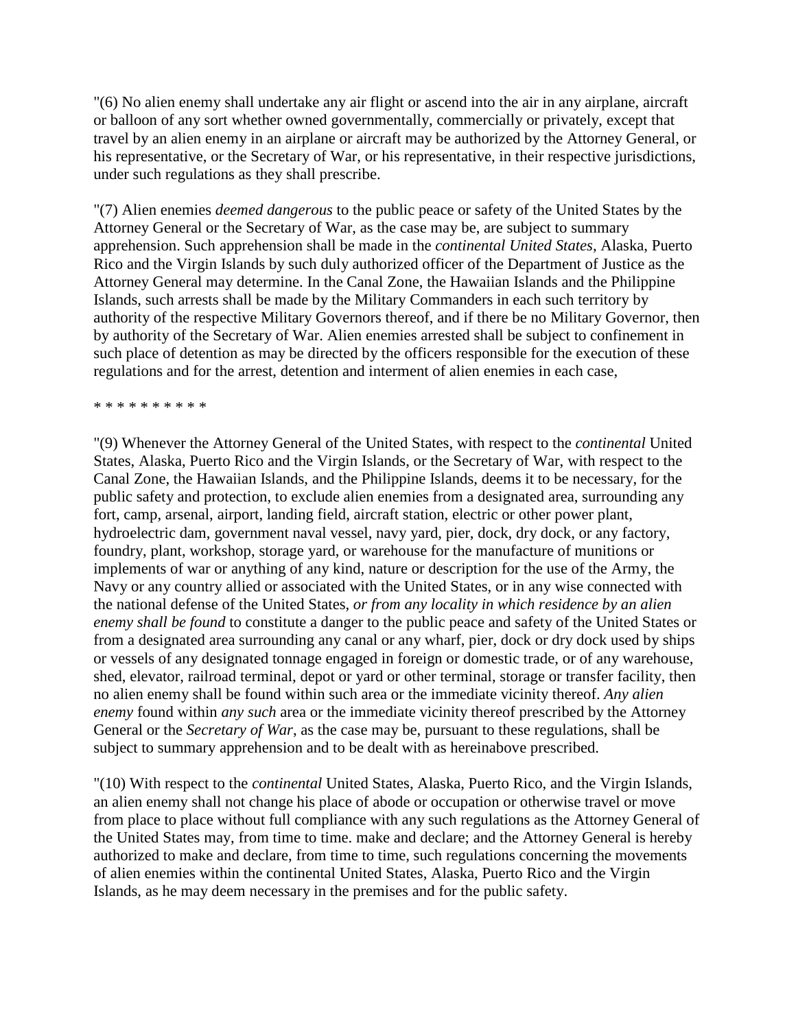"(6) No alien enemy shall undertake any air flight or ascend into the air in any airplane, aircraft or balloon of any sort whether owned governmentally, commercially or privately, except that travel by an alien enemy in an airplane or aircraft may be authorized by the Attorney General, or his representative, or the Secretary of War, or his representative, in their respective jurisdictions, under such regulations as they shall prescribe.

"(7) Alien enemies *deemed dangerous* to the public peace or safety of the United States by the Attorney General or the Secretary of War, as the case may be, are subject to summary apprehension. Such apprehension shall be made in the *continental United States*, Alaska, Puerto Rico and the Virgin Islands by such duly authorized officer of the Department of Justice as the Attorney General may determine. In the Canal Zone, the Hawaiian Islands and the Philippine Islands, such arrests shall be made by the Military Commanders in each such territory by authority of the respective Military Governors thereof, and if there be no Military Governor, then by authority of the Secretary of War. Alien enemies arrested shall be subject to confinement in such place of detention as may be directed by the officers responsible for the execution of these regulations and for the arrest, detention and interment of alien enemies in each case,

* * * * * * * * * *

"(9) Whenever the Attorney General of the United States, with respect to the *continental* United States, Alaska, Puerto Rico and the Virgin Islands, or the Secretary of War, with respect to the Canal Zone, the Hawaiian Islands, and the Philippine Islands, deems it to be necessary, for the public safety and protection, to exclude alien enemies from a designated area, surrounding any fort, camp, arsenal, airport, landing field, aircraft station, electric or other power plant, hydroelectric dam, government naval vessel, navy yard, pier, dock, dry dock, or any factory, foundry, plant, workshop, storage yard, or warehouse for the manufacture of munitions or implements of war or anything of any kind, nature or description for the use of the Army, the Navy or any country allied or associated with the United States, or in any wise connected with the national defense of the United States, *or from any locality in which residence by an alien enemy shall be found* to constitute a danger to the public peace and safety of the United States or from a designated area surrounding any canal or any wharf, pier, dock or dry dock used by ships or vessels of any designated tonnage engaged in foreign or domestic trade, or of any warehouse, shed, elevator, railroad terminal, depot or yard or other terminal, storage or transfer facility, then no alien enemy shall be found within such area or the immediate vicinity thereof. *Any alien enemy* found within *any such* area or the immediate vicinity thereof prescribed by the Attorney General or the *Secretary of War*, as the case may be, pursuant to these regulations, shall be subject to summary apprehension and to be dealt with as hereinabove prescribed.

"(10) With respect to the *continental* United States, Alaska, Puerto Rico, and the Virgin Islands, an alien enemy shall not change his place of abode or occupation or otherwise travel or move from place to place without full compliance with any such regulations as the Attorney General of the United States may, from time to time. make and declare; and the Attorney General is hereby authorized to make and declare, from time to time, such regulations concerning the movements of alien enemies within the continental United States, Alaska, Puerto Rico and the Virgin Islands, as he may deem necessary in the premises and for the public safety.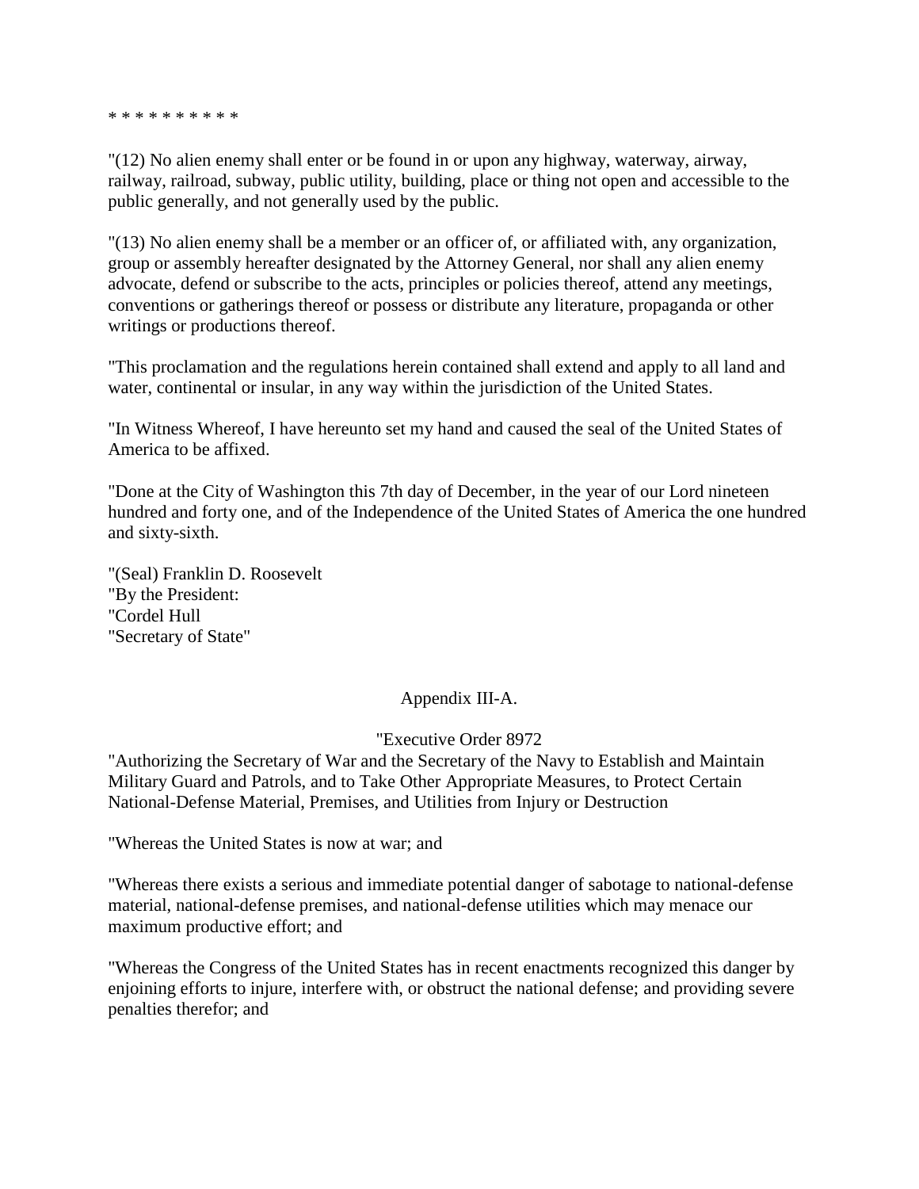* * * * * * * * * *

"(12) No alien enemy shall enter or be found in or upon any highway, waterway, airway, railway, railroad, subway, public utility, building, place or thing not open and accessible to the public generally, and not generally used by the public.

"(13) No alien enemy shall be a member or an officer of, or affiliated with, any organization, group or assembly hereafter designated by the Attorney General, nor shall any alien enemy advocate, defend or subscribe to the acts, principles or policies thereof, attend any meetings, conventions or gatherings thereof or possess or distribute any literature, propaganda or other writings or productions thereof.

"This proclamation and the regulations herein contained shall extend and apply to all land and water, continental or insular, in any way within the jurisdiction of the United States.

"In Witness Whereof, I have hereunto set my hand and caused the seal of the United States of America to be affixed.

"Done at the City of Washington this 7th day of December, in the year of our Lord nineteen hundred and forty one, and of the Independence of the United States of America the one hundred and sixty-sixth.

"(Seal) Franklin D. Roosevelt
"By the President:
"Cordel Hull
"Secretary of State"

## Appendix III-A.

"Executive Order 8972
"Authorizing the Secretary of War and the Secretary of the Navy to Establish and Maintain Military Guard and Patrols, and to Take Other Appropriate Measures, to Protect Certain National-Defense Material, Premises, and Utilities from Injury or Destruction

"Whereas the United States is now at war; and

"Whereas there exists a serious and immediate potential danger of sabotage to national-defense material, national-defense premises, and national-defense utilities which may menace our maximum productive effort; and

"Whereas the Congress of the United States has in recent enactments recognized this danger by enjoining efforts to injure, interfere with, or obstruct the national defense; and providing severe penalties therefor; and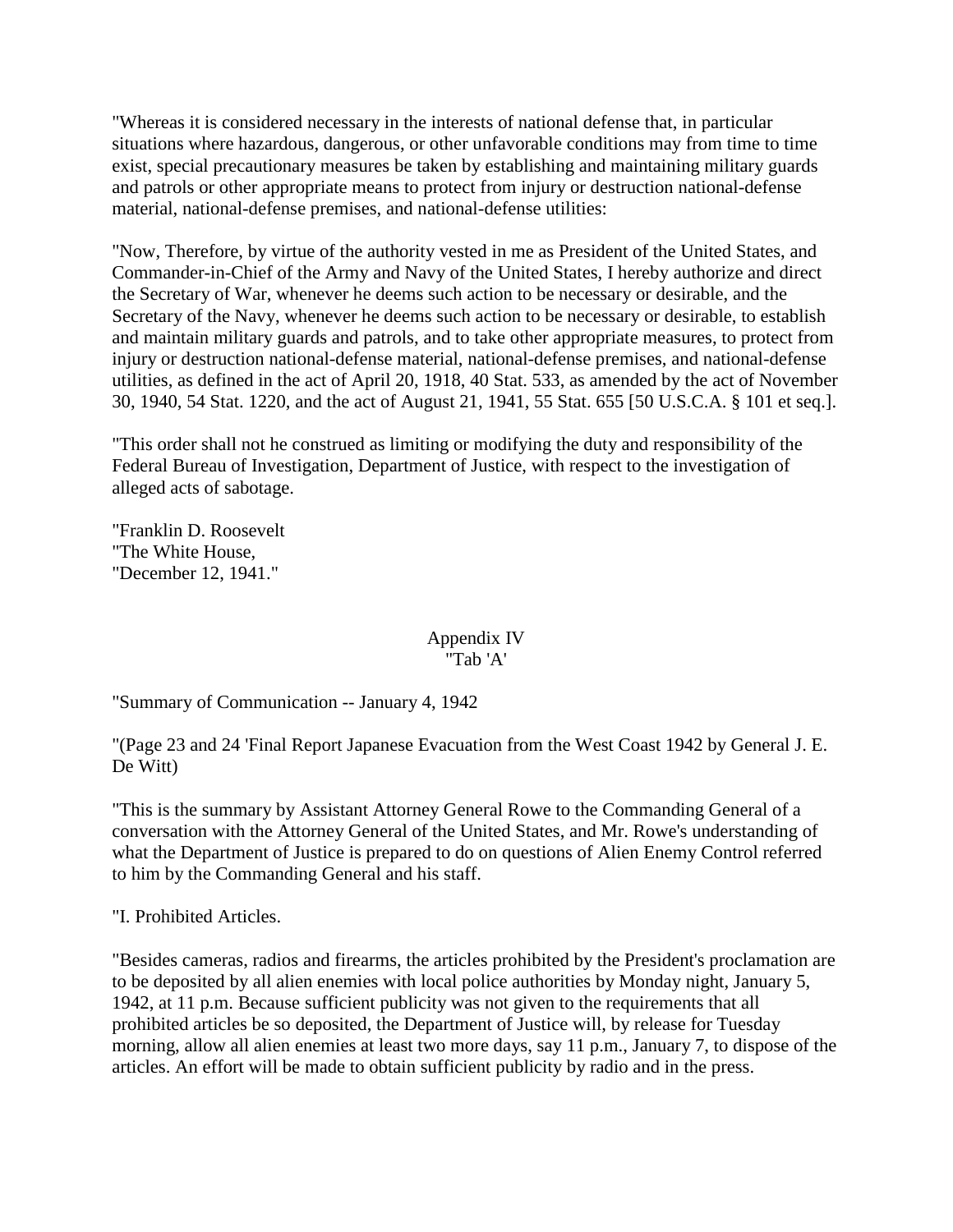"Whereas it is considered necessary in the interests of national defense that, in particular situations where hazardous, dangerous, or other unfavorable conditions may from time to time exist, special precautionary measures be taken by establishing and maintaining military guards and patrols or other appropriate means to protect from injury or destruction national-defense material, national-defense premises, and national-defense utilities:

"Now, Therefore, by virtue of the authority vested in me as President of the United States, and Commander-in-Chief of the Army and Navy of the United States, I hereby authorize and direct the Secretary of War, whenever he deems such action to be necessary or desirable, and the Secretary of the Navy, whenever he deems such action to be necessary or desirable, to establish and maintain military guards and patrols, and to take other appropriate measures, to protect from injury or destruction national-defense material, national-defense premises, and national-defense utilities, as defined in the act of April 20, 1918, 40 Stat. 533, as amended by the act of November 30, 1940, 54 Stat. 1220, and the act of August 21, 1941, 55 Stat. 655 [50 U.S.C.A. § 101 et seq.].

"This order shall not he construed as limiting or modifying the duty and responsibility of the Federal Bureau of Investigation, Department of Justice, with respect to the investigation of alleged acts of sabotage.

"Franklin D. Roosevelt
"The White House,
"December 12, 1941."

## Appendix IV
"Tab 'A'

"Summary of Communication -- January 4, 1942

"(Page 23 and 24 'Final Report Japanese Evacuation from the West Coast 1942 by General J. E. De Witt)

"This is the summary by Assistant Attorney General Rowe to the Commanding General of a conversation with the Attorney General of the United States, and Mr. Rowe's understanding of what the Department of Justice is prepared to do on questions of Alien Enemy Control referred to him by the Commanding General and his staff.

"I. Prohibited Articles.

"Besides cameras, radios and firearms, the articles prohibited by the President's proclamation are to be deposited by all alien enemies with local police authorities by Monday night, January 5, 1942, at 11 p.m. Because sufficient publicity was not given to the requirements that all prohibited articles be so deposited, the Department of Justice will, by release for Tuesday morning, allow all alien enemies at least two more days, say 11 p.m., January 7, to dispose of the articles. An effort will be made to obtain sufficient publicity by radio and in the press.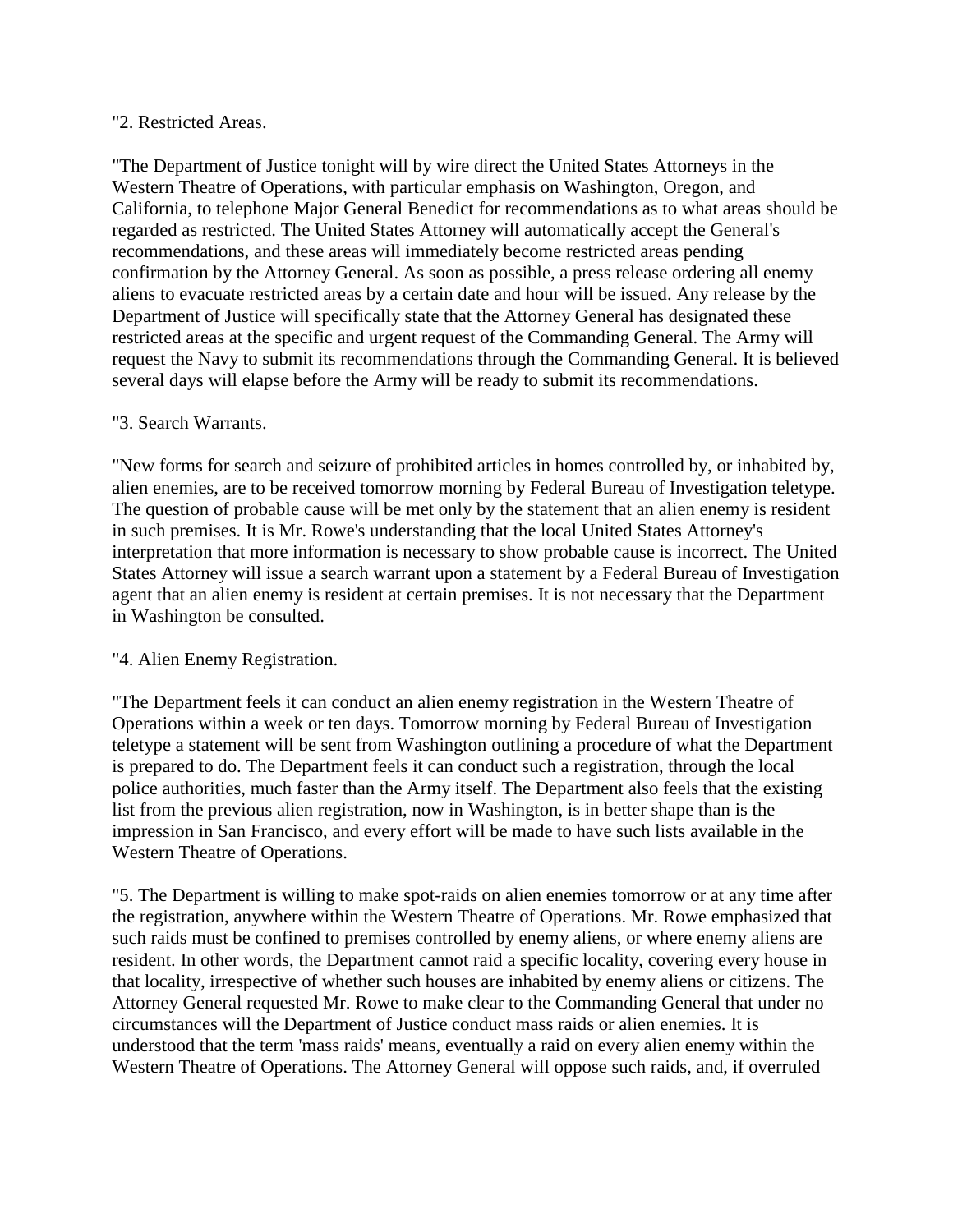"2. Restricted Areas.

"The Department of Justice tonight will by wire direct the United States Attorneys in the Western Theatre of Operations, with particular emphasis on Washington, Oregon, and California, to telephone Major General Benedict for recommendations as to what areas should be regarded as restricted. The United States Attorney will automatically accept the General's recommendations, and these areas will immediately become restricted areas pending confirmation by the Attorney General. As soon as possible, a press release ordering all enemy aliens to evacuate restricted areas by a certain date and hour will be issued. Any release by the Department of Justice will specifically state that the Attorney General has designated these restricted areas at the specific and urgent request of the Commanding General. The Army will request the Navy to submit its recommendations through the Commanding General. It is believed several days will elapse before the Army will be ready to submit its recommendations.

"3. Search Warrants.

"New forms for search and seizure of prohibited articles in homes controlled by, or inhabited by, alien enemies, are to be received tomorrow morning by Federal Bureau of Investigation teletype. The question of probable cause will be met only by the statement that an alien enemy is resident in such premises. It is Mr. Rowe's understanding that the local United States Attorney's interpretation that more information is necessary to show probable cause is incorrect. The United States Attorney will issue a search warrant upon a statement by a Federal Bureau of Investigation agent that an alien enemy is resident at certain premises. It is not necessary that the Department in Washington be consulted.

"4. Alien Enemy Registration.

"The Department feels it can conduct an alien enemy registration in the Western Theatre of Operations within a week or ten days. Tomorrow morning by Federal Bureau of Investigation teletype a statement will be sent from Washington outlining a procedure of what the Department is prepared to do. The Department feels it can conduct such a registration, through the local police authorities, much faster than the Army itself. The Department also feels that the existing list from the previous alien registration, now in Washington, is in better shape than is the impression in San Francisco, and every effort will be made to have such lists available in the Western Theatre of Operations.

"5. The Department is willing to make spot-raids on alien enemies tomorrow or at any time after the registration, anywhere within the Western Theatre of Operations. Mr. Rowe emphasized that such raids must be confined to premises controlled by enemy aliens, or where enemy aliens are resident. In other words, the Department cannot raid a specific locality, covering every house in that locality, irrespective of whether such houses are inhabited by enemy aliens or citizens. The Attorney General requested Mr. Rowe to make clear to the Commanding General that under no circumstances will the Department of Justice conduct mass raids or alien enemies. It is understood that the term 'mass raids' means, eventually a raid on every alien enemy within the Western Theatre of Operations. The Attorney General will oppose such raids, and, if overruled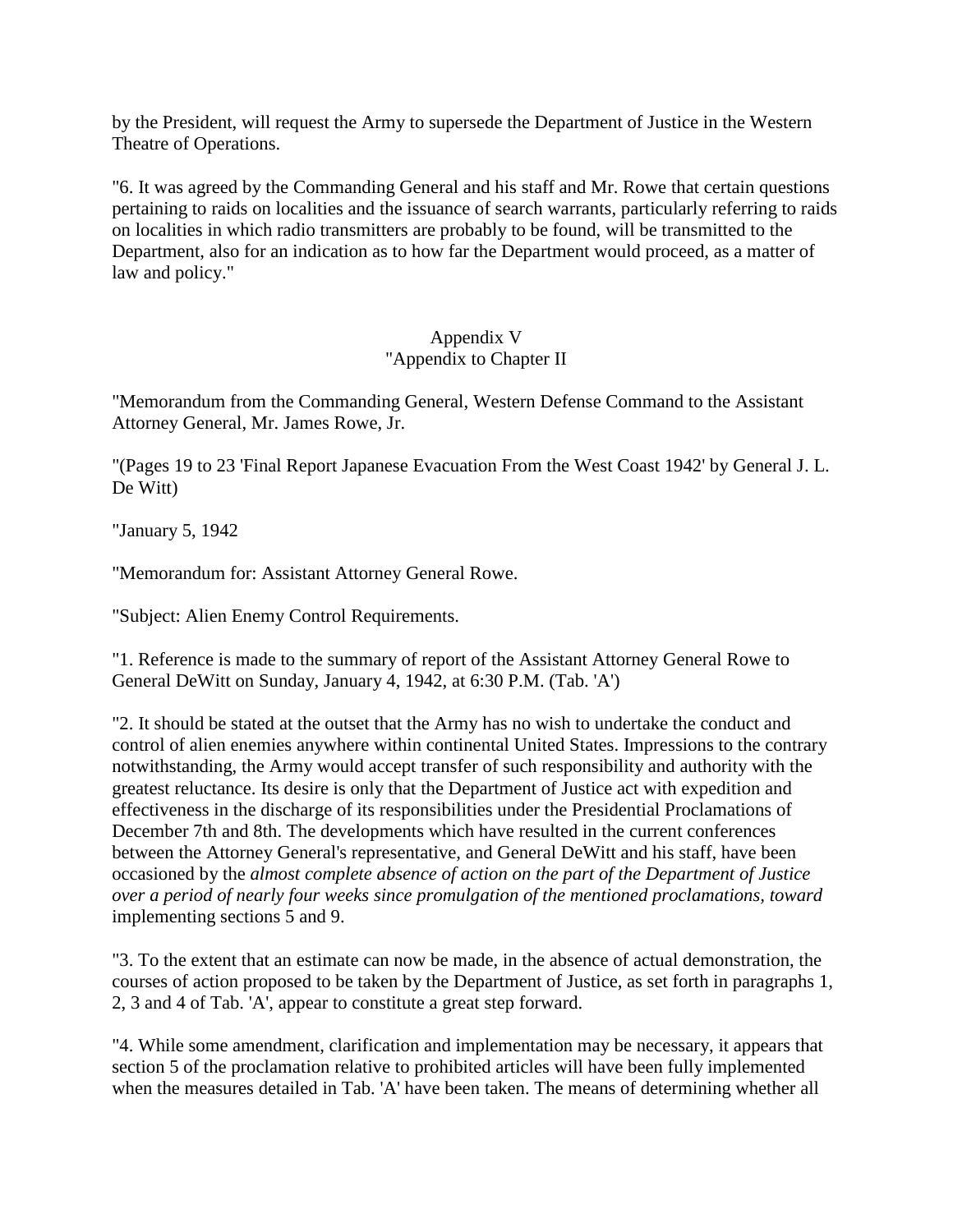by the President, will request the Army to supersede the Department of Justice in the Western Theatre of Operations.

"6. It was agreed by the Commanding General and his staff and Mr. Rowe that certain questions pertaining to raids on localities and the issuance of search warrants, particularly referring to raids on localities in which radio transmitters are probably to be found, will be transmitted to the Department, also for an indication as to how far the Department would proceed, as a matter of law and policy."

## Appendix V
## "Appendix to Chapter II

"Memorandum from the Commanding General, Western Defense Command to the Assistant Attorney General, Mr. James Rowe, Jr.

"(Pages 19 to 23 'Final Report Japanese Evacuation From the West Coast 1942' by General J. L. De Witt)

"January 5, 1942

"Memorandum for: Assistant Attorney General Rowe.

"Subject: Alien Enemy Control Requirements.

"1. Reference is made to the summary of report of the Assistant Attorney General Rowe to General DeWitt on Sunday, January 4, 1942, at 6:30 P.M. (Tab. 'A')

"2. It should be stated at the outset that the Army has no wish to undertake the conduct and control of alien enemies anywhere within continental United States. Impressions to the contrary notwithstanding, the Army would accept transfer of such responsibility and authority with the greatest reluctance. Its desire is only that the Department of Justice act with expedition and effectiveness in the discharge of its responsibilities under the Presidential Proclamations of December 7th and 8th. The developments which have resulted in the current conferences between the Attorney General's representative, and General DeWitt and his staff, have been occasioned by the *almost complete absence of action on the part of the Department of Justice over a period of nearly four weeks since promulgation of the mentioned proclamations, toward* implementing sections 5 and 9.

"3. To the extent that an estimate can now be made, in the absence of actual demonstration, the courses of action proposed to be taken by the Department of Justice, as set forth in paragraphs 1, 2, 3 and 4 of Tab. 'A', appear to constitute a great step forward.

"4. While some amendment, clarification and implementation may be necessary, it appears that section 5 of the proclamation relative to prohibited articles will have been fully implemented when the measures detailed in Tab. 'A' have been taken. The means of determining whether all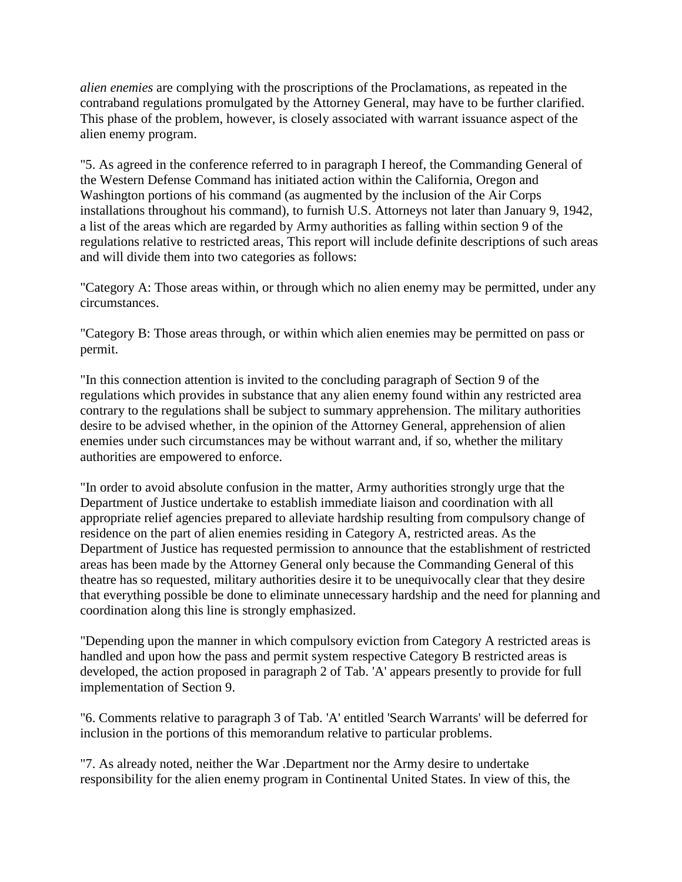*alien enemies* are complying with the proscriptions of the Proclamations, as repeated in the contraband regulations promulgated by the Attorney General, may have to be further clarified. This phase of the problem, however, is closely associated with warrant issuance aspect of the alien enemy program.

"5. As agreed in the conference referred to in paragraph I hereof, the Commanding General of the Western Defense Command has initiated action within the California, Oregon and Washington portions of his command (as augmented by the inclusion of the Air Corps installations throughout his command), to furnish U.S. Attorneys not later than January 9, 1942, a list of the areas which are regarded by Army authorities as falling within section 9 of the regulations relative to restricted areas, This report will include definite descriptions of such areas and will divide them into two categories as follows:

"Category A: Those areas within, or through which no alien enemy may be permitted, under any circumstances.

"Category B: Those areas through, or within which alien enemies may be permitted on pass or permit.

"In this connection attention is invited to the concluding paragraph of Section 9 of the regulations which provides in substance that any alien enemy found within any restricted area contrary to the regulations shall be subject to summary apprehension. The military authorities desire to be advised whether, in the opinion of the Attorney General, apprehension of alien enemies under such circumstances may be without warrant and, if so, whether the military authorities are empowered to enforce.

"In order to avoid absolute confusion in the matter, Army authorities strongly urge that the Department of Justice undertake to establish immediate liaison and coordination with all appropriate relief agencies prepared to alleviate hardship resulting from compulsory change of residence on the part of alien enemies residing in Category A, restricted areas. As the Department of Justice has requested permission to announce that the establishment of restricted areas has been made by the Attorney General only because the Commanding General of this theatre has so requested, military authorities desire it to be unequivocally clear that they desire that everything possible be done to eliminate unnecessary hardship and the need for planning and coordination along this line is strongly emphasized.

"Depending upon the manner in which compulsory eviction from Category A restricted areas is handled and upon how the pass and permit system respective Category B restricted areas is developed, the action proposed in paragraph 2 of Tab. 'A' appears presently to provide for full implementation of Section 9.

"6. Comments relative to paragraph 3 of Tab. 'A' entitled 'Search Warrants' will be deferred for inclusion in the portions of this memorandum relative to particular problems.

"7. As already noted, neither the War .Department nor the Army desire to undertake responsibility for the alien enemy program in Continental United States. In view of this, the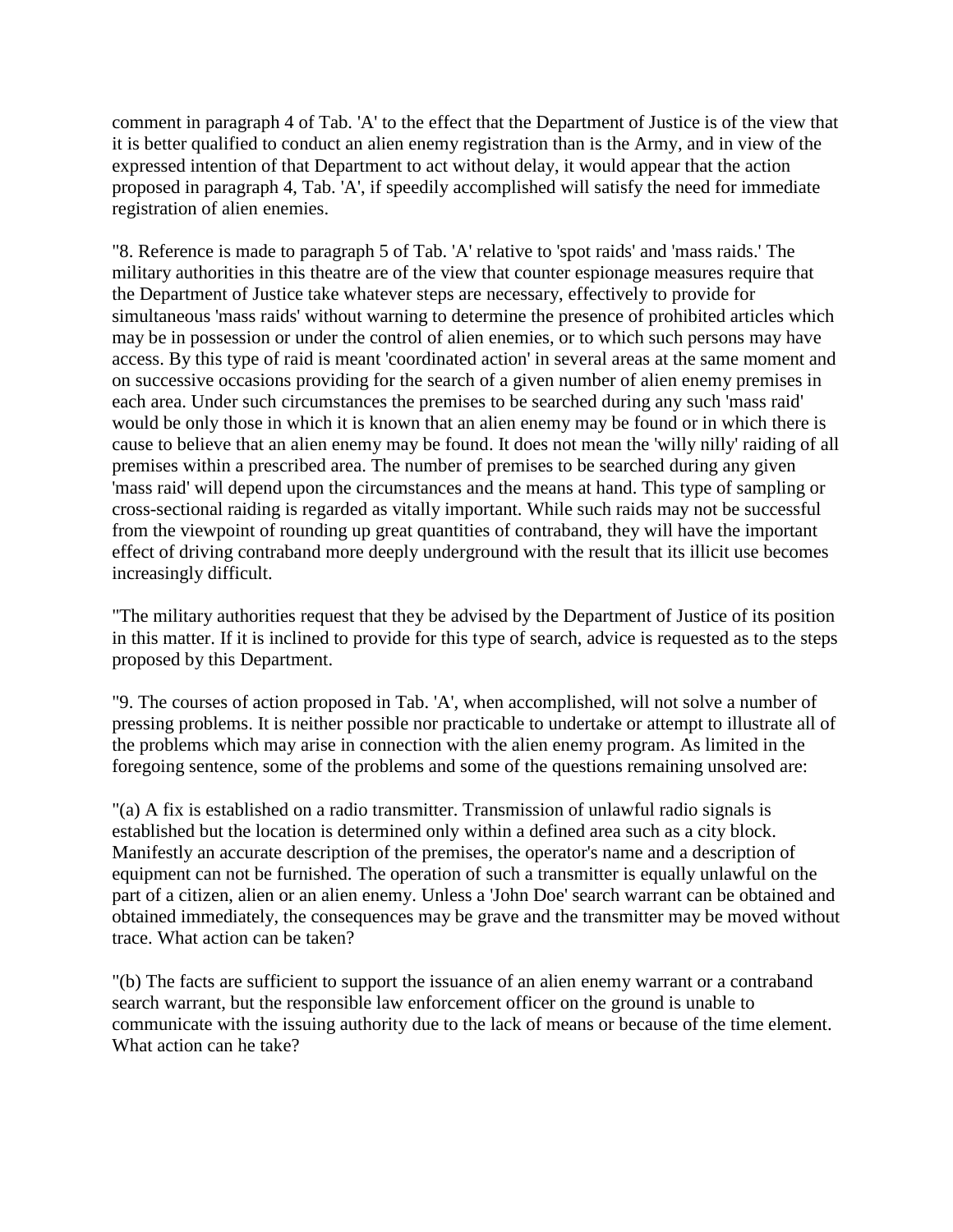comment in paragraph 4 of Tab. 'A' to the effect that the Department of Justice is of the view that it is better qualified to conduct an alien enemy registration than is the Army, and in view of the expressed intention of that Department to act without delay, it would appear that the action proposed in paragraph 4, Tab. 'A', if speedily accomplished will satisfy the need for immediate registration of alien enemies.

"8. Reference is made to paragraph 5 of Tab. 'A' relative to 'spot raids' and 'mass raids.' The military authorities in this theatre are of the view that counter espionage measures require that the Department of Justice take whatever steps are necessary, effectively to provide for simultaneous 'mass raids' without warning to determine the presence of prohibited articles which may be in possession or under the control of alien enemies, or to which such persons may have access. By this type of raid is meant 'coordinated action' in several areas at the same moment and on successive occasions providing for the search of a given number of alien enemy premises in each area. Under such circumstances the premises to be searched during any such 'mass raid' would be only those in which it is known that an alien enemy may be found or in which there is cause to believe that an alien enemy may be found. It does not mean the 'willy nilly' raiding of all premises within a prescribed area. The number of premises to be searched during any given 'mass raid' will depend upon the circumstances and the means at hand. This type of sampling or cross-sectional raiding is regarded as vitally important. While such raids may not be successful from the viewpoint of rounding up great quantities of contraband, they will have the important effect of driving contraband more deeply underground with the result that its illicit use becomes increasingly difficult.

"The military authorities request that they be advised by the Department of Justice of its position in this matter. If it is inclined to provide for this type of search, advice is requested as to the steps proposed by this Department.

"9. The courses of action proposed in Tab. 'A', when accomplished, will not solve a number of pressing problems. It is neither possible nor practicable to undertake or attempt to illustrate all of the problems which may arise in connection with the alien enemy program. As limited in the foregoing sentence, some of the problems and some of the questions remaining unsolved are:

"(a) A fix is established on a radio transmitter. Transmission of unlawful radio signals is established but the location is determined only within a defined area such as a city block. Manifestly an accurate description of the premises, the operator's name and a description of equipment can not be furnished. The operation of such a transmitter is equally unlawful on the part of a citizen, alien or an alien enemy. Unless a 'John Doe' search warrant can be obtained and obtained immediately, the consequences may be grave and the transmitter may be moved without trace. What action can be taken?

"(b) The facts are sufficient to support the issuance of an alien enemy warrant or a contraband search warrant, but the responsible law enforcement officer on the ground is unable to communicate with the issuing authority due to the lack of means or because of the time element. What action can he take?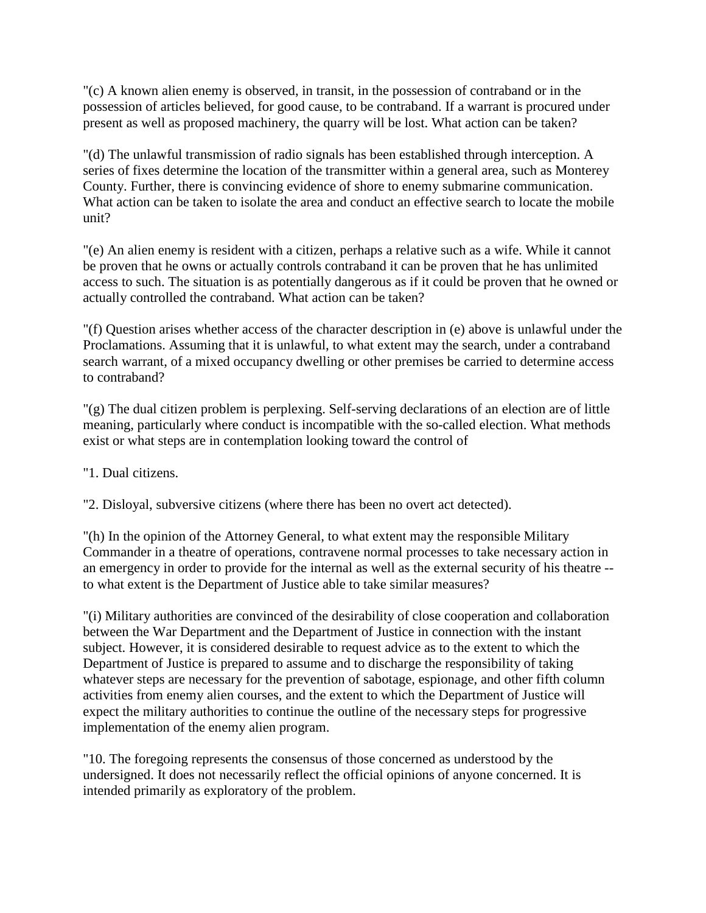"(c) A known alien enemy is observed, in transit, in the possession of contraband or in the possession of articles believed, for good cause, to be contraband. If a warrant is procured under present as well as proposed machinery, the quarry will be lost. What action can be taken?

"(d) The unlawful transmission of radio signals has been established through interception. A series of fixes determine the location of the transmitter within a general area, such as Monterey County. Further, there is convincing evidence of shore to enemy submarine communication. What action can be taken to isolate the area and conduct an effective search to locate the mobile unit?

"(e) An alien enemy is resident with a citizen, perhaps a relative such as a wife. While it cannot be proven that he owns or actually controls contraband it can be proven that he has unlimited access to such. The situation is as potentially dangerous as if it could be proven that he owned or actually controlled the contraband. What action can be taken?

"(f) Question arises whether access of the character description in (e) above is unlawful under the Proclamations. Assuming that it is unlawful, to what extent may the search, under a contraband search warrant, of a mixed occupancy dwelling or other premises be carried to determine access to contraband?

"(g) The dual citizen problem is perplexing. Self-serving declarations of an election are of little meaning, particularly where conduct is incompatible with the so-called election. What methods exist or what steps are in contemplation looking toward the control of

"1. Dual citizens.

"2. Disloyal, subversive citizens (where there has been no overt act detected).

"(h) In the opinion of the Attorney General, to what extent may the responsible Military Commander in a theatre of operations, contravene normal processes to take necessary action in an emergency in order to provide for the internal as well as the external security of his theatre -- to what extent is the Department of Justice able to take similar measures?

"(i) Military authorities are convinced of the desirability of close cooperation and collaboration between the War Department and the Department of Justice in connection with the instant subject. However, it is considered desirable to request advice as to the extent to which the Department of Justice is prepared to assume and to discharge the responsibility of taking whatever steps are necessary for the prevention of sabotage, espionage, and other fifth column activities from enemy alien courses, and the extent to which the Department of Justice will expect the military authorities to continue the outline of the necessary steps for progressive implementation of the enemy alien program.

"10. The foregoing represents the consensus of those concerned as understood by the undersigned. It does not necessarily reflect the official opinions of anyone concerned. It is intended primarily as exploratory of the problem.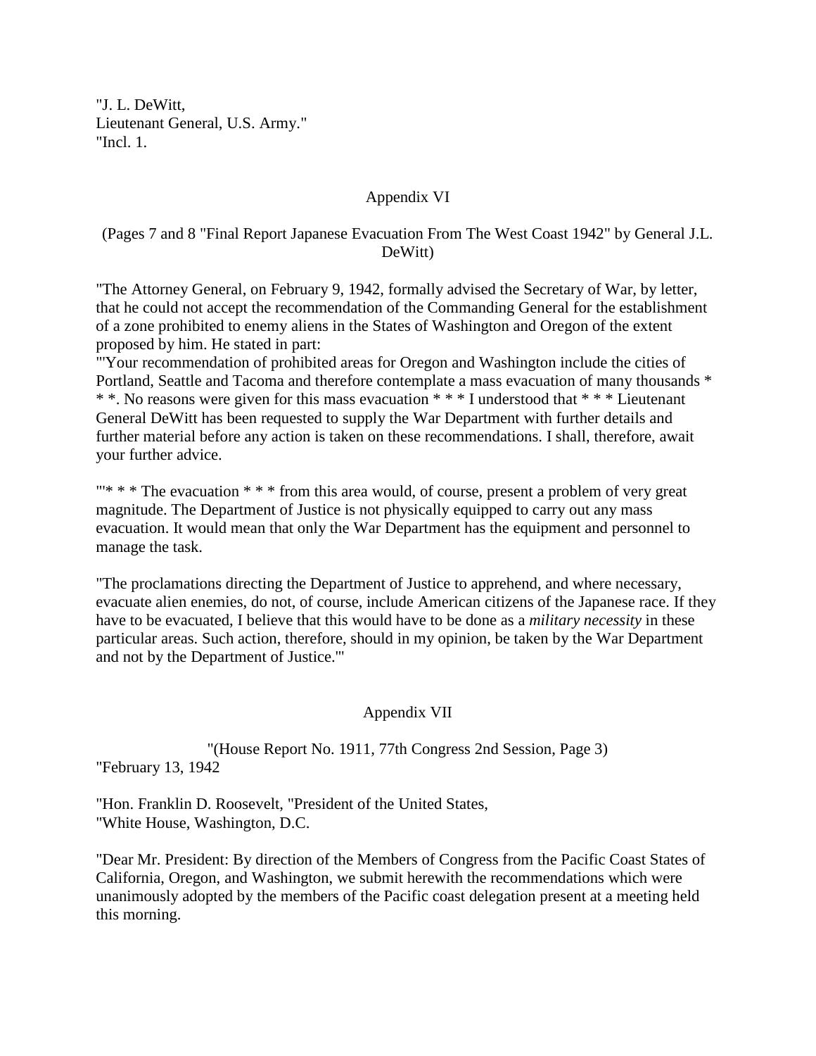"J. L. DeWitt,
Lieutenant General, U.S. Army."
"Incl. 1.

## Appendix VI

(Pages 7 and 8 "Final Report Japanese Evacuation From The West Coast 1942" by General J.L. DeWitt)

"The Attorney General, on February 9, 1942, formally advised the Secretary of War, by letter, that he could not accept the recommendation of the Commanding General for the establishment of a zone prohibited to enemy aliens in the States of Washington and Oregon of the extent proposed by him. He stated in part:
"'Your recommendation of prohibited areas for Oregon and Washington include the cities of Portland, Seattle and Tacoma and therefore contemplate a mass evacuation of many thousands * * *. No reasons were given for this mass evacuation * * * I understood that * * * Lieutenant General DeWitt has been requested to supply the War Department with further details and further material before any action is taken on these recommendations. I shall, therefore, await your further advice.

"'* * * The evacuation * * * from this area would, of course, present a problem of very great magnitude. The Department of Justice is not physically equipped to carry out any mass evacuation. It would mean that only the War Department has the equipment and personnel to manage the task.

"The proclamations directing the Department of Justice to apprehend, and where necessary, evacuate alien enemies, do not, of course, include American citizens of the Japanese race. If they have to be evacuated, I believe that this would have to be done as a *military necessity* in these particular areas. Such action, therefore, should in my opinion, be taken by the War Department and not by the Department of Justice.'"

## Appendix VII

"(House Report No. 1911, 77th Congress 2nd Session, Page 3)
"February 13, 1942

"Hon. Franklin D. Roosevelt, "President of the United States,
"White House, Washington, D.C.

"Dear Mr. President: By direction of the Members of Congress from the Pacific Coast States of California, Oregon, and Washington, we submit herewith the recommendations which were unanimously adopted by the members of the Pacific coast delegation present at a meeting held this morning.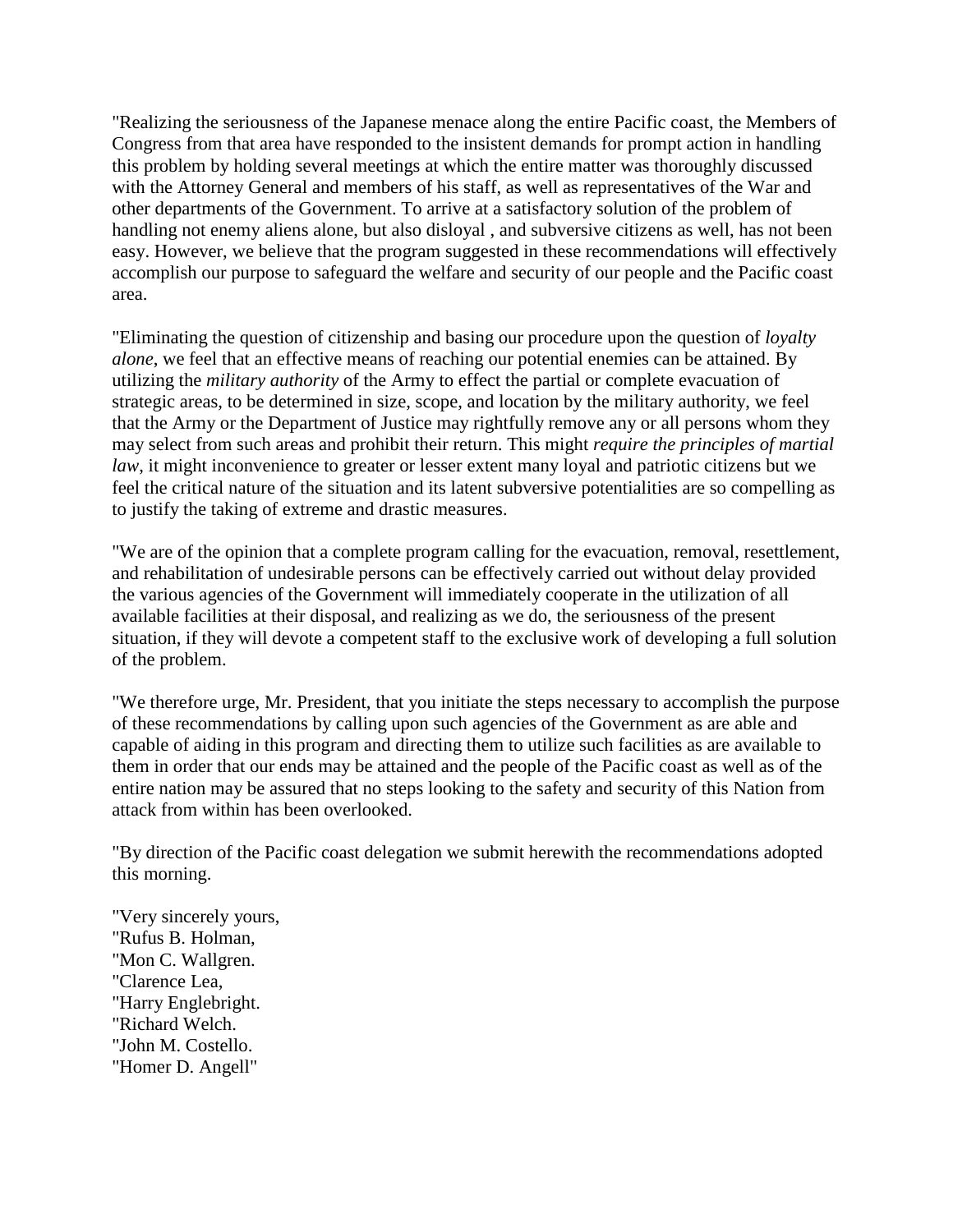"Realizing the seriousness of the Japanese menace along the entire Pacific coast, the Members of Congress from that area have responded to the insistent demands for prompt action in handling this problem by holding several meetings at which the entire matter was thoroughly discussed with the Attorney General and members of his staff, as well as representatives of the War and other departments of the Government. To arrive at a satisfactory solution of the problem of handling not enemy aliens alone, but also disloyal , and subversive citizens as well, has not been easy. However, we believe that the program suggested in these recommendations will effectively accomplish our purpose to safeguard the welfare and security of our people and the Pacific coast area.

"Eliminating the question of citizenship and basing our procedure upon the question of *loyalty alone*, we feel that an effective means of reaching our potential enemies can be attained. By utilizing the *military authority* of the Army to effect the partial or complete evacuation of strategic areas, to be determined in size, scope, and location by the military authority, we feel that the Army or the Department of Justice may rightfully remove any or all persons whom they may select from such areas and prohibit their return. This might *require the principles of martial law*, it might inconvenience to greater or lesser extent many loyal and patriotic citizens but we feel the critical nature of the situation and its latent subversive potentialities are so compelling as to justify the taking of extreme and drastic measures.

"We are of the opinion that a complete program calling for the evacuation, removal, resettlement, and rehabilitation of undesirable persons can be effectively carried out without delay provided the various agencies of the Government will immediately cooperate in the utilization of all available facilities at their disposal, and realizing as we do, the seriousness of the present situation, if they will devote a competent staff to the exclusive work of developing a full solution of the problem.

"We therefore urge, Mr. President, that you initiate the steps necessary to accomplish the purpose of these recommendations by calling upon such agencies of the Government as are able and capable of aiding in this program and directing them to utilize such facilities as are available to them in order that our ends may be attained and the people of the Pacific coast as well as of the entire nation may be assured that no steps looking to the safety and security of this Nation from attack from within has been overlooked.

"By direction of the Pacific coast delegation we submit herewith the recommendations adopted this morning.

"Very sincerely yours,
"Rufus B. Holman,
"Mon C. Wallgren.
"Clarence Lea,
"Harry Englebright.
"Richard Welch.
"John M. Costello.
"Homer D. Angell"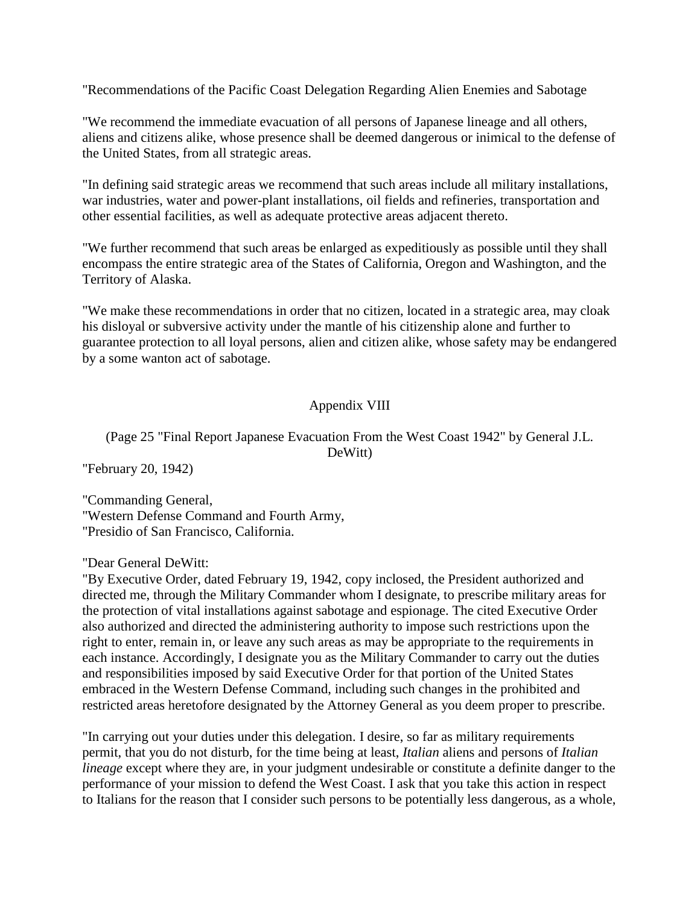"Recommendations of the Pacific Coast Delegation Regarding Alien Enemies and Sabotage

"We recommend the immediate evacuation of all persons of Japanese lineage and all others, aliens and citizens alike, whose presence shall be deemed dangerous or inimical to the defense of the United States, from all strategic areas.

"In defining said strategic areas we recommend that such areas include all military installations, war industries, water and power-plant installations, oil fields and refineries, transportation and other essential facilities, as well as adequate protective areas adjacent thereto.

"We further recommend that such areas be enlarged as expeditiously as possible until they shall encompass the entire strategic area of the States of California, Oregon and Washington, and the Territory of Alaska.

"We make these recommendations in order that no citizen, located in a strategic area, may cloak his disloyal or subversive activity under the mantle of his citizenship alone and further to guarantee protection to all loyal persons, alien and citizen alike, whose safety may be endangered by a some wanton act of sabotage.

## Appendix VIII

(Page 25 "Final Report Japanese Evacuation From the West Coast 1942" by General J.L. DeWitt)

"February 20, 1942)

"Commanding General,
"Western Defense Command and Fourth Army,
"Presidio of San Francisco, California.

"Dear General DeWitt:
"By Executive Order, dated February 19, 1942, copy inclosed, the President authorized and directed me, through the Military Commander whom I designate, to prescribe military areas for the protection of vital installations against sabotage and espionage. The cited Executive Order also authorized and directed the administering authority to impose such restrictions upon the right to enter, remain in, or leave any such areas as may be appropriate to the requirements in each instance. Accordingly, I designate you as the Military Commander to carry out the duties and responsibilities imposed by said Executive Order for that portion of the United States embraced in the Western Defense Command, including such changes in the prohibited and restricted areas heretofore designated by the Attorney General as you deem proper to prescribe.

"In carrying out your duties under this delegation. I desire, so far as military requirements permit, that you do not disturb, for the time being at least, *Italian* aliens and persons of *Italian lineage* except where they are, in your judgment undesirable or constitute a definite danger to the performance of your mission to defend the West Coast. I ask that you take this action in respect to Italians for the reason that I consider such persons to be potentially less dangerous, as a whole,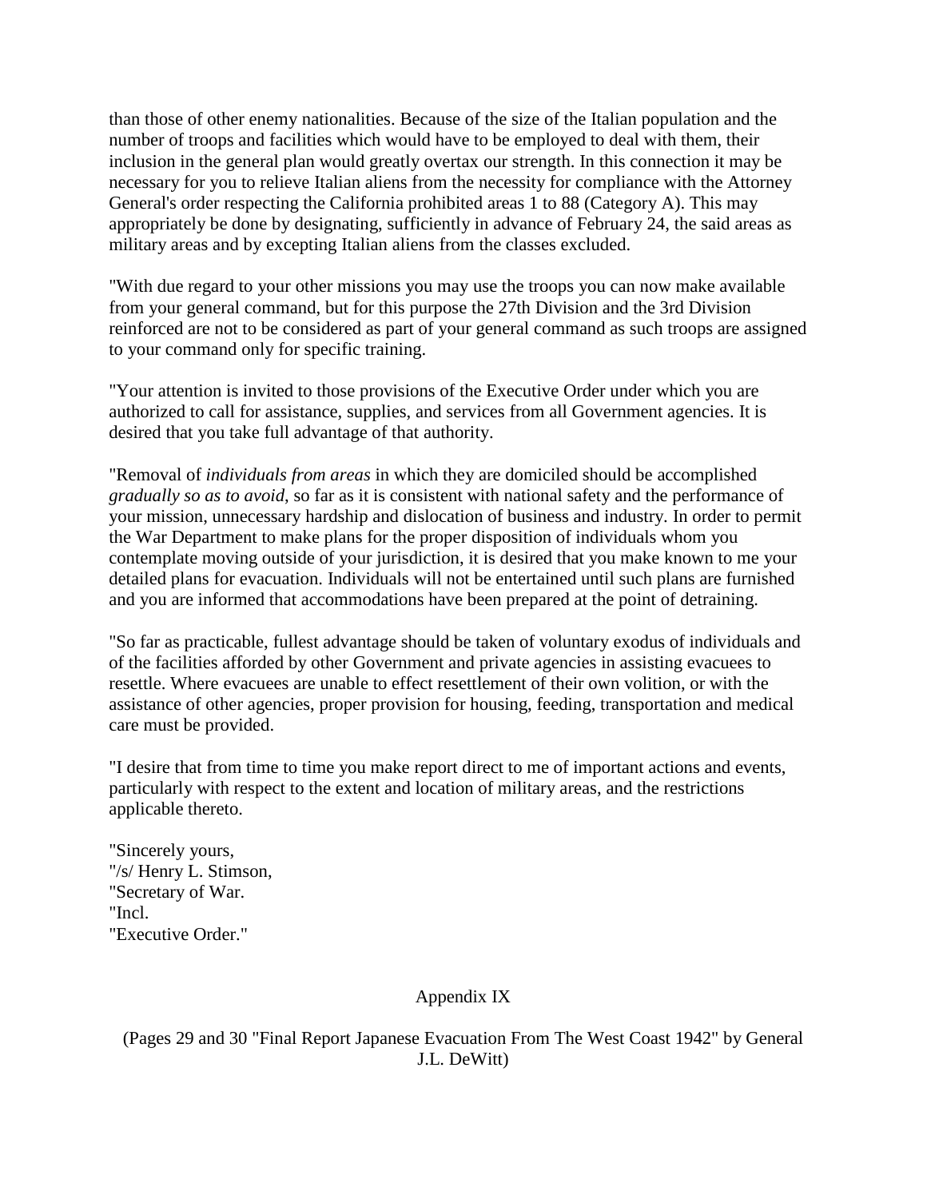than those of other enemy nationalities. Because of the size of the Italian population and the number of troops and facilities which would have to be employed to deal with them, their inclusion in the general plan would greatly overtax our strength. In this connection it may be necessary for you to relieve Italian aliens from the necessity for compliance with the Attorney General's order respecting the California prohibited areas 1 to 88 (Category A). This may appropriately be done by designating, sufficiently in advance of February 24, the said areas as military areas and by excepting Italian aliens from the classes excluded.

"With due regard to your other missions you may use the troops you can now make available from your general command, but for this purpose the 27th Division and the 3rd Division reinforced are not to be considered as part of your general command as such troops are assigned to your command only for specific training.

"Your attention is invited to those provisions of the Executive Order under which you are authorized to call for assistance, supplies, and services from all Government agencies. It is desired that you take full advantage of that authority.

"Removal of *individuals from areas* in which they are domiciled should be accomplished *gradually so as to avoid*, so far as it is consistent with national safety and the performance of your mission, unnecessary hardship and dislocation of business and industry. In order to permit the War Department to make plans for the proper disposition of individuals whom you contemplate moving outside of your jurisdiction, it is desired that you make known to me your detailed plans for evacuation. Individuals will not be entertained until such plans are furnished and you are informed that accommodations have been prepared at the point of detraining.

"So far as practicable, fullest advantage should be taken of voluntary exodus of individuals and of the facilities afforded by other Government and private agencies in assisting evacuees to resettle. Where evacuees are unable to effect resettlement of their own volition, or with the assistance of other agencies, proper provision for housing, feeding, transportation and medical care must be provided.

"I desire that from time to time you make report direct to me of important actions and events, particularly with respect to the extent and location of military areas, and the restrictions applicable thereto.

"Sincerely yours,
"/s/ Henry L. Stimson,
"Secretary of War.
"Incl.
"Executive Order."

Appendix IX

(Pages 29 and 30 "Final Report Japanese Evacuation From The West Coast 1942" by General J.L. DeWitt)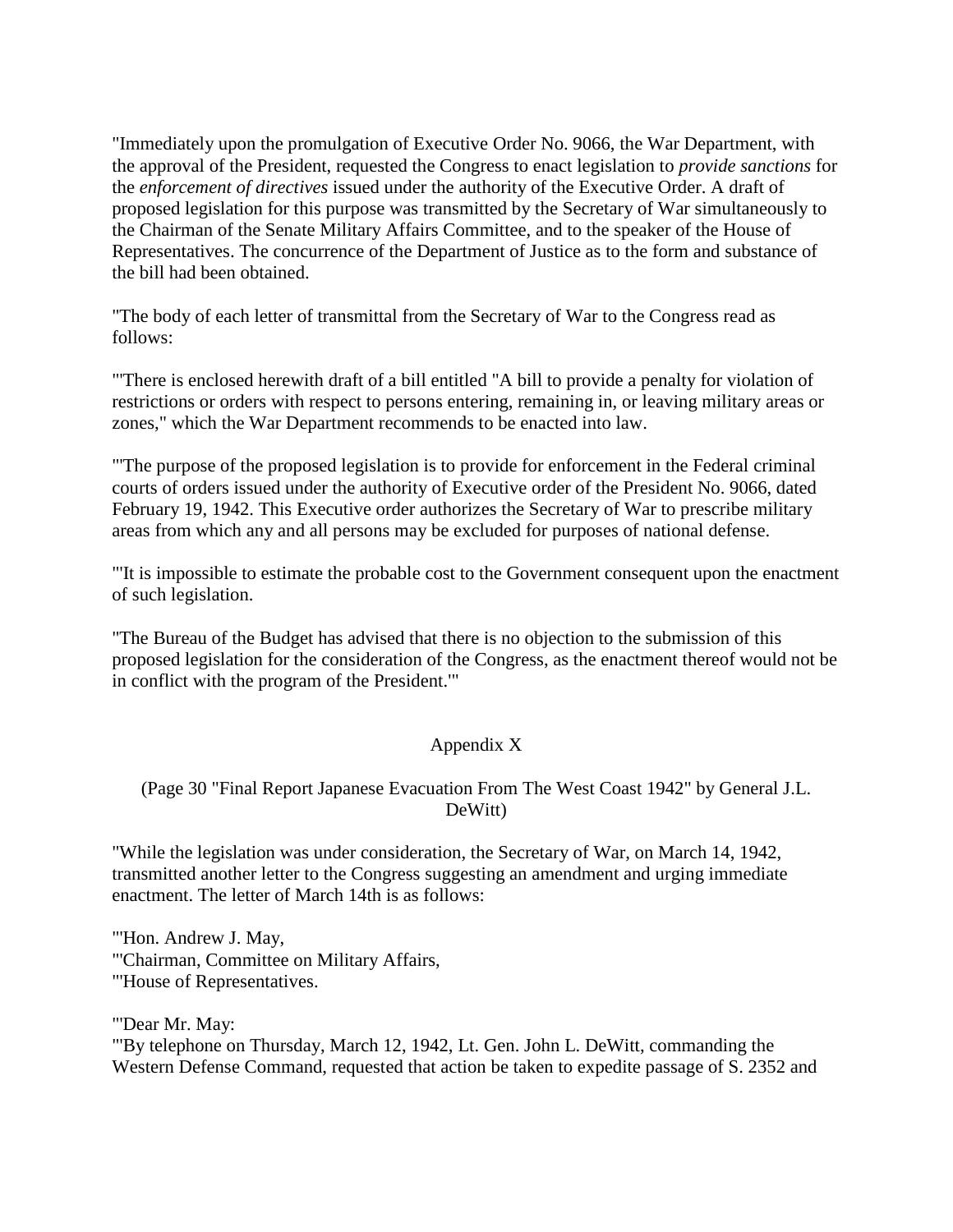"Immediately upon the promulgation of Executive Order No. 9066, the War Department, with the approval of the President, requested the Congress to enact legislation to *provide sanctions* for the *enforcement of directives* issued under the authority of the Executive Order. A draft of proposed legislation for this purpose was transmitted by the Secretary of War simultaneously to the Chairman of the Senate Military Affairs Committee, and to the speaker of the House of Representatives. The concurrence of the Department of Justice as to the form and substance of the bill had been obtained.

"The body of each letter of transmittal from the Secretary of War to the Congress read as follows:

"'There is enclosed herewith draft of a bill entitled "A bill to provide a penalty for violation of restrictions or orders with respect to persons entering, remaining in, or leaving military areas or zones," which the War Department recommends to be enacted into law.

"'The purpose of the proposed legislation is to provide for enforcement in the Federal criminal courts of orders issued under the authority of Executive order of the President No. 9066, dated February 19, 1942. This Executive order authorizes the Secretary of War to prescribe military areas from which any and all persons may be excluded for purposes of national defense.

"'It is impossible to estimate the probable cost to the Government consequent upon the enactment of such legislation.

"The Bureau of the Budget has advised that there is no objection to the submission of this proposed legislation for the consideration of the Congress, as the enactment thereof would not be in conflict with the program of the President.'"

## Appendix X

(Page 30 "Final Report Japanese Evacuation From The West Coast 1942" by General J.L. DeWitt)

"While the legislation was under consideration, the Secretary of War, on March 14, 1942, transmitted another letter to the Congress suggesting an amendment and urging immediate enactment. The letter of March 14th is as follows:

"'Hon. Andrew J. May,
"'Chairman, Committee on Military Affairs,
"'House of Representatives.

"'Dear Mr. May:
"'By telephone on Thursday, March 12, 1942, Lt. Gen. John L. DeWitt, commanding the Western Defense Command, requested that action be taken to expedite passage of S. 2352 and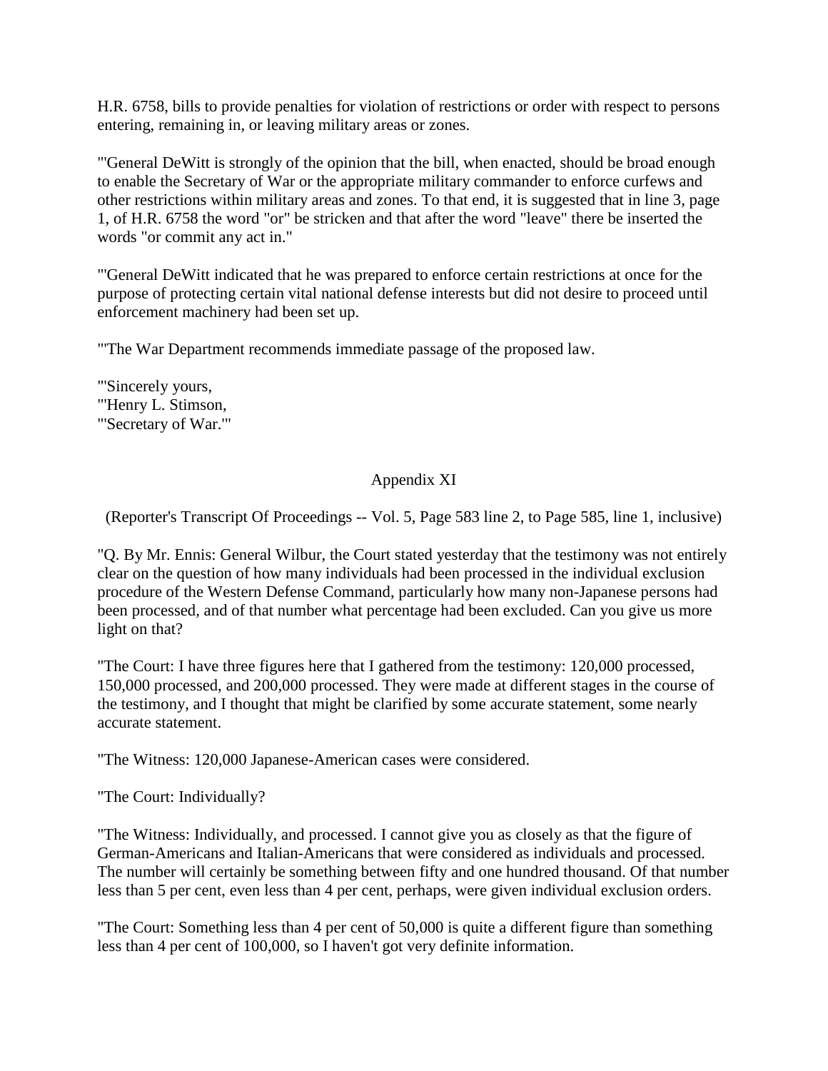H.R. 6758, bills to provide penalties for violation of restrictions or order with respect to persons entering, remaining in, or leaving military areas or zones.

"'General DeWitt is strongly of the opinion that the bill, when enacted, should be broad enough to enable the Secretary of War or the appropriate military commander to enforce curfews and other restrictions within military areas and zones. To that end, it is suggested that in line 3, page 1, of H.R. 6758 the word "or" be stricken and that after the word "leave" there be inserted the words "or commit any act in."

"'General DeWitt indicated that he was prepared to enforce certain restrictions at once for the purpose of protecting certain vital national defense interests but did not desire to proceed until enforcement machinery had been set up.

"'The War Department recommends immediate passage of the proposed law.

"'Sincerely yours,
"'Henry L. Stimson,
"'Secretary of War.'"

## Appendix XI

(Reporter's Transcript Of Proceedings -- Vol. 5, Page 583 line 2, to Page 585, line 1, inclusive)

"Q. By Mr. Ennis: General Wilbur, the Court stated yesterday that the testimony was not entirely clear on the question of how many individuals had been processed in the individual exclusion procedure of the Western Defense Command, particularly how many non-Japanese persons had been processed, and of that number what percentage had been excluded. Can you give us more light on that?

"The Court: I have three figures here that I gathered from the testimony: 120,000 processed, 150,000 processed, and 200,000 processed. They were made at different stages in the course of the testimony, and I thought that might be clarified by some accurate statement, some nearly accurate statement.

"The Witness: 120,000 Japanese-American cases were considered.

"The Court: Individually?

"The Witness: Individually, and processed. I cannot give you as closely as that the figure of German-Americans and Italian-Americans that were considered as individuals and processed. The number will certainly be something between fifty and one hundred thousand. Of that number less than 5 per cent, even less than 4 per cent, perhaps, were given individual exclusion orders.

"The Court: Something less than 4 per cent of 50,000 is quite a different figure than something less than 4 per cent of 100,000, so I haven't got very definite information.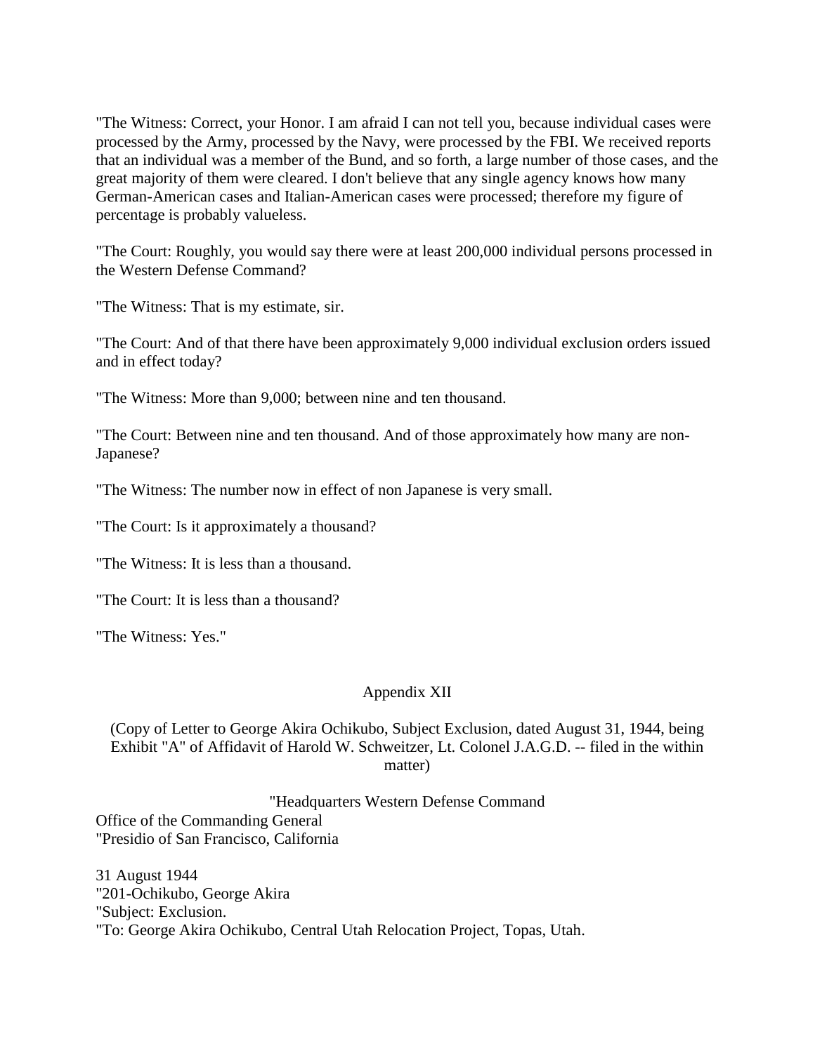"The Witness: Correct, your Honor. I am afraid I can not tell you, because individual cases were processed by the Army, processed by the Navy, were processed by the FBI. We received reports that an individual was a member of the Bund, and so forth, a large number of those cases, and the great majority of them were cleared. I don't believe that any single agency knows how many German-American cases and Italian-American cases were processed; therefore my figure of percentage is probably valueless.

"The Court: Roughly, you would say there were at least 200,000 individual persons processed in the Western Defense Command?

"The Witness: That is my estimate, sir.

"The Court: And of that there have been approximately 9,000 individual exclusion orders issued and in effect today?

"The Witness: More than 9,000; between nine and ten thousand.

"The Court: Between nine and ten thousand. And of those approximately how many are non-Japanese?

"The Witness: The number now in effect of non Japanese is very small.

"The Court: Is it approximately a thousand?

"The Witness: It is less than a thousand.

"The Court: It is less than a thousand?

"The Witness: Yes."

## Appendix XII

(Copy of Letter to George Akira Ochikubo, Subject Exclusion, dated August 31, 1944, being Exhibit "A" of Affidavit of Harold W. Schweitzer, Lt. Colonel J.A.G.D. -- filed in the within matter)

"Headquarters Western Defense Command
Office of the Commanding General
"Presidio of San Francisco, California

31 August 1944
"201-Ochikubo, George Akira
"Subject: Exclusion.
"To: George Akira Ochikubo, Central Utah Relocation Project, Topas, Utah.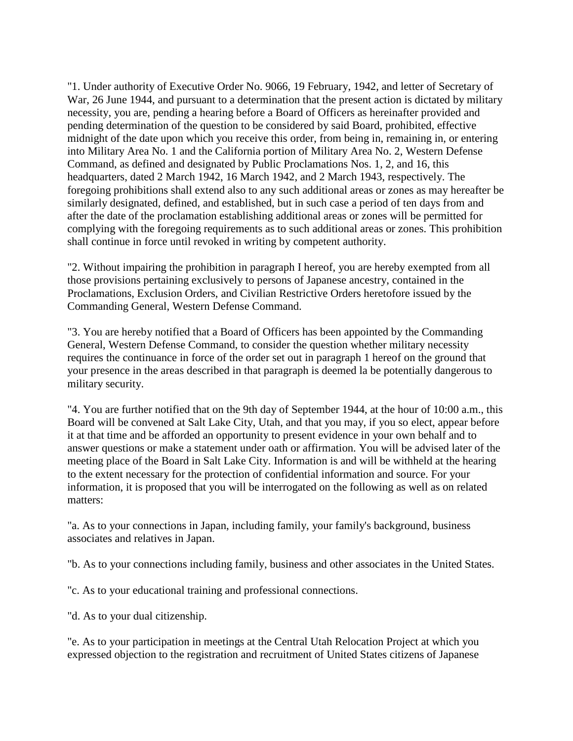"1. Under authority of Executive Order No. 9066, 19 February, 1942, and letter of Secretary of War, 26 June 1944, and pursuant to a determination that the present action is dictated by military necessity, you are, pending a hearing before a Board of Officers as hereinafter provided and pending determination of the question to be considered by said Board, prohibited, effective midnight of the date upon which you receive this order, from being in, remaining in, or entering into Military Area No. 1 and the California portion of Military Area No. 2, Western Defense Command, as defined and designated by Public Proclamations Nos. 1, 2, and 16, this headquarters, dated 2 March 1942, 16 March 1942, and 2 March 1943, respectively. The foregoing prohibitions shall extend also to any such additional areas or zones as may hereafter be similarly designated, defined, and established, but in such case a period of ten days from and after the date of the proclamation establishing additional areas or zones will be permitted for complying with the foregoing requirements as to such additional areas or zones. This prohibition shall continue in force until revoked in writing by competent authority.

"2. Without impairing the prohibition in paragraph I hereof, you are hereby exempted from all those provisions pertaining exclusively to persons of Japanese ancestry, contained in the Proclamations, Exclusion Orders, and Civilian Restrictive Orders heretofore issued by the Commanding General, Western Defense Command.

"3. You are hereby notified that a Board of Officers has been appointed by the Commanding General, Western Defense Command, to consider the question whether military necessity requires the continuance in force of the order set out in paragraph 1 hereof on the ground that your presence in the areas described in that paragraph is deemed la be potentially dangerous to military security.

"4. You are further notified that on the 9th day of September 1944, at the hour of 10:00 a.m., this Board will be convened at Salt Lake City, Utah, and that you may, if you so elect, appear before it at that time and be afforded an opportunity to present evidence in your own behalf and to answer questions or make a statement under oath or affirmation. You will be advised later of the meeting place of the Board in Salt Lake City. Information is and will be withheld at the hearing to the extent necessary for the protection of confidential information and source. For your information, it is proposed that you will be interrogated on the following as well as on related matters:

"a. As to your connections in Japan, including family, your family's background, business associates and relatives in Japan.

"b. As to your connections including family, business and other associates in the United States.

"c. As to your educational training and professional connections.

"d. As to your dual citizenship.

"e. As to your participation in meetings at the Central Utah Relocation Project at which you expressed objection to the registration and recruitment of United States citizens of Japanese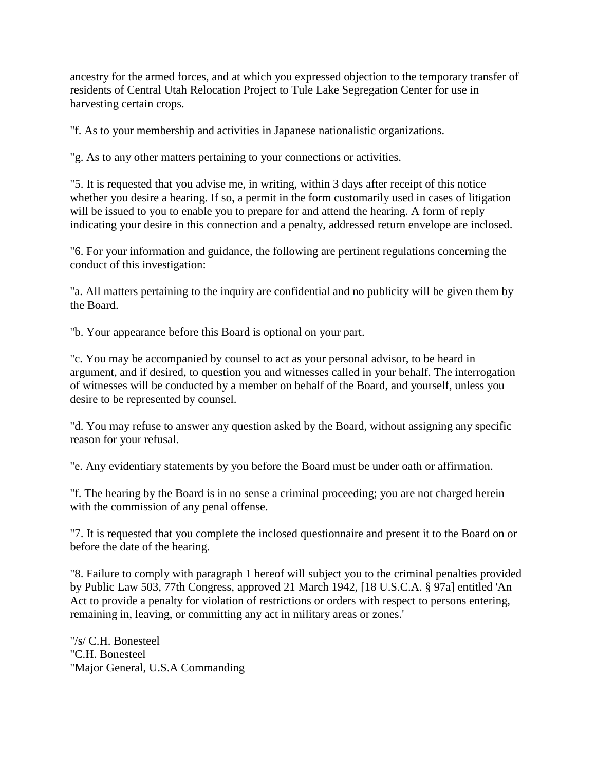ancestry for the armed forces, and at which you expressed objection to the temporary transfer of residents of Central Utah Relocation Project to Tule Lake Segregation Center for use in harvesting certain crops.

"f. As to your membership and activities in Japanese nationalistic organizations.

"g. As to any other matters pertaining to your connections or activities.

"5. It is requested that you advise me, in writing, within 3 days after receipt of this notice whether you desire a hearing. If so, a permit in the form customarily used in cases of litigation will be issued to you to enable you to prepare for and attend the hearing. A form of reply indicating your desire in this connection and a penalty, addressed return envelope are inclosed.

"6. For your information and guidance, the following are pertinent regulations concerning the conduct of this investigation:

"a. All matters pertaining to the inquiry are confidential and no publicity will be given them by the Board.

"b. Your appearance before this Board is optional on your part.

"c. You may be accompanied by counsel to act as your personal advisor, to be heard in argument, and if desired, to question you and witnesses called in your behalf. The interrogation of witnesses will be conducted by a member on behalf of the Board, and yourself, unless you desire to be represented by counsel.

"d. You may refuse to answer any question asked by the Board, without assigning any specific reason for your refusal.

"e. Any evidentiary statements by you before the Board must be under oath or affirmation.

"f. The hearing by the Board is in no sense a criminal proceeding; you are not charged herein with the commission of any penal offense.

"7. It is requested that you complete the inclosed questionnaire and present it to the Board on or before the date of the hearing.

"8. Failure to comply with paragraph 1 hereof will subject you to the criminal penalties provided by Public Law 503, 77th Congress, approved 21 March 1942, [18 U.S.C.A. § 97a] entitled 'An Act to provide a penalty for violation of restrictions or orders with respect to persons entering, remaining in, leaving, or committing any act in military areas or zones.'

"/s/ C.H. Bonesteel
"C.H. Bonesteel
"Major General, U.S.A Commanding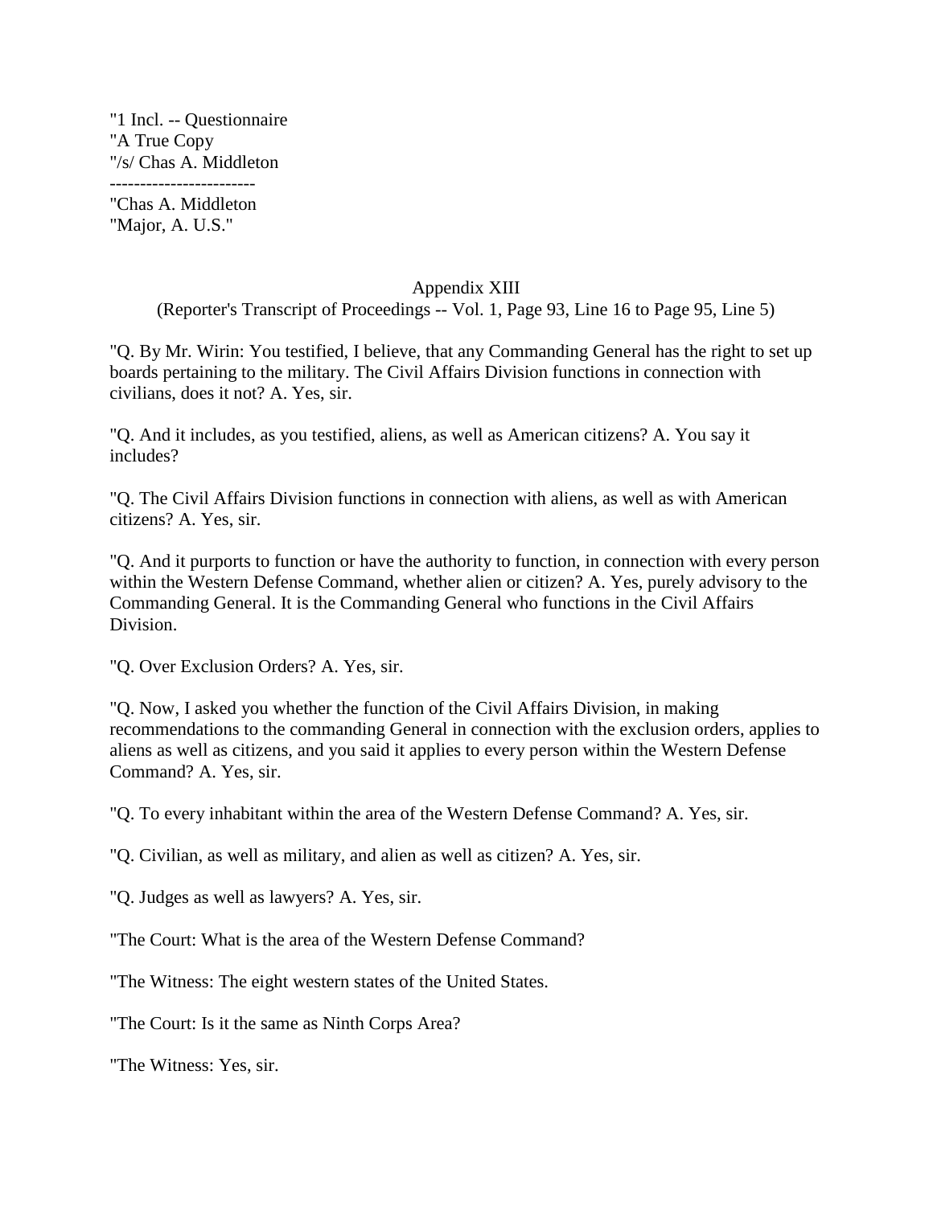"1 Incl. -- Questionnaire
"A True Copy
"/s/ Chas A. Middleton

------------------------

"Chas A. Middleton
"Major, A. U.S."

## Appendix XIII

(Reporter's Transcript of Proceedings -- Vol. 1, Page 93, Line 16 to Page 95, Line 5)

"Q. By Mr. Wirin: You testified, I believe, that any Commanding General has the right to set up boards pertaining to the military. The Civil Affairs Division functions in connection with civilians, does it not? A. Yes, sir.

"Q. And it includes, as you testified, aliens, as well as American citizens? A. You say it includes?

"Q. The Civil Affairs Division functions in connection with aliens, as well as with American citizens? A. Yes, sir.

"Q. And it purports to function or have the authority to function, in connection with every person within the Western Defense Command, whether alien or citizen? A. Yes, purely advisory to the Commanding General. It is the Commanding General who functions in the Civil Affairs Division.

"Q. Over Exclusion Orders? A. Yes, sir.

"Q. Now, I asked you whether the function of the Civil Affairs Division, in making recommendations to the commanding General in connection with the exclusion orders, applies to aliens as well as citizens, and you said it applies to every person within the Western Defense Command? A. Yes, sir.

"Q. To every inhabitant within the area of the Western Defense Command? A. Yes, sir.

"Q. Civilian, as well as military, and alien as well as citizen? A. Yes, sir.

"Q. Judges as well as lawyers? A. Yes, sir.

"The Court: What is the area of the Western Defense Command?

"The Witness: The eight western states of the United States.

"The Court: Is it the same as Ninth Corps Area?

"The Witness: Yes, sir.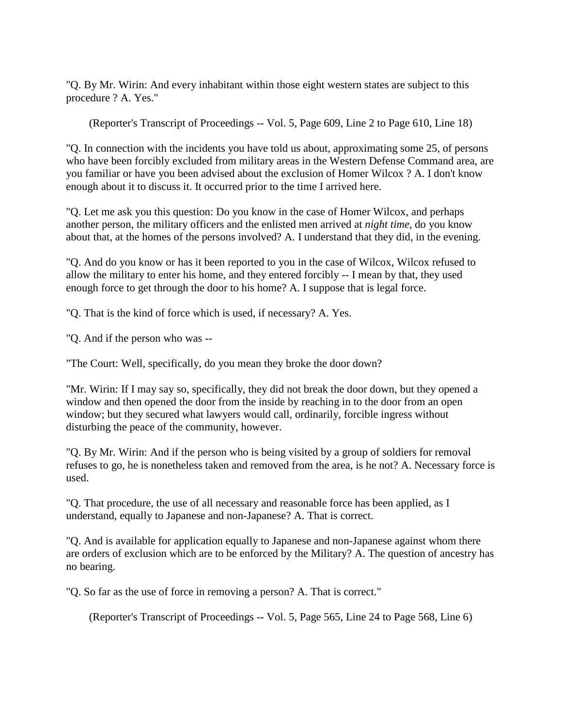"Q. By Mr. Wirin: And every inhabitant within those eight western states are subject to this procedure ? A. Yes."

(Reporter's Transcript of Proceedings -- Vol. 5, Page 609, Line 2 to Page 610, Line 18)

"Q. In connection with the incidents you have told us about, approximating some 25, of persons who have been forcibly excluded from military areas in the Western Defense Command area, are you familiar or have you been advised about the exclusion of Homer Wilcox ? A. I don't know enough about it to discuss it. It occurred prior to the time I arrived here.

"Q. Let me ask you this question: Do you know in the case of Homer Wilcox, and perhaps another person, the military officers and the enlisted men arrived at *night time*, do you know about that, at the homes of the persons involved? A. I understand that they did, in the evening.

"Q. And do you know or has it been reported to you in the case of Wilcox, Wilcox refused to allow the military to enter his home, and they entered forcibly -- I mean by that, they used enough force to get through the door to his home? A. I suppose that is legal force.

"Q. That is the kind of force which is used, if necessary? A. Yes.

"Q. And if the person who was --

"The Court: Well, specifically, do you mean they broke the door down?

"Mr. Wirin: If I may say so, specifically, they did not break the door down, but they opened a window and then opened the door from the inside by reaching in to the door from an open window; but they secured what lawyers would call, ordinarily, forcible ingress without disturbing the peace of the community, however.

"Q. By Mr. Wirin: And if the person who is being visited by a group of soldiers for removal refuses to go, he is nonetheless taken and removed from the area, is he not? A. Necessary force is used.

"Q. That procedure, the use of all necessary and reasonable force has been applied, as I understand, equally to Japanese and non-Japanese? A. That is correct.

"Q. And is available for application equally to Japanese and non-Japanese against whom there are orders of exclusion which are to be enforced by the Military? A. The question of ancestry has no bearing.

"Q. So far as the use of force in removing a person? A. That is correct."

(Reporter's Transcript of Proceedings -- Vol. 5, Page 565, Line 24 to Page 568, Line 6)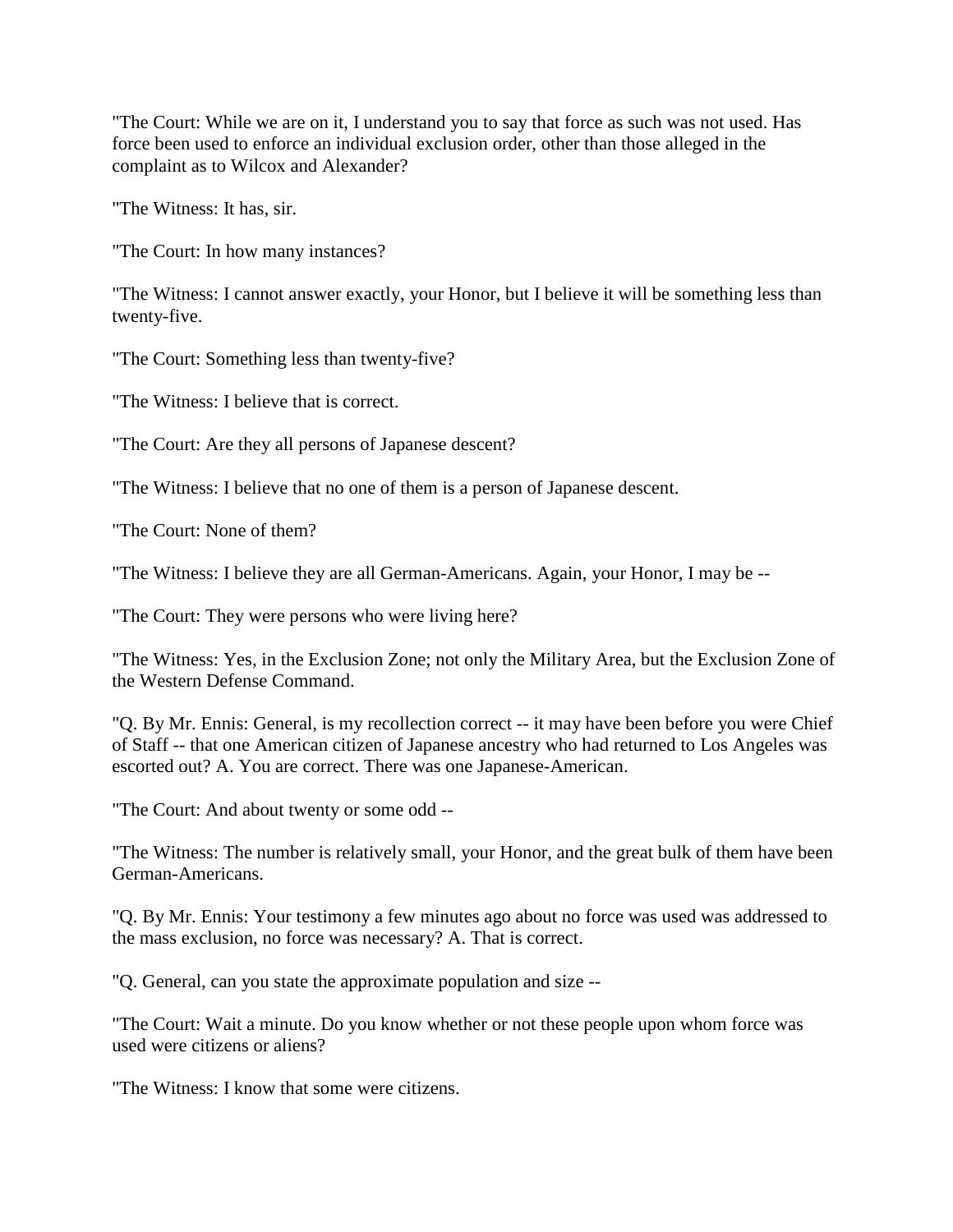"The Court: While we are on it, I understand you to say that force as such was not used. Has force been used to enforce an individual exclusion order, other than those alleged in the complaint as to Wilcox and Alexander?

"The Witness: It has, sir.

"The Court: In how many instances?

"The Witness: I cannot answer exactly, your Honor, but I believe it will be something less than twenty-five.

"The Court: Something less than twenty-five?

"The Witness: I believe that is correct.

"The Court: Are they all persons of Japanese descent?

"The Witness: I believe that no one of them is a person of Japanese descent.

"The Court: None of them?

"The Witness: I believe they are all German-Americans. Again, your Honor, I may be --

"The Court: They were persons who were living here?

"The Witness: Yes, in the Exclusion Zone; not only the Military Area, but the Exclusion Zone of the Western Defense Command.

"Q. By Mr. Ennis: General, is my recollection correct -- it may have been before you were Chief of Staff -- that one American citizen of Japanese ancestry who had returned to Los Angeles was escorted out? A. You are correct. There was one Japanese-American.

"The Court: And about twenty or some odd --

"The Witness: The number is relatively small, your Honor, and the great bulk of them have been German-Americans.

"Q. By Mr. Ennis: Your testimony a few minutes ago about no force was used was addressed to the mass exclusion, no force was necessary? A. That is correct.

"Q. General, can you state the approximate population and size --

"The Court: Wait a minute. Do you know whether or not these people upon whom force was used were citizens or aliens?

"The Witness: I know that some were citizens.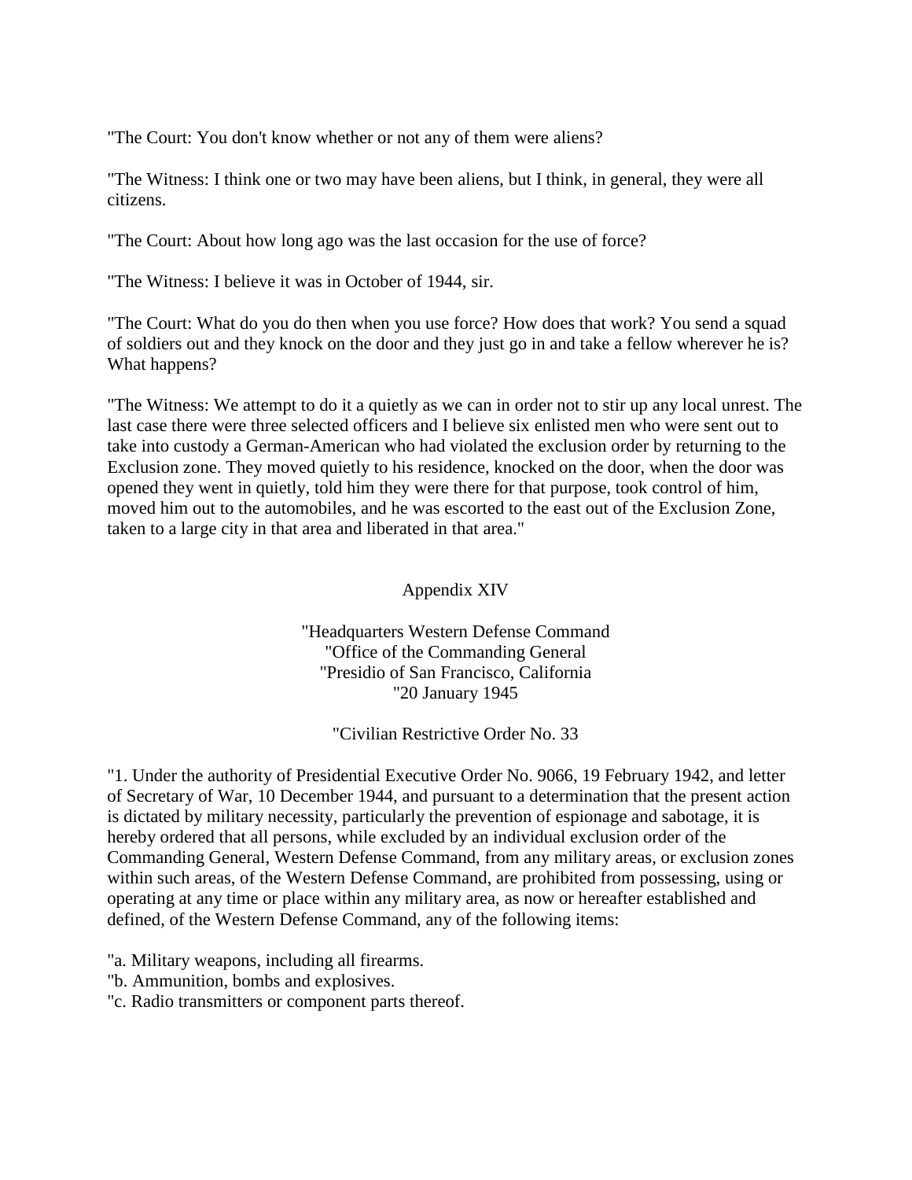"The Court: You don't know whether or not any of them were aliens?

"The Witness: I think one or two may have been aliens, but I think, in general, they were all citizens.

"The Court: About how long ago was the last occasion for the use of force?

"The Witness: I believe it was in October of 1944, sir.

"The Court: What do you do then when you use force? How does that work? You send a squad of soldiers out and they knock on the door and they just go in and take a fellow wherever he is? What happens?

"The Witness: We attempt to do it a quietly as we can in order not to stir up any local unrest. The last case there were three selected officers and I believe six enlisted men who were sent out to take into custody a German-American who had violated the exclusion order by returning to the Exclusion zone. They moved quietly to his residence, knocked on the door, when the door was opened they went in quietly, told him they were there for that purpose, took control of him, moved him out to the automobiles, and he was escorted to the east out of the Exclusion Zone, taken to a large city in that area and liberated in that area."

## Appendix XIV

"Headquarters Western Defense Command
"Office of the Commanding General
"Presidio of San Francisco, California
"20 January 1945

"Civilian Restrictive Order No. 33

"1. Under the authority of Presidential Executive Order No. 9066, 19 February 1942, and letter of Secretary of War, 10 December 1944, and pursuant to a determination that the present action is dictated by military necessity, particularly the prevention of espionage and sabotage, it is hereby ordered that all persons, while excluded by an individual exclusion order of the Commanding General, Western Defense Command, from any military areas, or exclusion zones within such areas, of the Western Defense Command, are prohibited from possessing, using or operating at any time or place within any military area, as now or hereafter established and defined, of the Western Defense Command, any of the following items:

"a. Military weapons, including all firearms.
"b. Ammunition, bombs and explosives.
"c. Radio transmitters or component parts thereof.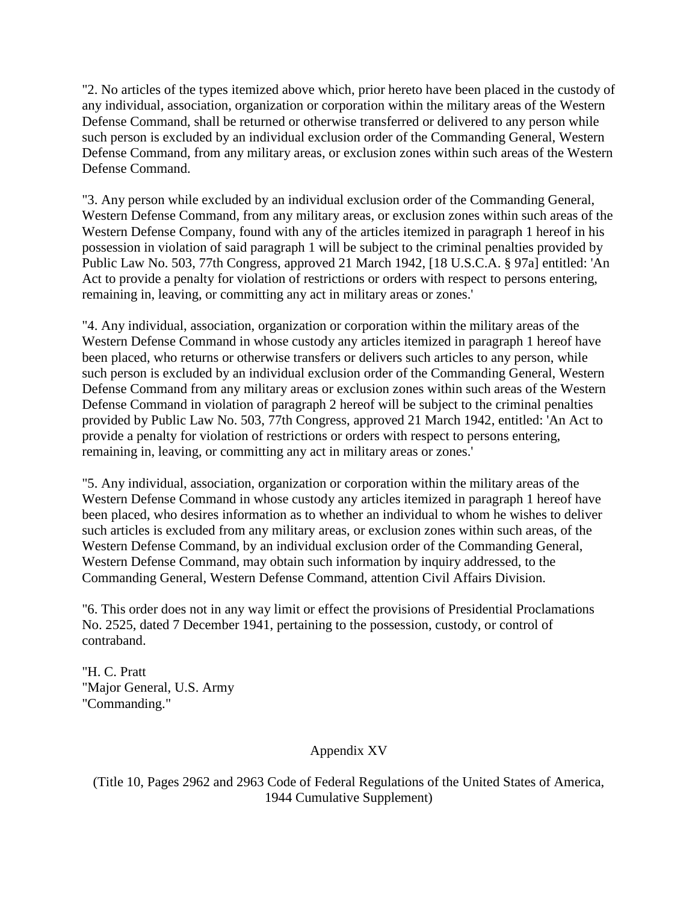"2. No articles of the types itemized above which, prior hereto have been placed in the custody of any individual, association, organization or corporation within the military areas of the Western Defense Command, shall be returned or otherwise transferred or delivered to any person while such person is excluded by an individual exclusion order of the Commanding General, Western Defense Command, from any military areas, or exclusion zones within such areas of the Western Defense Command.

"3. Any person while excluded by an individual exclusion order of the Commanding General, Western Defense Command, from any military areas, or exclusion zones within such areas of the Western Defense Company, found with any of the articles itemized in paragraph 1 hereof in his possession in violation of said paragraph 1 will be subject to the criminal penalties provided by Public Law No. 503, 77th Congress, approved 21 March 1942, [18 U.S.C.A. § 97a] entitled: 'An Act to provide a penalty for violation of restrictions or orders with respect to persons entering, remaining in, leaving, or committing any act in military areas or zones.'

"4. Any individual, association, organization or corporation within the military areas of the Western Defense Command in whose custody any articles itemized in paragraph 1 hereof have been placed, who returns or otherwise transfers or delivers such articles to any person, while such person is excluded by an individual exclusion order of the Commanding General, Western Defense Command from any military areas or exclusion zones within such areas of the Western Defense Command in violation of paragraph 2 hereof will be subject to the criminal penalties provided by Public Law No. 503, 77th Congress, approved 21 March 1942, entitled: 'An Act to provide a penalty for violation of restrictions or orders with respect to persons entering, remaining in, leaving, or committing any act in military areas or zones.'

"5. Any individual, association, organization or corporation within the military areas of the Western Defense Command in whose custody any articles itemized in paragraph 1 hereof have been placed, who desires information as to whether an individual to whom he wishes to deliver such articles is excluded from any military areas, or exclusion zones within such areas, of the Western Defense Command, by an individual exclusion order of the Commanding General, Western Defense Command, may obtain such information by inquiry addressed, to the Commanding General, Western Defense Command, attention Civil Affairs Division.

"6. This order does not in any way limit or effect the provisions of Presidential Proclamations No. 2525, dated 7 December 1941, pertaining to the possession, custody, or control of contraband.

"H. C. Pratt  
"Major General, U.S. Army  
"Commanding."

## Appendix XV

(Title 10, Pages 2962 and 2963 Code of Federal Regulations of the United States of America, 1944 Cumulative Supplement)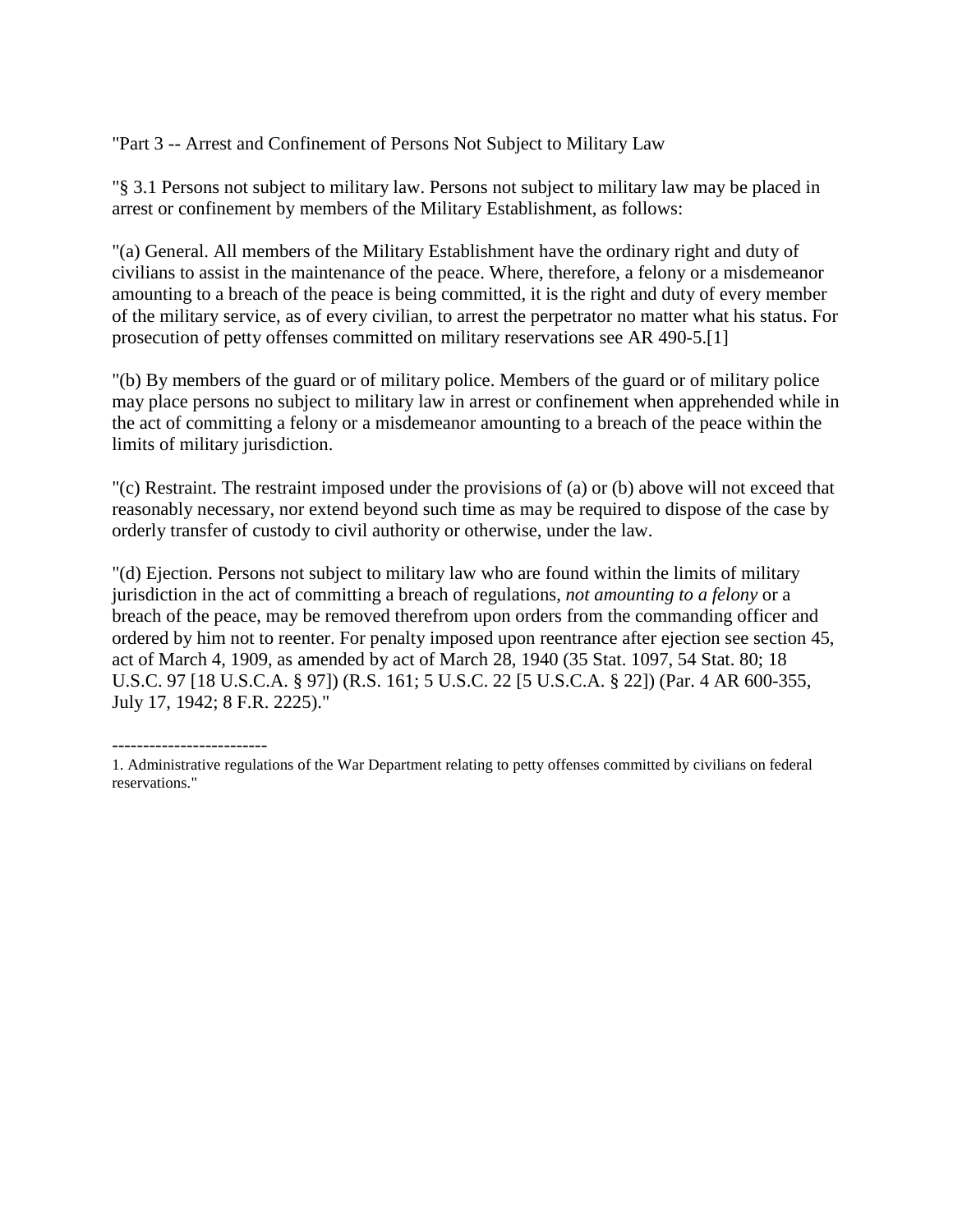"Part 3 -- Arrest and Confinement of Persons Not Subject to Military Law

"§ 3.1 Persons not subject to military law. Persons not subject to military law may be placed in arrest or confinement by members of the Military Establishment, as follows:

"(a) General. All members of the Military Establishment have the ordinary right and duty of civilians to assist in the maintenance of the peace. Where, therefore, a felony or a misdemeanor amounting to a breach of the peace is being committed, it is the right and duty of every member of the military service, as of every civilian, to arrest the perpetrator no matter what his status. For prosecution of petty offenses committed on military reservations see AR 490-5.[1]

"(b) By members of the guard or of military police. Members of the guard or of military police may place persons no subject to military law in arrest or confinement when apprehended while in the act of committing a felony or a misdemeanor amounting to a breach of the peace within the limits of military jurisdiction.

"(c) Restraint. The restraint imposed under the provisions of (a) or (b) above will not exceed that reasonably necessary, nor extend beyond such time as may be required to dispose of the case by orderly transfer of custody to civil authority or otherwise, under the law.

"(d) Ejection. Persons not subject to military law who are found within the limits of military jurisdiction in the act of committing a breach of regulations, *not amounting to a felony* or a breach of the peace, may be removed therefrom upon orders from the commanding officer and ordered by him not to reenter. For penalty imposed upon reentrance after ejection see section 45, act of March 4, 1909, as amended by act of March 28, 1940 (35 Stat. 1097, 54 Stat. 80; 18 U.S.C. 97 [18 U.S.C.A. § 97]) (R.S. 161; 5 U.S.C. 22 [5 U.S.C.A. § 22]) (Par. 4 AR 600-355, July 17, 1942; 8 F.R. 2225)."

-------------------------

1. Administrative regulations of the War Department relating to petty offenses committed by civilians on federal reservations."